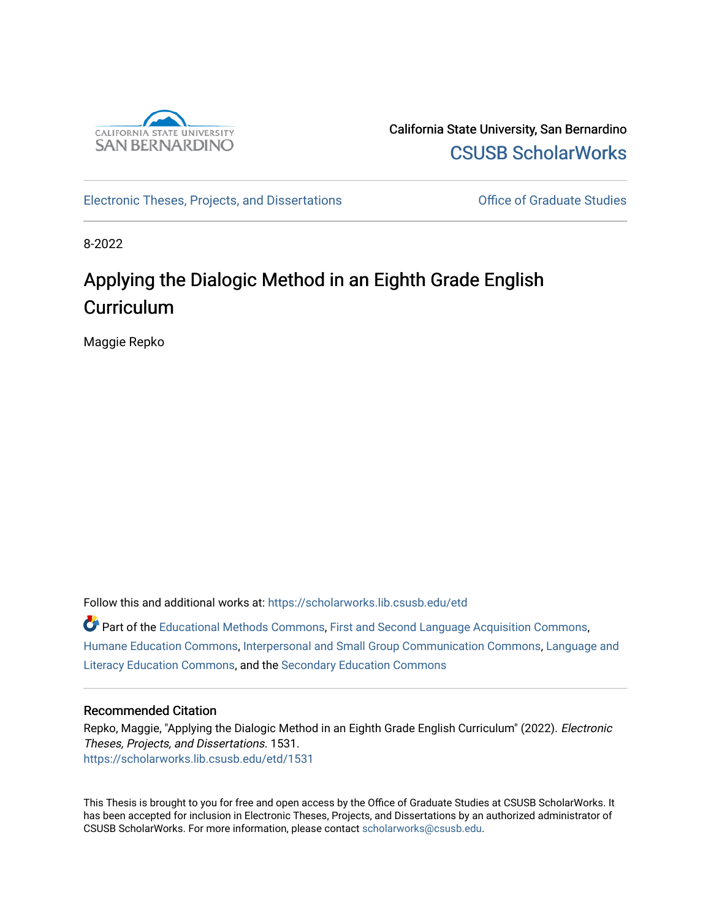California State University, San Bernardino

CSUSB ScholarWorks

Electronic Theses, Projects, and Dissertations

Office of Graduate Studies

8-2022

# Applying the Dialogic Method in an Eighth Grade English Curriculum

Maggie Repko

Follow this and additional works at: https://scholarworks.lib.csusb.edu/etd

Part of the Educational Methods Commons, First and Second Language Acquisition Commons, Humane Education Commons, Interpersonal and Small Group Communication Commons, Language and Literacy Education Commons, and the Secondary Education Commons

## Recommended Citation

Repko, Maggie, "Applying the Dialogic Method in an Eighth Grade English Curriculum" (2022). *Electronic Theses, Projects, and Dissertations*. 1531.
https://scholarworks.lib.csusb.edu/etd/1531

This Thesis is brought to you for free and open access by the Office of Graduate Studies at CSUSB ScholarWorks. It has been accepted for inclusion in Electronic Theses, Projects, and Dissertations by an authorized administrator of CSUSB ScholarWorks. For more information, please contact scholarworks@csusb.edu.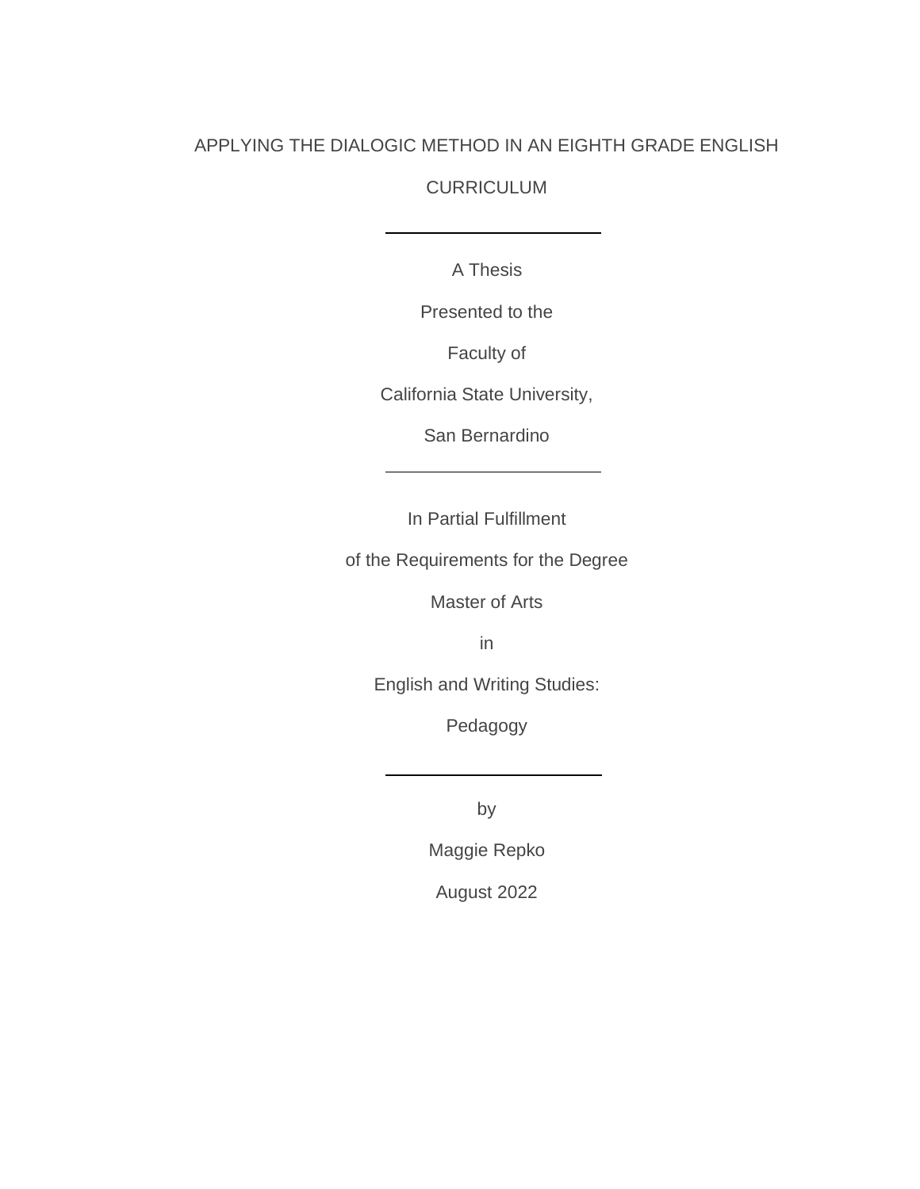APPLYING THE DIALOGIC METHOD IN AN EIGHTH GRADE ENGLISH CURRICULUM

---

A Thesis

Presented to the

Faculty of

California State University,

San Bernardino

---

In Partial Fulfillment

of the Requirements for the Degree

Master of Arts

in

English and Writing Studies:

Pedagogy

---

by

Maggie Repko

August 2022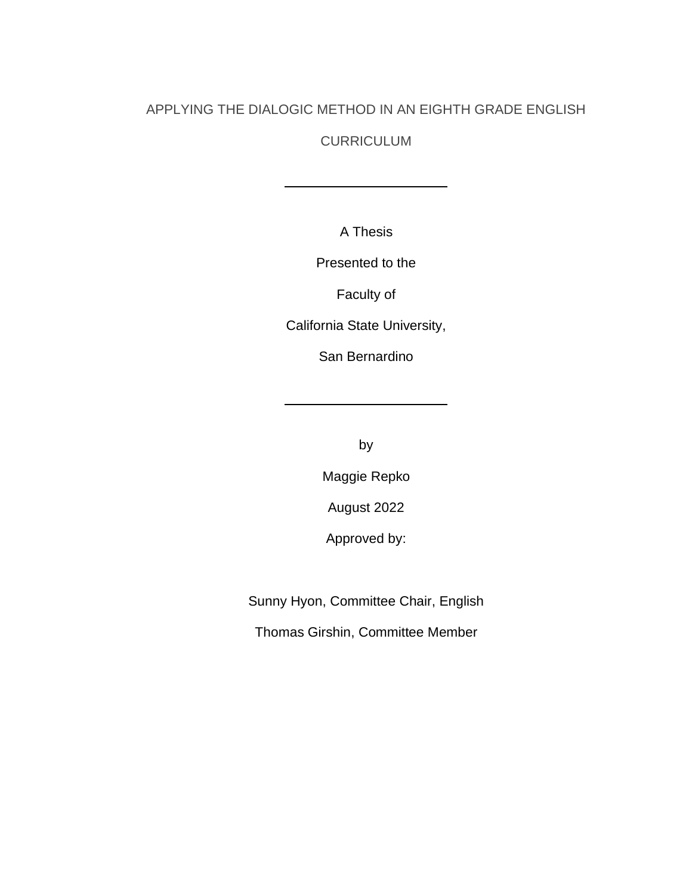# APPLYING THE DIALOGIC METHOD IN AN EIGHTH GRADE ENGLISH CURRICULUM

---

A Thesis

Presented to the

Faculty of

California State University,

San Bernardino

---

by

Maggie Repko

August 2022

Approved by:

Sunny Hyon, Committee Chair, English

Thomas Girshin, Committee Member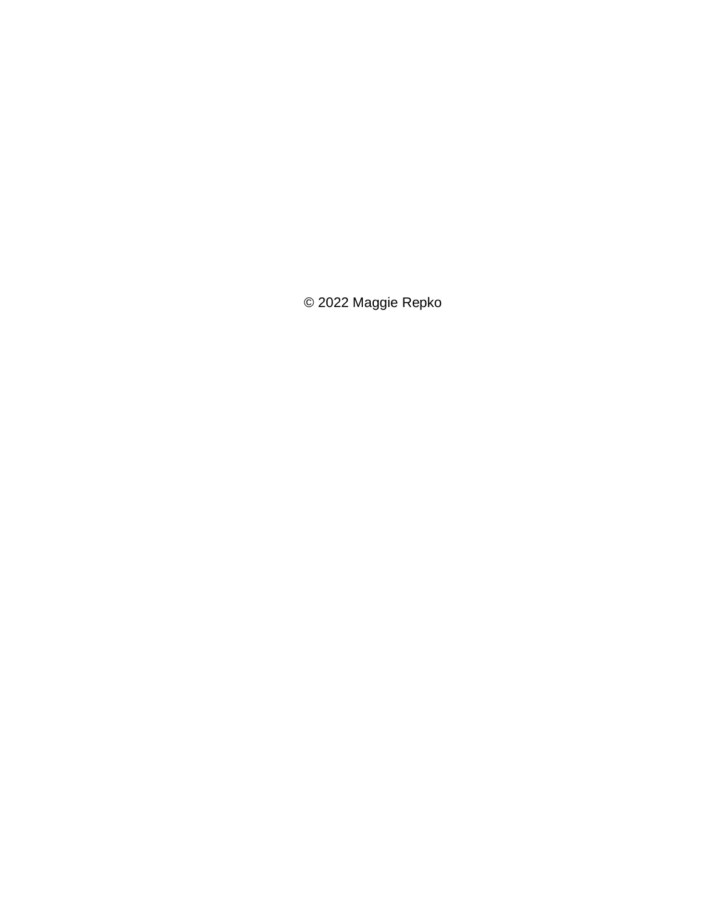© 2022 Maggie Repko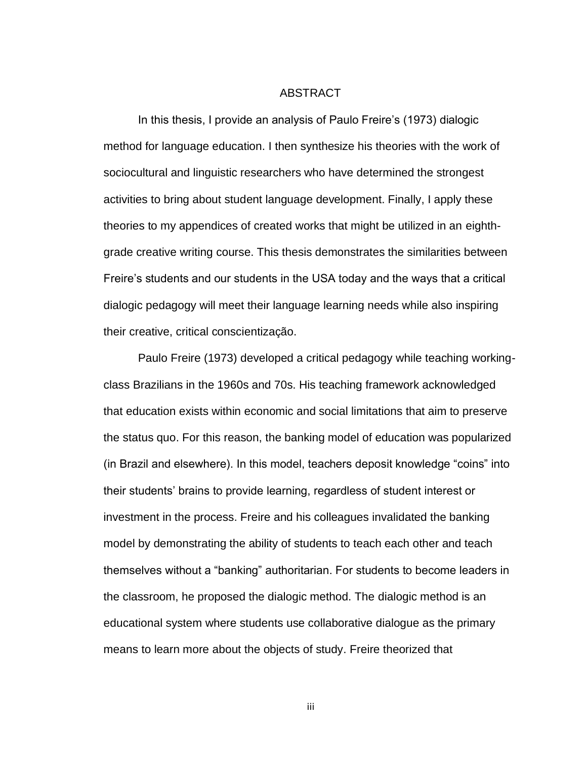# ABSTRACT

In this thesis, I provide an analysis of Paulo Freire's (1973) dialogic method for language education. I then synthesize his theories with the work of sociocultural and linguistic researchers who have determined the strongest activities to bring about student language development. Finally, I apply these theories to my appendices of created works that might be utilized in an eighth-grade creative writing course. This thesis demonstrates the similarities between Freire's students and our students in the USA today and the ways that a critical dialogic pedagogy will meet their language learning needs while also inspiring their creative, critical conscientização.

Paulo Freire (1973) developed a critical pedagogy while teaching working-class Brazilians in the 1960s and 70s. His teaching framework acknowledged that education exists within economic and social limitations that aim to preserve the status quo. For this reason, the banking model of education was popularized (in Brazil and elsewhere). In this model, teachers deposit knowledge "coins" into their students' brains to provide learning, regardless of student interest or investment in the process. Freire and his colleagues invalidated the banking model by demonstrating the ability of students to teach each other and teach themselves without a "banking" authoritarian. For students to become leaders in the classroom, he proposed the dialogic method. The dialogic method is an educational system where students use collaborative dialogue as the primary means to learn more about the objects of study. Freire theorized that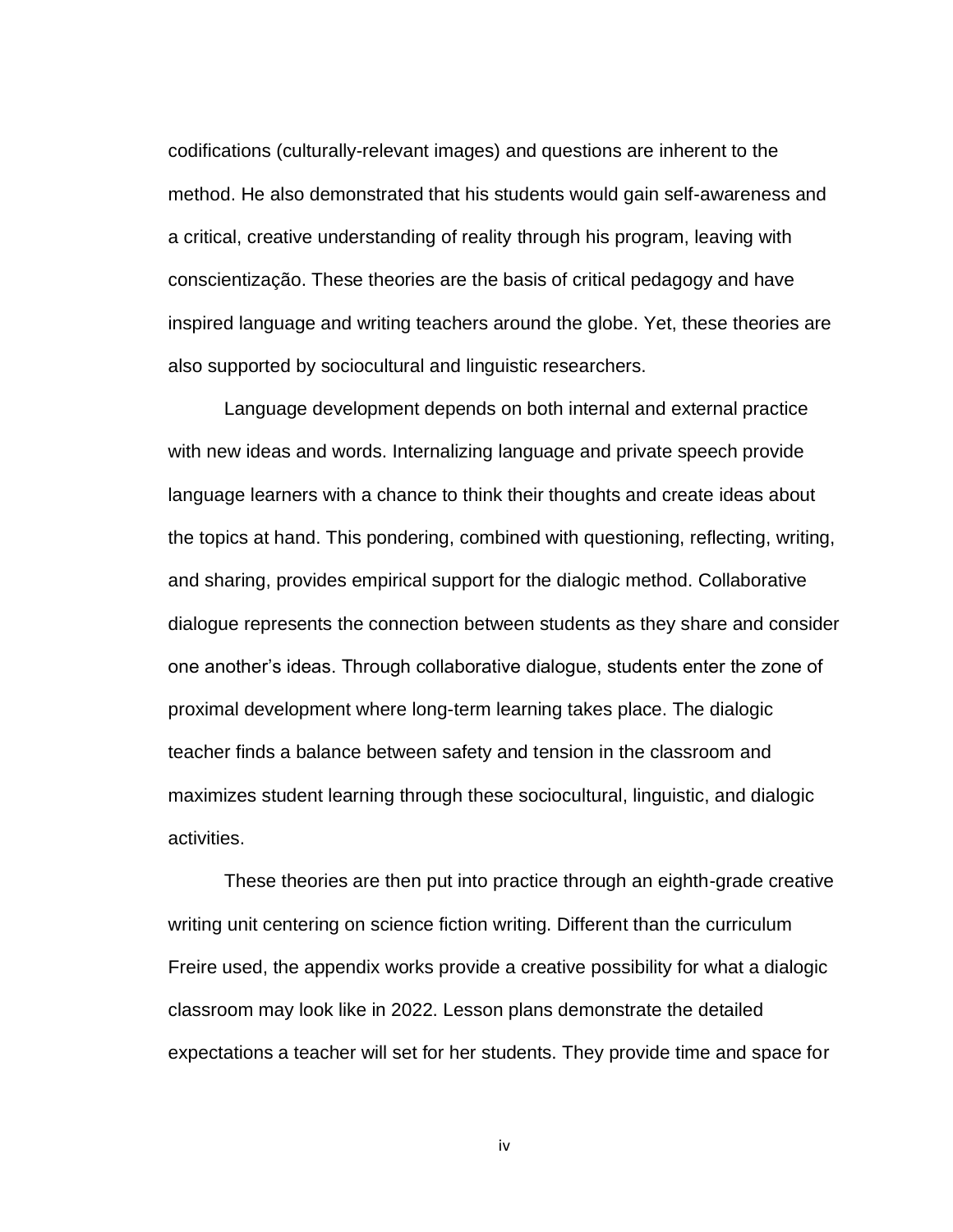codifications (culturally-relevant images) and questions are inherent to the method. He also demonstrated that his students would gain self-awareness and a critical, creative understanding of reality through his program, leaving with conscientização. These theories are the basis of critical pedagogy and have inspired language and writing teachers around the globe. Yet, these theories are also supported by sociocultural and linguistic researchers.

Language development depends on both internal and external practice with new ideas and words. Internalizing language and private speech provide language learners with a chance to think their thoughts and create ideas about the topics at hand. This pondering, combined with questioning, reflecting, writing, and sharing, provides empirical support for the dialogic method. Collaborative dialogue represents the connection between students as they share and consider one another's ideas. Through collaborative dialogue, students enter the zone of proximal development where long-term learning takes place. The dialogic teacher finds a balance between safety and tension in the classroom and maximizes student learning through these sociocultural, linguistic, and dialogic activities.

These theories are then put into practice through an eighth-grade creative writing unit centering on science fiction writing. Different than the curriculum Freire used, the appendix works provide a creative possibility for what a dialogic classroom may look like in 2022. Lesson plans demonstrate the detailed expectations a teacher will set for her students. They provide time and space for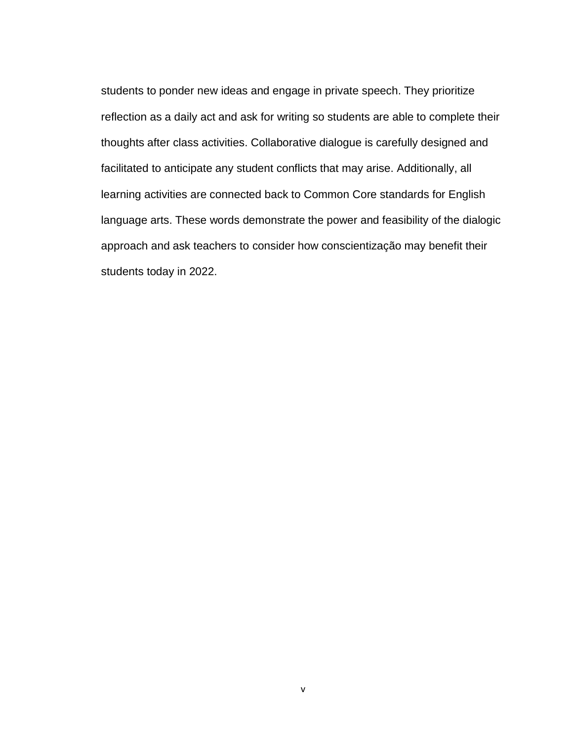students to ponder new ideas and engage in private speech. They prioritize reflection as a daily act and ask for writing so students are able to complete their thoughts after class activities. Collaborative dialogue is carefully designed and facilitated to anticipate any student conflicts that may arise. Additionally, all learning activities are connected back to Common Core standards for English language arts. These words demonstrate the power and feasibility of the dialogic approach and ask teachers to consider how conscientização may benefit their students today in 2022.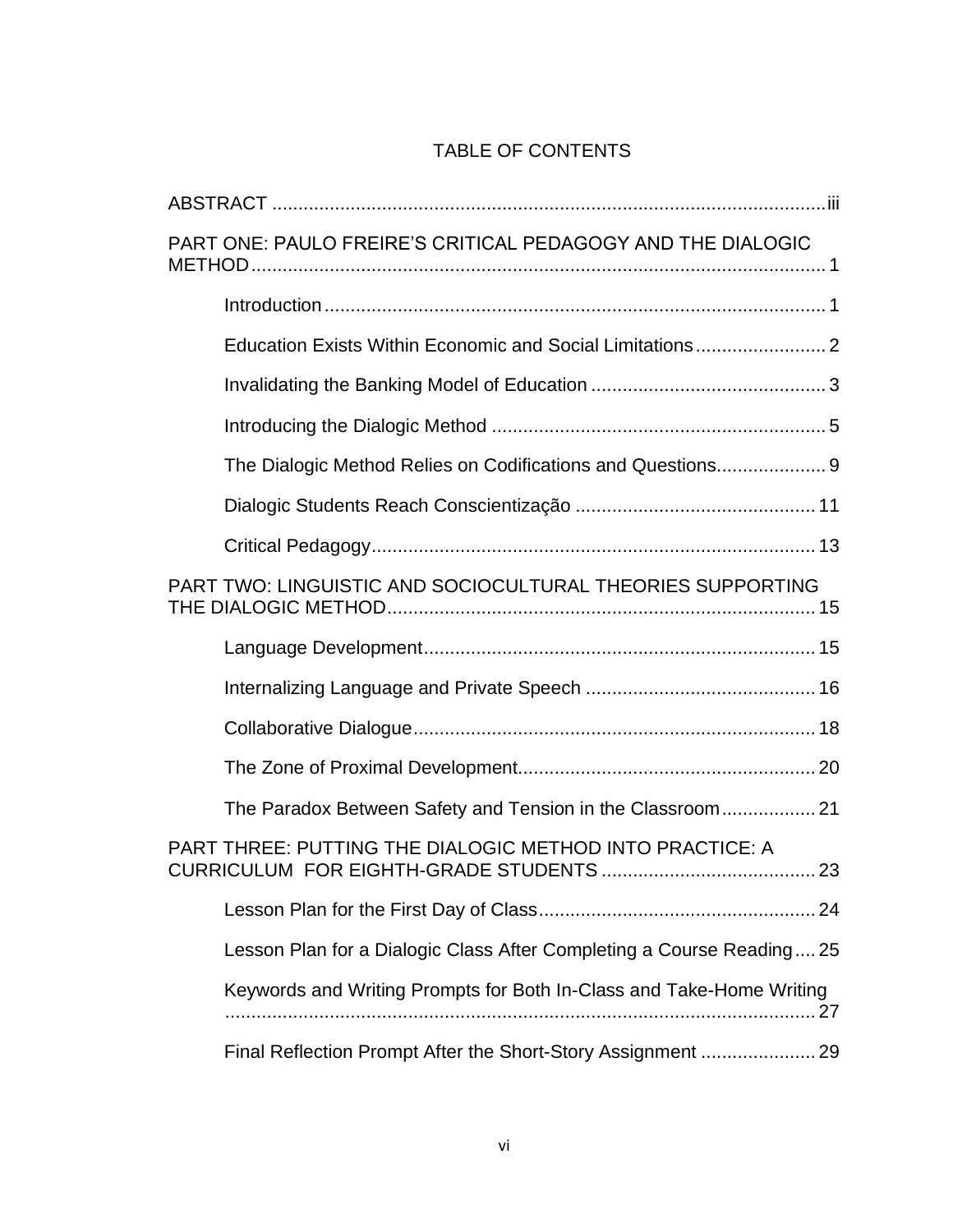# TABLE OF CONTENTS

ABSTRACT .......... iii

PART ONE: PAULO FREIRE'S CRITICAL PEDAGOGY AND THE DIALOGIC METHOD .......... 1

- Introduction .......... 1
- Education Exists Within Economic and Social Limitations .......... 2
- Invalidating the Banking Model of Education .......... 3
- Introducing the Dialogic Method .......... 5
- The Dialogic Method Relies on Codifications and Questions .......... 9
- Dialogic Students Reach Conscientização .......... 11
- Critical Pedagogy .......... 13

PART TWO: LINGUISTIC AND SOCIOCULTURAL THEORIES SUPPORTING THE DIALOGIC METHOD .......... 15

- Language Development .......... 15
- Internalizing Language and Private Speech .......... 16
- Collaborative Dialogue .......... 18
- The Zone of Proximal Development .......... 20
- The Paradox Between Safety and Tension in the Classroom .......... 21

PART THREE: PUTTING THE DIALOGIC METHOD INTO PRACTICE: A CURRICULUM FOR EIGHTH-GRADE STUDENTS .......... 23

- Lesson Plan for the First Day of Class .......... 24
- Lesson Plan for a Dialogic Class After Completing a Course Reading .......... 25
- Keywords and Writing Prompts for Both In-Class and Take-Home Writing .......... 27
- Final Reflection Prompt After the Short-Story Assignment .......... 29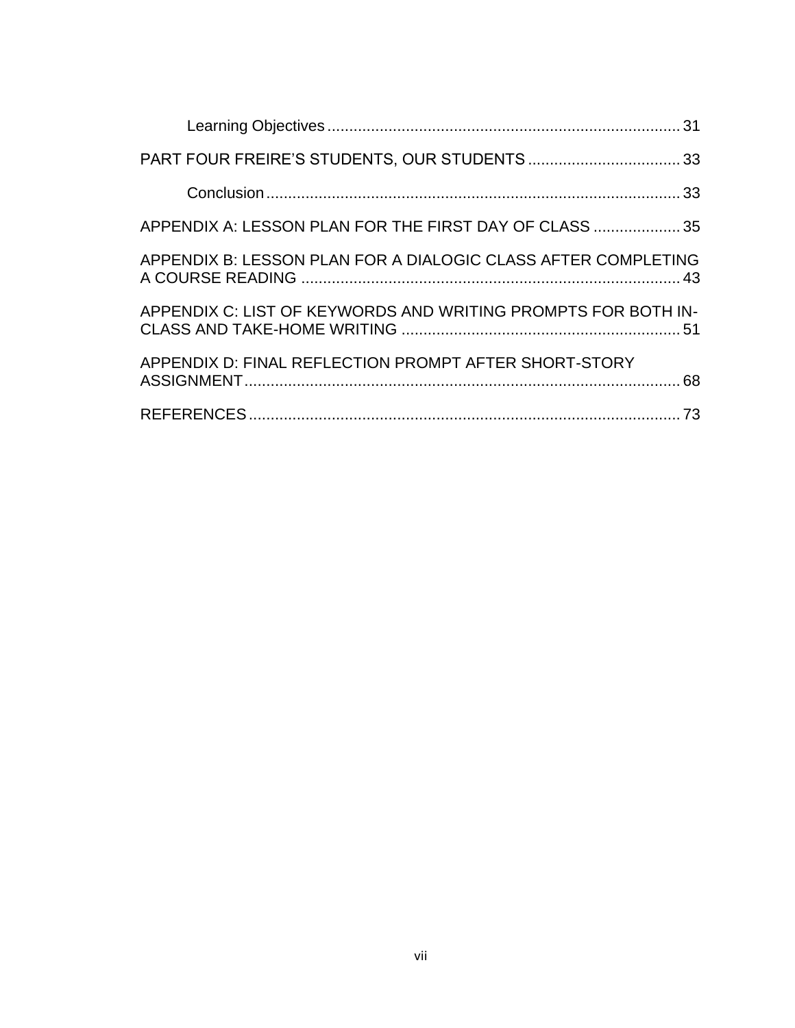Learning Objectives ..... 31

PART FOUR FREIRE'S STUDENTS, OUR STUDENTS ..... 33

Conclusion ..... 33

APPENDIX A: LESSON PLAN FOR THE FIRST DAY OF CLASS ..... 35

APPENDIX B: LESSON PLAN FOR A DIALOGIC CLASS AFTER COMPLETING A COURSE READING ..... 43

APPENDIX C: LIST OF KEYWORDS AND WRITING PROMPTS FOR BOTH IN-CLASS AND TAKE-HOME WRITING ..... 51

APPENDIX D: FINAL REFLECTION PROMPT AFTER SHORT-STORY ASSIGNMENT ..... 68

REFERENCES ..... 73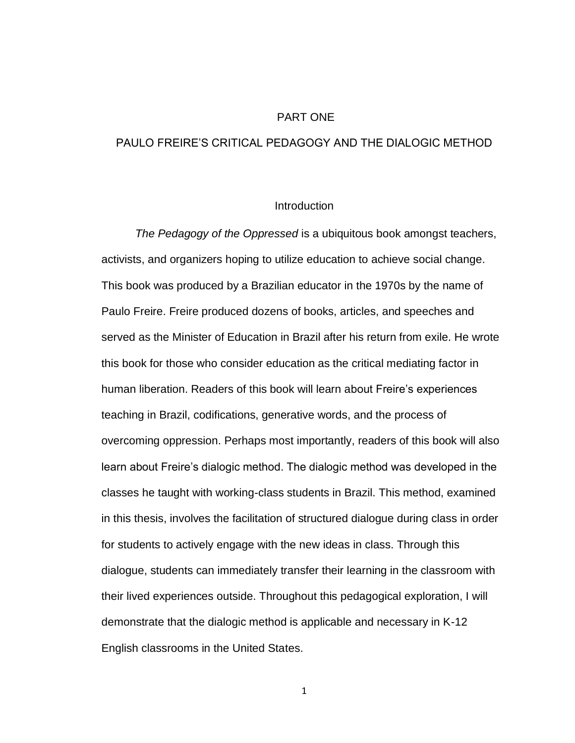# PART ONE

# PAULO FREIRE'S CRITICAL PEDAGOGY AND THE DIALOGIC METHOD

## Introduction

*The Pedagogy of the Oppressed* is a ubiquitous book amongst teachers, activists, and organizers hoping to utilize education to achieve social change. This book was produced by a Brazilian educator in the 1970s by the name of Paulo Freire. Freire produced dozens of books, articles, and speeches and served as the Minister of Education in Brazil after his return from exile. He wrote this book for those who consider education as the critical mediating factor in human liberation. Readers of this book will learn about Freire's experiences teaching in Brazil, codifications, generative words, and the process of overcoming oppression. Perhaps most importantly, readers of this book will also learn about Freire's dialogic method. The dialogic method was developed in the classes he taught with working-class students in Brazil. This method, examined in this thesis, involves the facilitation of structured dialogue during class in order for students to actively engage with the new ideas in class. Through this dialogue, students can immediately transfer their learning in the classroom with their lived experiences outside. Throughout this pedagogical exploration, I will demonstrate that the dialogic method is applicable and necessary in K-12 English classrooms in the United States.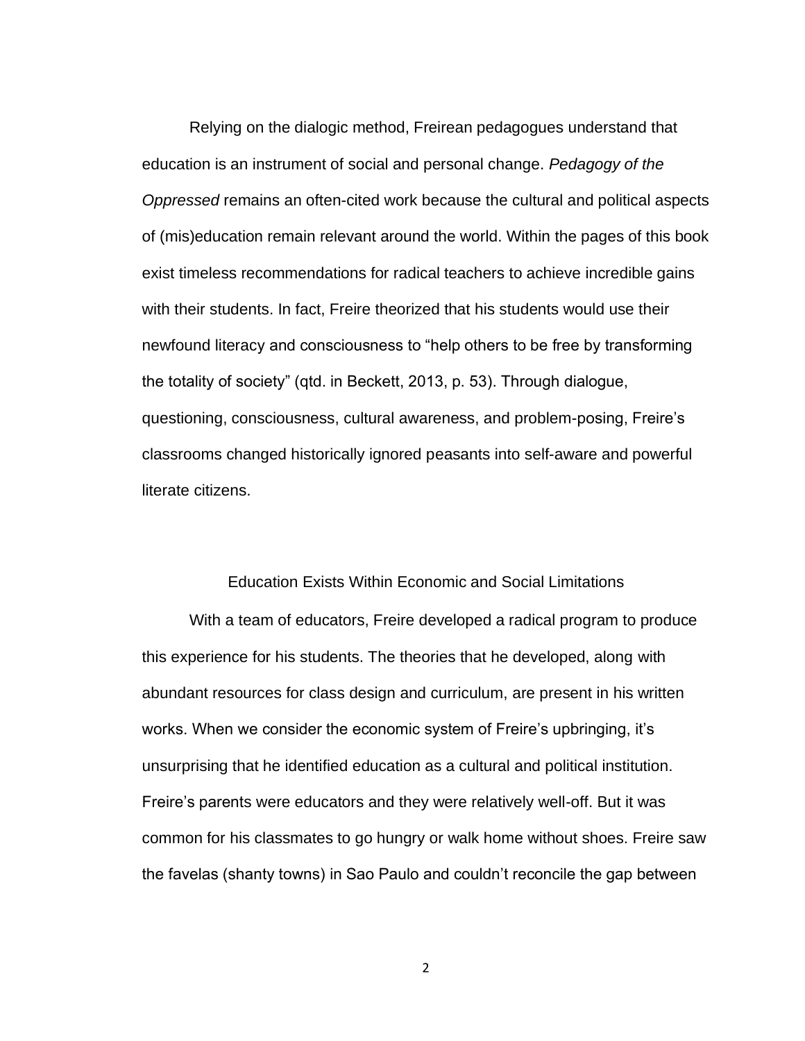Relying on the dialogic method, Freirean pedagogues understand that education is an instrument of social and personal change. *Pedagogy of the Oppressed* remains an often-cited work because the cultural and political aspects of (mis)education remain relevant around the world. Within the pages of this book exist timeless recommendations for radical teachers to achieve incredible gains with their students. In fact, Freire theorized that his students would use their newfound literacy and consciousness to "help others to be free by transforming the totality of society" (qtd. in Beckett, 2013, p. 53). Through dialogue, questioning, consciousness, cultural awareness, and problem-posing, Freire's classrooms changed historically ignored peasants into self-aware and powerful literate citizens.

## Education Exists Within Economic and Social Limitations

With a team of educators, Freire developed a radical program to produce this experience for his students. The theories that he developed, along with abundant resources for class design and curriculum, are present in his written works. When we consider the economic system of Freire's upbringing, it's unsurprising that he identified education as a cultural and political institution. Freire's parents were educators and they were relatively well-off. But it was common for his classmates to go hungry or walk home without shoes. Freire saw the favelas (shanty towns) in Sao Paulo and couldn't reconcile the gap between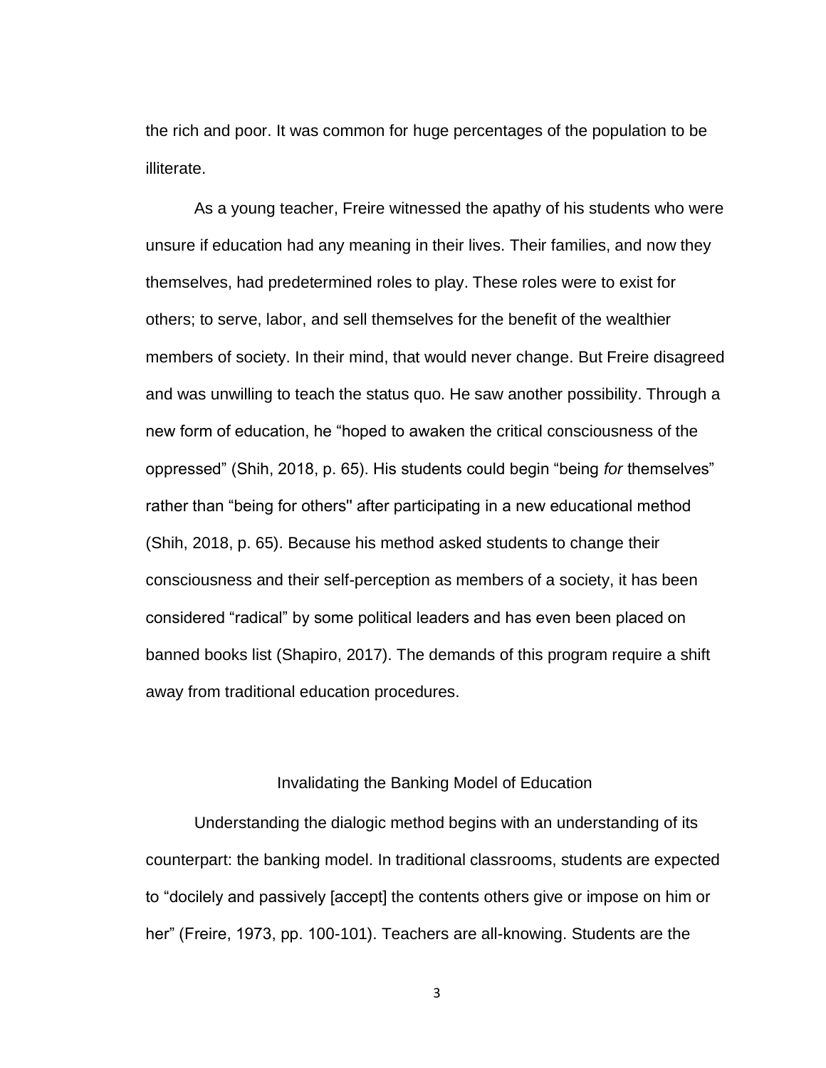the rich and poor. It was common for huge percentages of the population to be illiterate.

As a young teacher, Freire witnessed the apathy of his students who were unsure if education had any meaning in their lives. Their families, and now they themselves, had predetermined roles to play. These roles were to exist for others; to serve, labor, and sell themselves for the benefit of the wealthier members of society. In their mind, that would never change. But Freire disagreed and was unwilling to teach the status quo. He saw another possibility. Through a new form of education, he "hoped to awaken the critical consciousness of the oppressed" (Shih, 2018, p. 65). His students could begin "being *for* themselves" rather than "being for others'' after participating in a new educational method (Shih, 2018, p. 65). Because his method asked students to change their consciousness and their self-perception as members of a society, it has been considered "radical" by some political leaders and has even been placed on banned books list (Shapiro, 2017). The demands of this program require a shift away from traditional education procedures.

## Invalidating the Banking Model of Education

Understanding the dialogic method begins with an understanding of its counterpart: the banking model. In traditional classrooms, students are expected to "docilely and passively [accept] the contents others give or impose on him or her" (Freire, 1973, pp. 100-101). Teachers are all-knowing. Students are the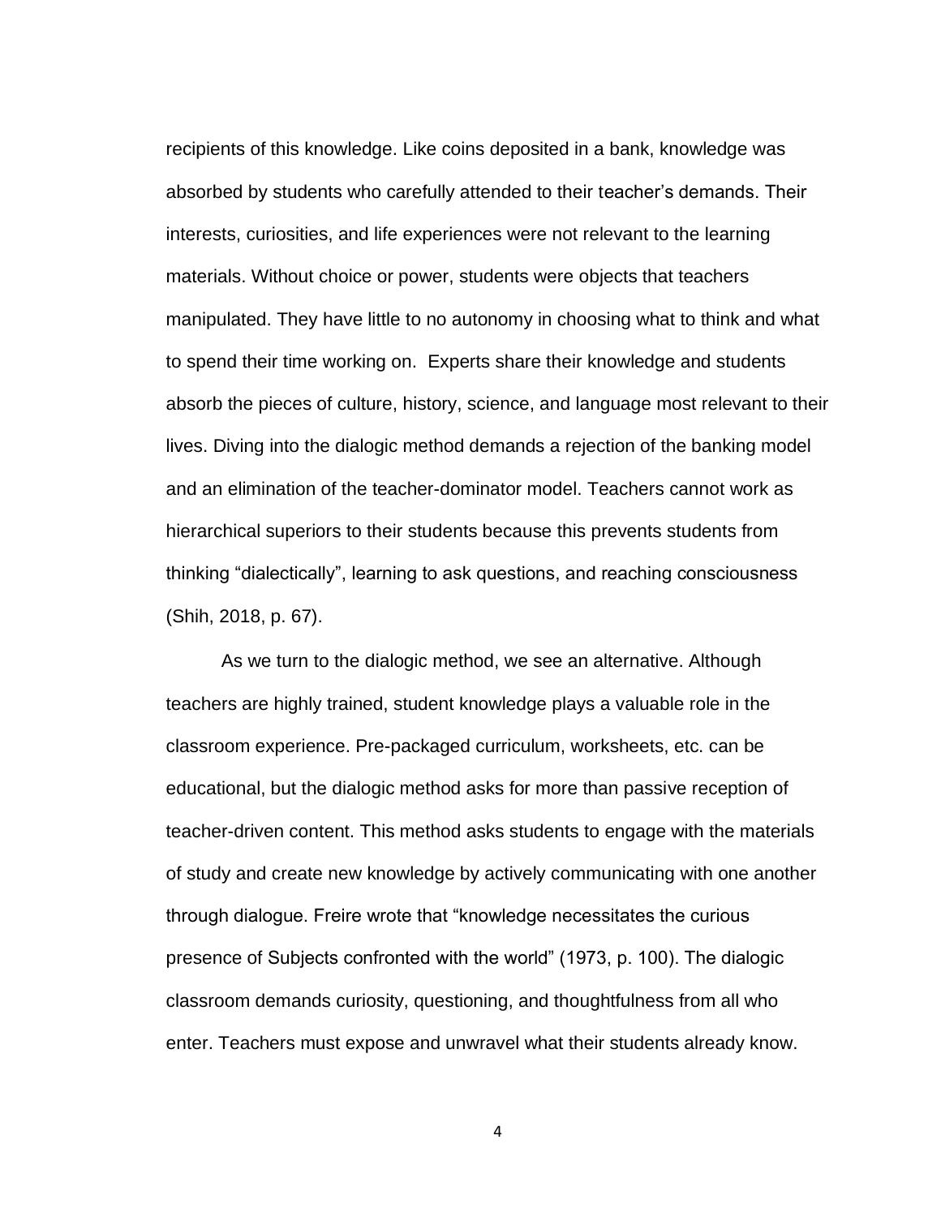recipients of this knowledge. Like coins deposited in a bank, knowledge was absorbed by students who carefully attended to their teacher's demands. Their interests, curiosities, and life experiences were not relevant to the learning materials. Without choice or power, students were objects that teachers manipulated. They have little to no autonomy in choosing what to think and what to spend their time working on. Experts share their knowledge and students absorb the pieces of culture, history, science, and language most relevant to their lives. Diving into the dialogic method demands a rejection of the banking model and an elimination of the teacher-dominator model. Teachers cannot work as hierarchical superiors to their students because this prevents students from thinking "dialectically", learning to ask questions, and reaching consciousness (Shih, 2018, p. 67).

As we turn to the dialogic method, we see an alternative. Although teachers are highly trained, student knowledge plays a valuable role in the classroom experience. Pre-packaged curriculum, worksheets, etc. can be educational, but the dialogic method asks for more than passive reception of teacher-driven content. This method asks students to engage with the materials of study and create new knowledge by actively communicating with one another through dialogue. Freire wrote that "knowledge necessitates the curious presence of Subjects confronted with the world" (1973, p. 100). The dialogic classroom demands curiosity, questioning, and thoughtfulness from all who enter. Teachers must expose and unwravel what their students already know.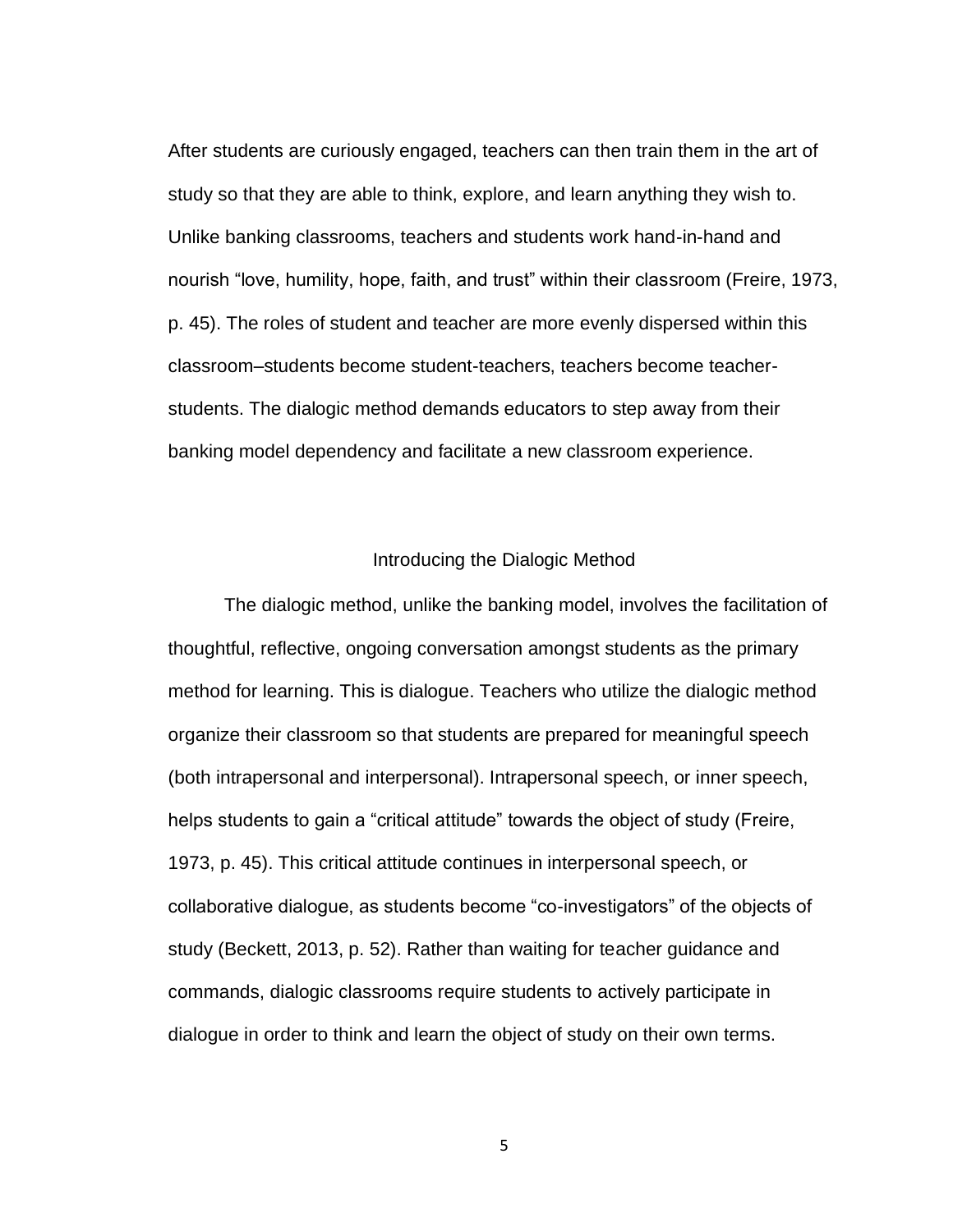After students are curiously engaged, teachers can then train them in the art of study so that they are able to think, explore, and learn anything they wish to. Unlike banking classrooms, teachers and students work hand-in-hand and nourish “love, humility, hope, faith, and trust” within their classroom (Freire, 1973, p. 45). The roles of student and teacher are more evenly dispersed within this classroom–students become student-teachers, teachers become teacher-students. The dialogic method demands educators to step away from their banking model dependency and facilitate a new classroom experience.

## Introducing the Dialogic Method

The dialogic method, unlike the banking model, involves the facilitation of thoughtful, reflective, ongoing conversation amongst students as the primary method for learning. This is dialogue. Teachers who utilize the dialogic method organize their classroom so that students are prepared for meaningful speech (both intrapersonal and interpersonal). Intrapersonal speech, or inner speech, helps students to gain a “critical attitude” towards the object of study (Freire, 1973, p. 45). This critical attitude continues in interpersonal speech, or collaborative dialogue, as students become “co-investigators” of the objects of study (Beckett, 2013, p. 52). Rather than waiting for teacher guidance and commands, dialogic classrooms require students to actively participate in dialogue in order to think and learn the object of study on their own terms.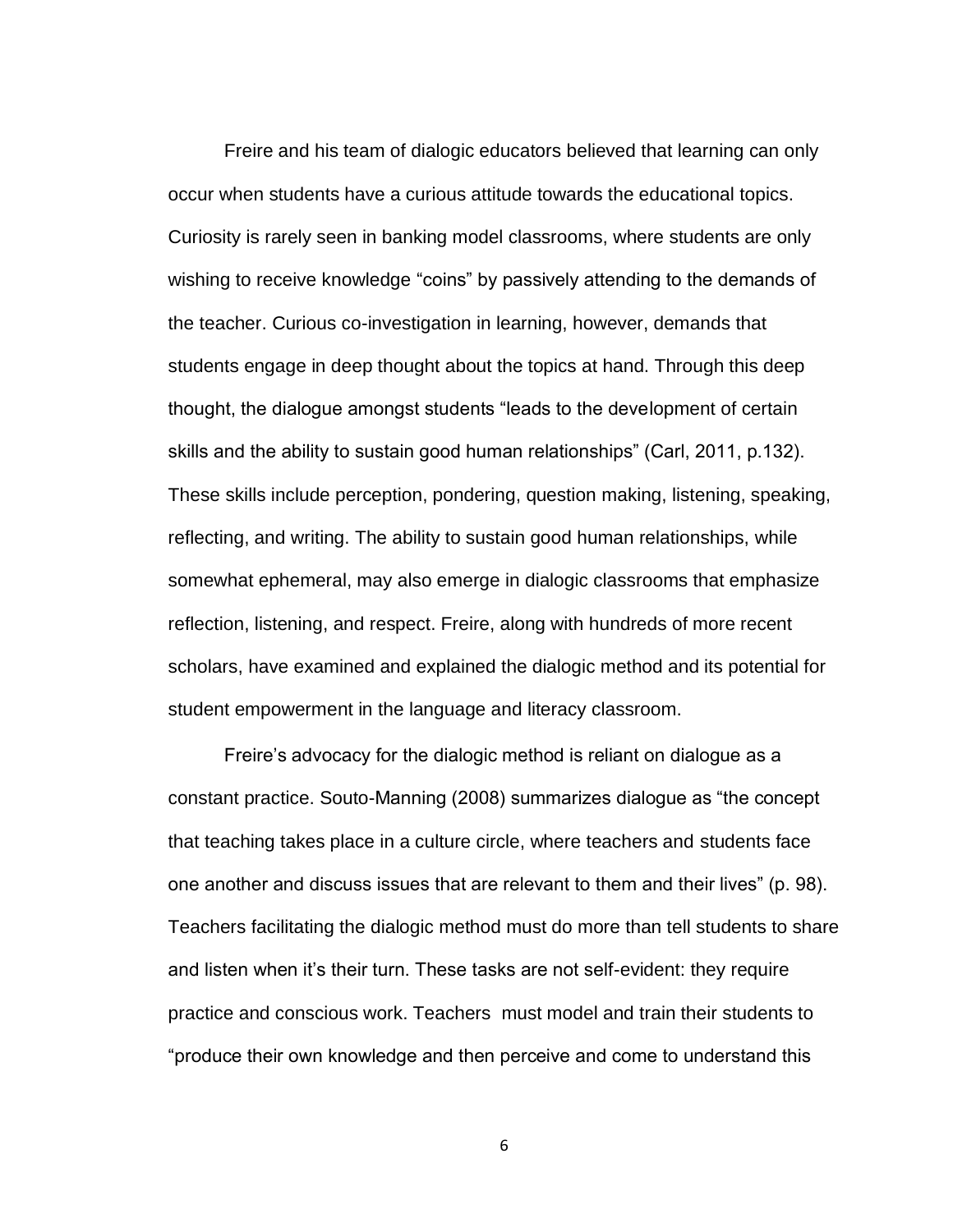Freire and his team of dialogic educators believed that learning can only occur when students have a curious attitude towards the educational topics. Curiosity is rarely seen in banking model classrooms, where students are only wishing to receive knowledge "coins" by passively attending to the demands of the teacher. Curious co-investigation in learning, however, demands that students engage in deep thought about the topics at hand. Through this deep thought, the dialogue amongst students "leads to the development of certain skills and the ability to sustain good human relationships" (Carl, 2011, p.132). These skills include perception, pondering, question making, listening, speaking, reflecting, and writing. The ability to sustain good human relationships, while somewhat ephemeral, may also emerge in dialogic classrooms that emphasize reflection, listening, and respect. Freire, along with hundreds of more recent scholars, have examined and explained the dialogic method and its potential for student empowerment in the language and literacy classroom.

Freire's advocacy for the dialogic method is reliant on dialogue as a constant practice. Souto-Manning (2008) summarizes dialogue as "the concept that teaching takes place in a culture circle, where teachers and students face one another and discuss issues that are relevant to them and their lives" (p. 98). Teachers facilitating the dialogic method must do more than tell students to share and listen when it's their turn. These tasks are not self-evident: they require practice and conscious work. Teachers must model and train their students to "produce their own knowledge and then perceive and come to understand this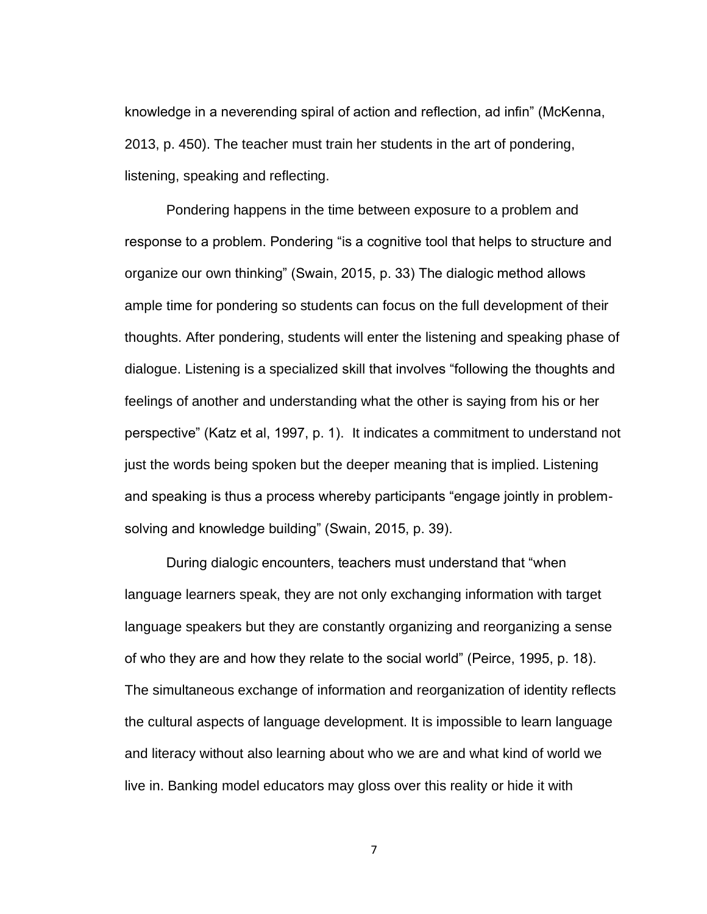knowledge in a neverending spiral of action and reflection, ad infin" (McKenna, 2013, p. 450). The teacher must train her students in the art of pondering, listening, speaking and reflecting.

Pondering happens in the time between exposure to a problem and response to a problem. Pondering "is a cognitive tool that helps to structure and organize our own thinking" (Swain, 2015, p. 33) The dialogic method allows ample time for pondering so students can focus on the full development of their thoughts. After pondering, students will enter the listening and speaking phase of dialogue. Listening is a specialized skill that involves "following the thoughts and feelings of another and understanding what the other is saying from his or her perspective" (Katz et al, 1997, p. 1). It indicates a commitment to understand not just the words being spoken but the deeper meaning that is implied. Listening and speaking is thus a process whereby participants "engage jointly in problem-solving and knowledge building" (Swain, 2015, p. 39).

During dialogic encounters, teachers must understand that "when language learners speak, they are not only exchanging information with target language speakers but they are constantly organizing and reorganizing a sense of who they are and how they relate to the social world" (Peirce, 1995, p. 18). The simultaneous exchange of information and reorganization of identity reflects the cultural aspects of language development. It is impossible to learn language and literacy without also learning about who we are and what kind of world we live in. Banking model educators may gloss over this reality or hide it with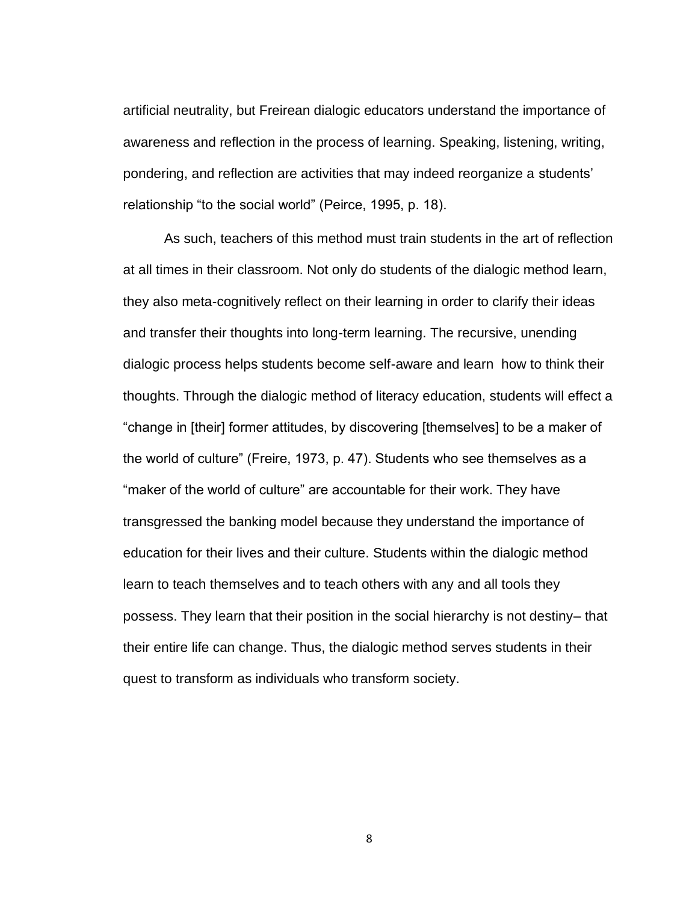artificial neutrality, but Freirean dialogic educators understand the importance of awareness and reflection in the process of learning. Speaking, listening, writing, pondering, and reflection are activities that may indeed reorganize a students' relationship "to the social world" (Peirce, 1995, p. 18).

As such, teachers of this method must train students in the art of reflection at all times in their classroom. Not only do students of the dialogic method learn, they also meta-cognitively reflect on their learning in order to clarify their ideas and transfer their thoughts into long-term learning. The recursive, unending dialogic process helps students become self-aware and learn how to think their thoughts. Through the dialogic method of literacy education, students will effect a "change in [their] former attitudes, by discovering [themselves] to be a maker of the world of culture" (Freire, 1973, p. 47). Students who see themselves as a "maker of the world of culture" are accountable for their work. They have transgressed the banking model because they understand the importance of education for their lives and their culture. Students within the dialogic method learn to teach themselves and to teach others with any and all tools they possess. They learn that their position in the social hierarchy is not destiny– that their entire life can change. Thus, the dialogic method serves students in their quest to transform as individuals who transform society.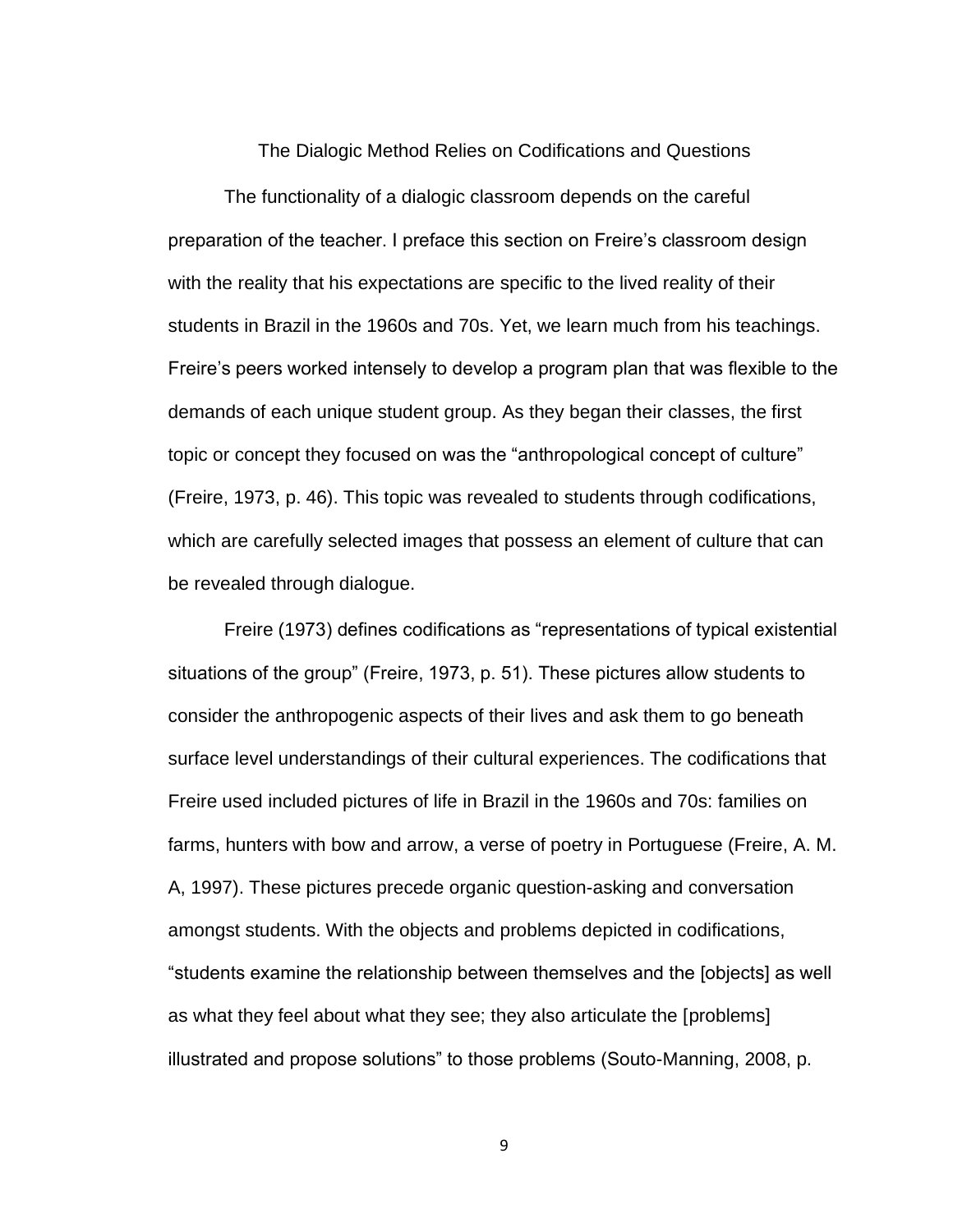## The Dialogic Method Relies on Codifications and Questions

The functionality of a dialogic classroom depends on the careful preparation of the teacher. I preface this section on Freire's classroom design with the reality that his expectations are specific to the lived reality of their students in Brazil in the 1960s and 70s. Yet, we learn much from his teachings. Freire's peers worked intensely to develop a program plan that was flexible to the demands of each unique student group. As they began their classes, the first topic or concept they focused on was the "anthropological concept of culture" (Freire, 1973, p. 46). This topic was revealed to students through codifications, which are carefully selected images that possess an element of culture that can be revealed through dialogue.

Freire (1973) defines codifications as "representations of typical existential situations of the group" (Freire, 1973, p. 51). These pictures allow students to consider the anthropogenic aspects of their lives and ask them to go beneath surface level understandings of their cultural experiences. The codifications that Freire used included pictures of life in Brazil in the 1960s and 70s: families on farms, hunters with bow and arrow, a verse of poetry in Portuguese (Freire, A. M. A, 1997). These pictures precede organic question-asking and conversation amongst students. With the objects and problems depicted in codifications, "students examine the relationship between themselves and the [objects] as well as what they feel about what they see; they also articulate the [problems] illustrated and propose solutions" to those problems (Souto-Manning, 2008, p.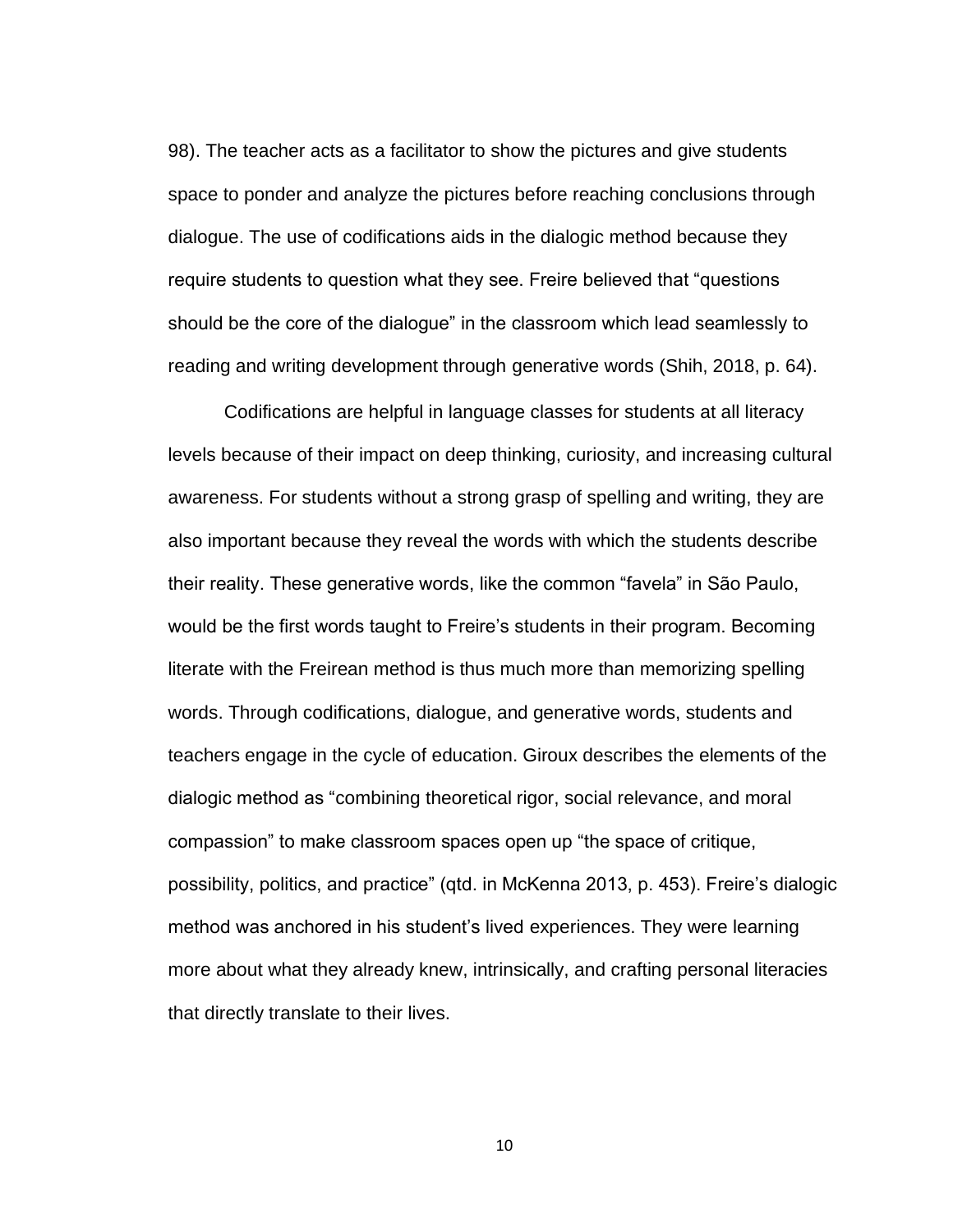98). The teacher acts as a facilitator to show the pictures and give students space to ponder and analyze the pictures before reaching conclusions through dialogue. The use of codifications aids in the dialogic method because they require students to question what they see. Freire believed that "questions should be the core of the dialogue" in the classroom which lead seamlessly to reading and writing development through generative words (Shih, 2018, p. 64).

Codifications are helpful in language classes for students at all literacy levels because of their impact on deep thinking, curiosity, and increasing cultural awareness. For students without a strong grasp of spelling and writing, they are also important because they reveal the words with which the students describe their reality. These generative words, like the common "favela" in São Paulo, would be the first words taught to Freire's students in their program. Becoming literate with the Freirean method is thus much more than memorizing spelling words. Through codifications, dialogue, and generative words, students and teachers engage in the cycle of education. Giroux describes the elements of the dialogic method as "combining theoretical rigor, social relevance, and moral compassion" to make classroom spaces open up "the space of critique, possibility, politics, and practice" (qtd. in McKenna 2013, p. 453). Freire's dialogic method was anchored in his student's lived experiences. They were learning more about what they already knew, intrinsically, and crafting personal literacies that directly translate to their lives.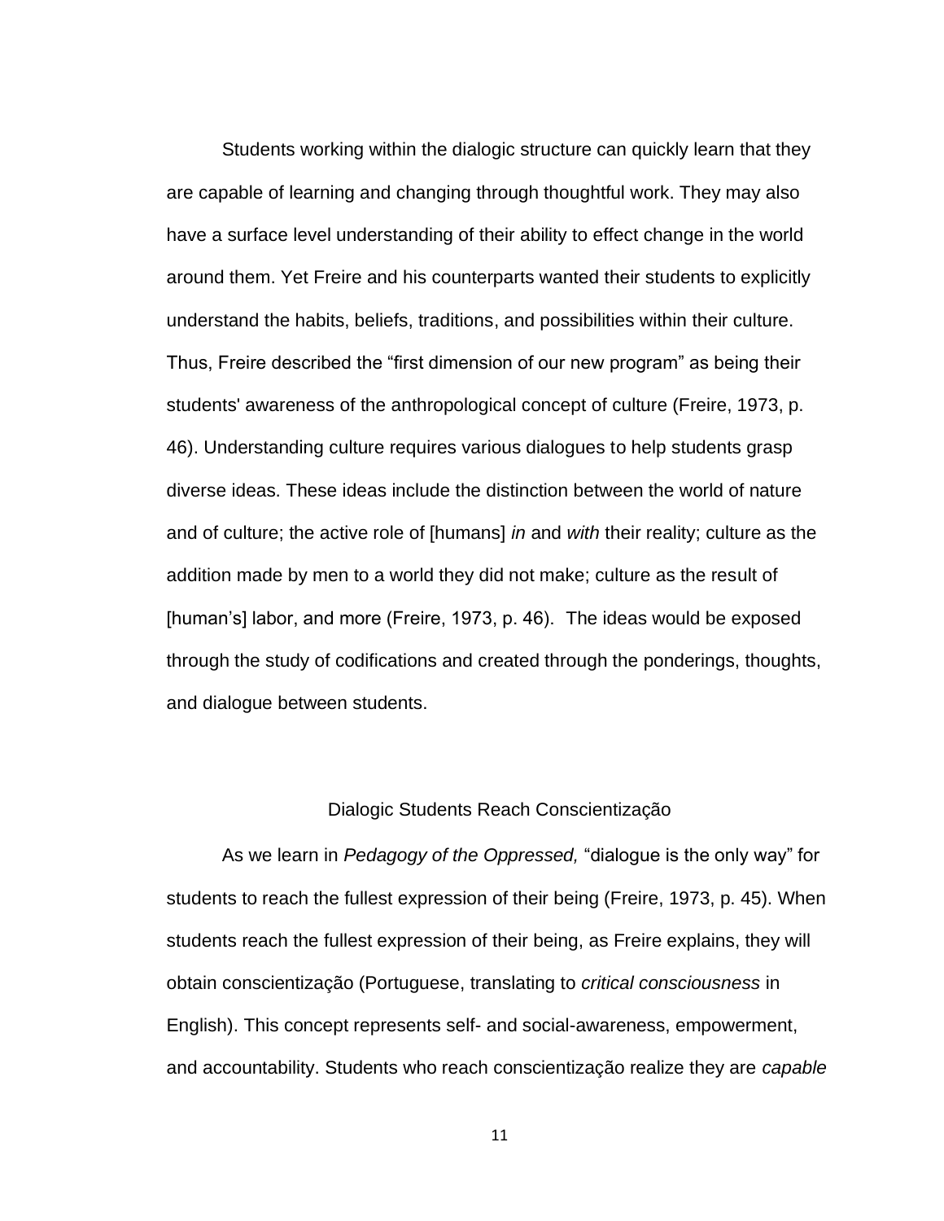Students working within the dialogic structure can quickly learn that they are capable of learning and changing through thoughtful work. They may also have a surface level understanding of their ability to effect change in the world around them. Yet Freire and his counterparts wanted their students to explicitly understand the habits, beliefs, traditions, and possibilities within their culture. Thus, Freire described the "first dimension of our new program" as being their students' awareness of the anthropological concept of culture (Freire, 1973, p. 46). Understanding culture requires various dialogues to help students grasp diverse ideas. These ideas include the distinction between the world of nature and of culture; the active role of [humans] *in* and *with* their reality; culture as the addition made by men to a world they did not make; culture as the result of [human's] labor, and more (Freire, 1973, p. 46). The ideas would be exposed through the study of codifications and created through the ponderings, thoughts, and dialogue between students.

## Dialogic Students Reach Conscientização

As we learn in *Pedagogy of the Oppressed,* "dialogue is the only way" for students to reach the fullest expression of their being (Freire, 1973, p. 45). When students reach the fullest expression of their being, as Freire explains, they will obtain conscientização (Portuguese, translating to *critical consciousness* in English). This concept represents self- and social-awareness, empowerment, and accountability. Students who reach conscientização realize they are *capable*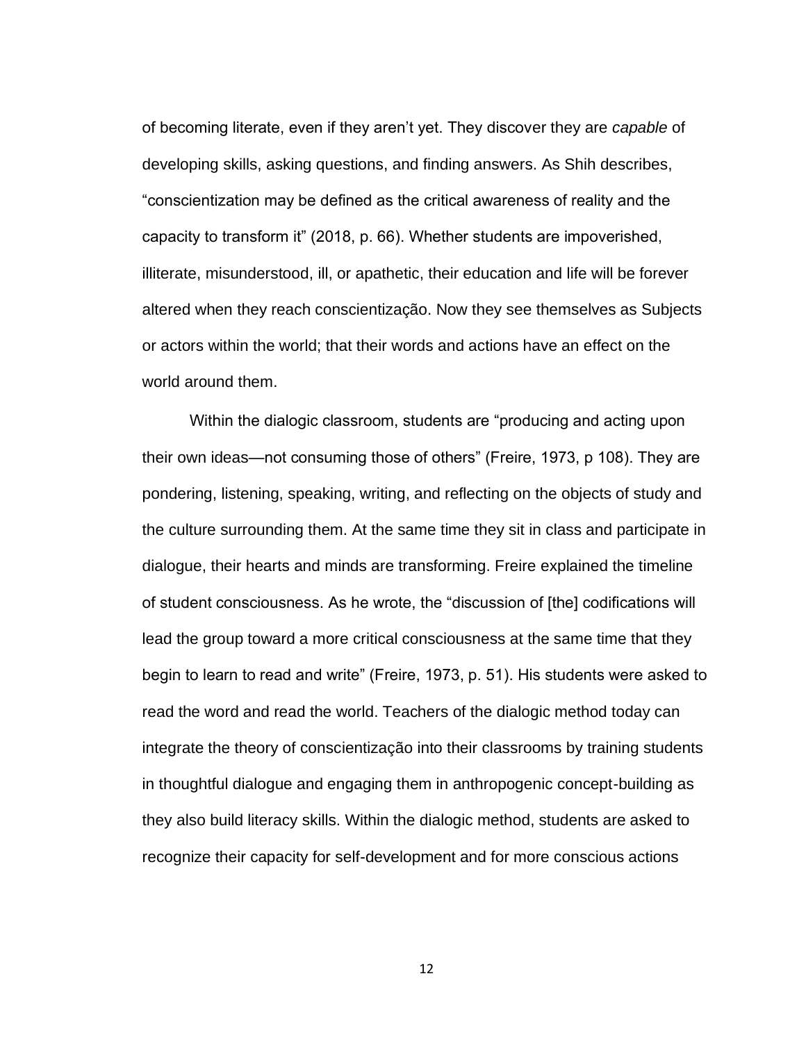of becoming literate, even if they aren't yet. They discover they are *capable* of developing skills, asking questions, and finding answers. As Shih describes, "conscientization may be defined as the critical awareness of reality and the capacity to transform it" (2018, p. 66). Whether students are impoverished, illiterate, misunderstood, ill, or apathetic, their education and life will be forever altered when they reach conscientização. Now they see themselves as Subjects or actors within the world; that their words and actions have an effect on the world around them.

Within the dialogic classroom, students are "producing and acting upon their own ideas—not consuming those of others" (Freire, 1973, p 108). They are pondering, listening, speaking, writing, and reflecting on the objects of study and the culture surrounding them. At the same time they sit in class and participate in dialogue, their hearts and minds are transforming. Freire explained the timeline of student consciousness. As he wrote, the "discussion of [the] codifications will lead the group toward a more critical consciousness at the same time that they begin to learn to read and write" (Freire, 1973, p. 51). His students were asked to read the word and read the world. Teachers of the dialogic method today can integrate the theory of conscientização into their classrooms by training students in thoughtful dialogue and engaging them in anthropogenic concept-building as they also build literacy skills. Within the dialogic method, students are asked to recognize their capacity for self-development and for more conscious actions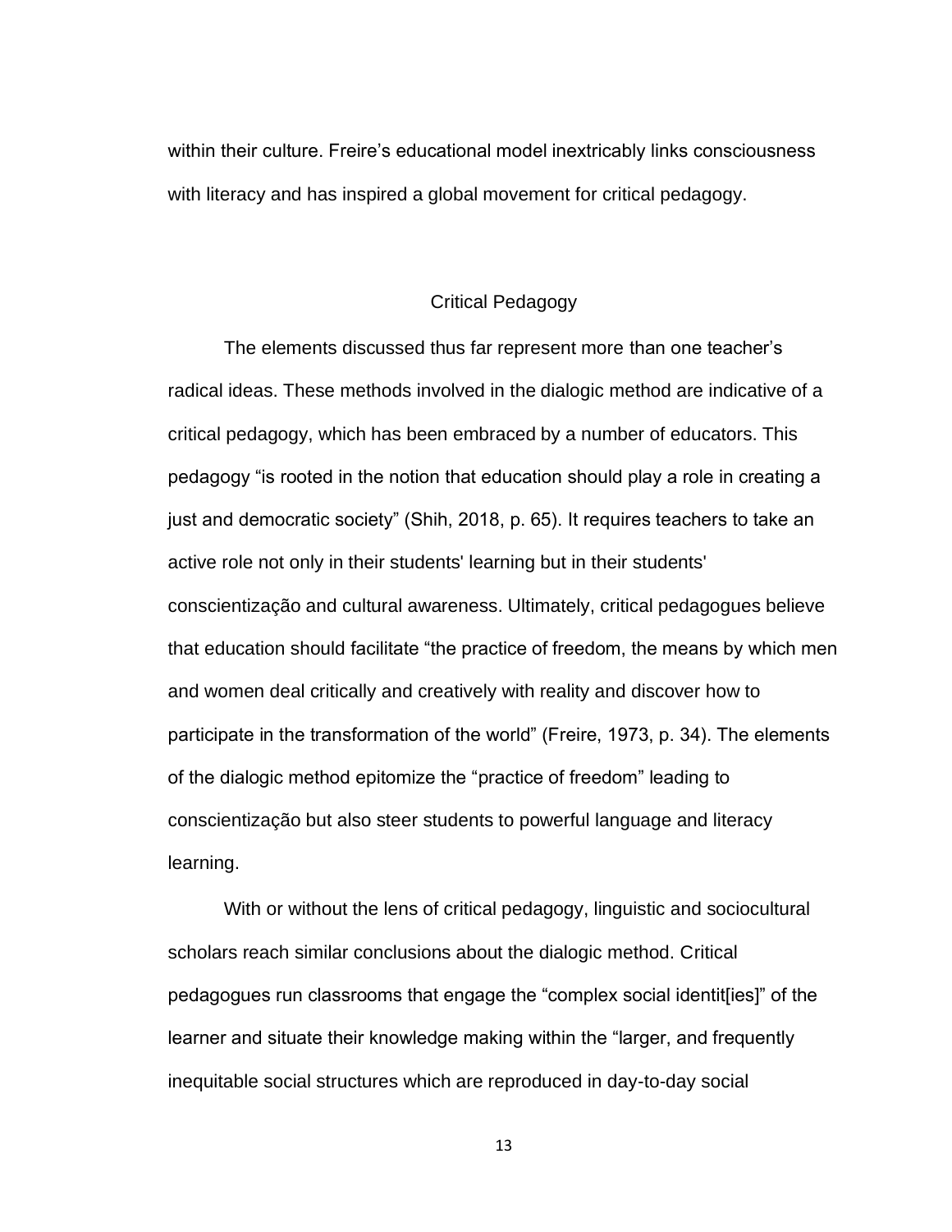within their culture. Freire's educational model inextricably links consciousness with literacy and has inspired a global movement for critical pedagogy.

## Critical Pedagogy

The elements discussed thus far represent more than one teacher's radical ideas. These methods involved in the dialogic method are indicative of a critical pedagogy, which has been embraced by a number of educators. This pedagogy "is rooted in the notion that education should play a role in creating a just and democratic society" (Shih, 2018, p. 65). It requires teachers to take an active role not only in their students' learning but in their students' conscientização and cultural awareness. Ultimately, critical pedagogues believe that education should facilitate "the practice of freedom, the means by which men and women deal critically and creatively with reality and discover how to participate in the transformation of the world" (Freire, 1973, p. 34). The elements of the dialogic method epitomize the "practice of freedom" leading to conscientização but also steer students to powerful language and literacy learning.

With or without the lens of critical pedagogy, linguistic and sociocultural scholars reach similar conclusions about the dialogic method. Critical pedagogues run classrooms that engage the "complex social identit[ies]" of the learner and situate their knowledge making within the "larger, and frequently inequitable social structures which are reproduced in day-to-day social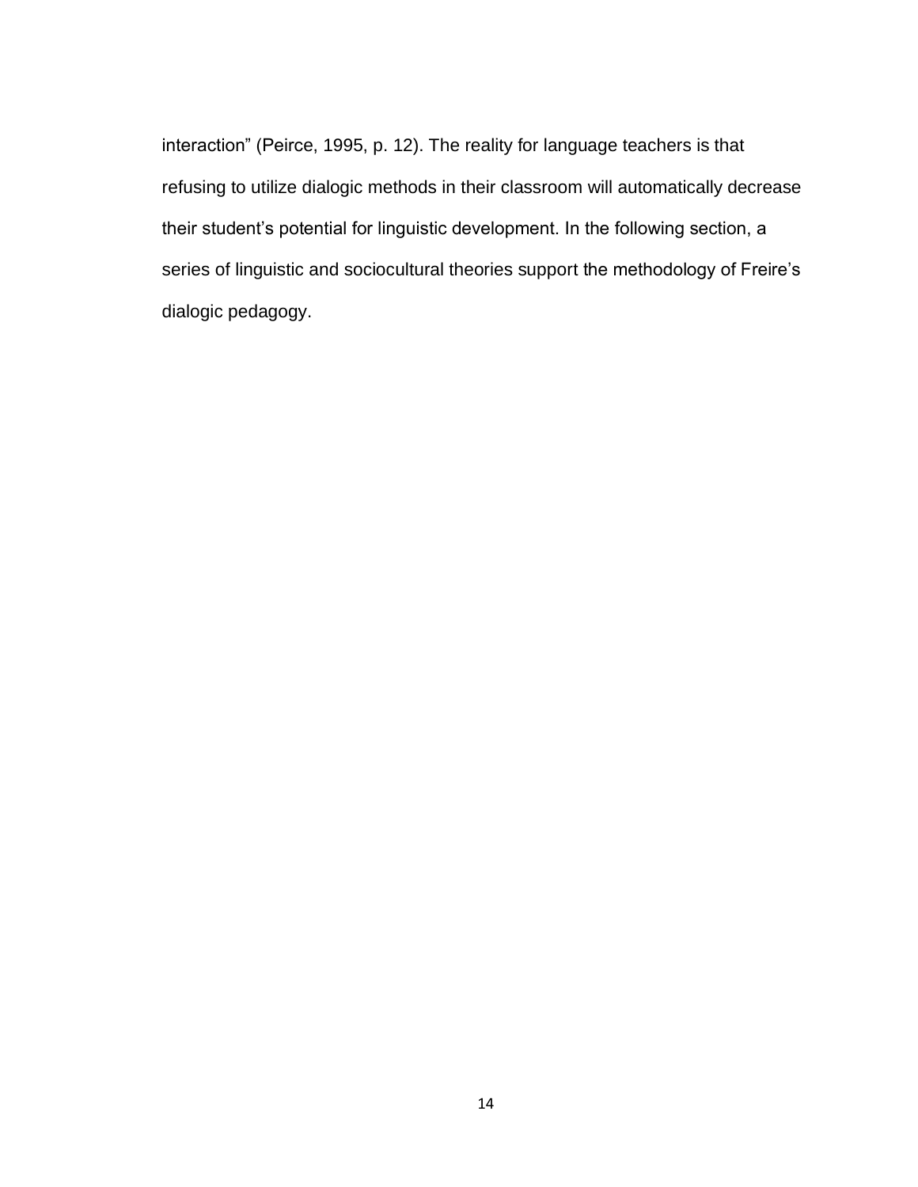interaction" (Peirce, 1995, p. 12). The reality for language teachers is that refusing to utilize dialogic methods in their classroom will automatically decrease their student's potential for linguistic development. In the following section, a series of linguistic and sociocultural theories support the methodology of Freire's dialogic pedagogy.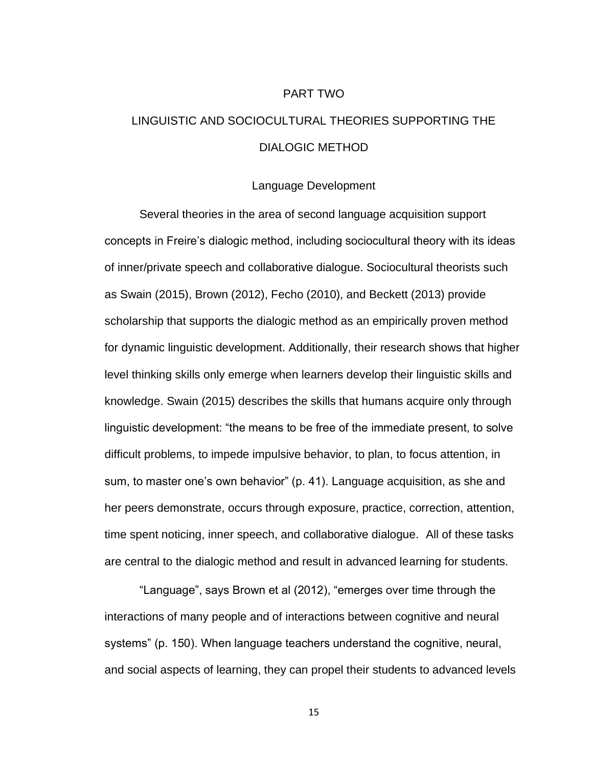# PART TWO

# LINGUISTIC AND SOCIOCULTURAL THEORIES SUPPORTING THE DIALOGIC METHOD

## Language Development

Several theories in the area of second language acquisition support concepts in Freire's dialogic method, including sociocultural theory with its ideas of inner/private speech and collaborative dialogue. Sociocultural theorists such as Swain (2015), Brown (2012), Fecho (2010), and Beckett (2013) provide scholarship that supports the dialogic method as an empirically proven method for dynamic linguistic development. Additionally, their research shows that higher level thinking skills only emerge when learners develop their linguistic skills and knowledge. Swain (2015) describes the skills that humans acquire only through linguistic development: "the means to be free of the immediate present, to solve difficult problems, to impede impulsive behavior, to plan, to focus attention, in sum, to master one's own behavior" (p. 41). Language acquisition, as she and her peers demonstrate, occurs through exposure, practice, correction, attention, time spent noticing, inner speech, and collaborative dialogue. All of these tasks are central to the dialogic method and result in advanced learning for students.

"Language", says Brown et al (2012), "emerges over time through the interactions of many people and of interactions between cognitive and neural systems" (p. 150). When language teachers understand the cognitive, neural, and social aspects of learning, they can propel their students to advanced levels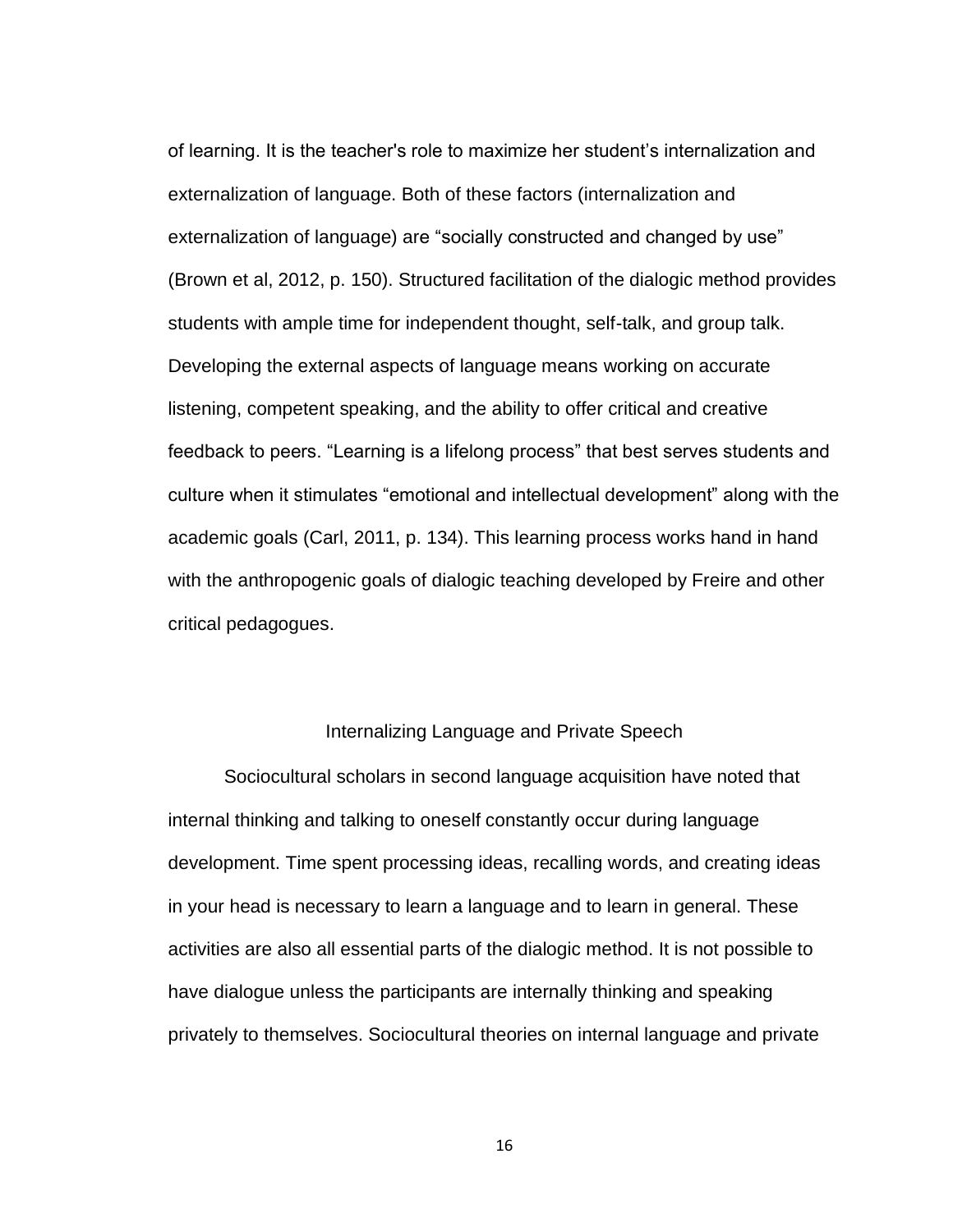of learning. It is the teacher's role to maximize her student's internalization and externalization of language. Both of these factors (internalization and externalization of language) are "socially constructed and changed by use" (Brown et al, 2012, p. 150). Structured facilitation of the dialogic method provides students with ample time for independent thought, self-talk, and group talk. Developing the external aspects of language means working on accurate listening, competent speaking, and the ability to offer critical and creative feedback to peers. "Learning is a lifelong process" that best serves students and culture when it stimulates "emotional and intellectual development" along with the academic goals (Carl, 2011, p. 134). This learning process works hand in hand with the anthropogenic goals of dialogic teaching developed by Freire and other critical pedagogues.

## Internalizing Language and Private Speech

Sociocultural scholars in second language acquisition have noted that internal thinking and talking to oneself constantly occur during language development. Time spent processing ideas, recalling words, and creating ideas in your head is necessary to learn a language and to learn in general. These activities are also all essential parts of the dialogic method. It is not possible to have dialogue unless the participants are internally thinking and speaking privately to themselves. Sociocultural theories on internal language and private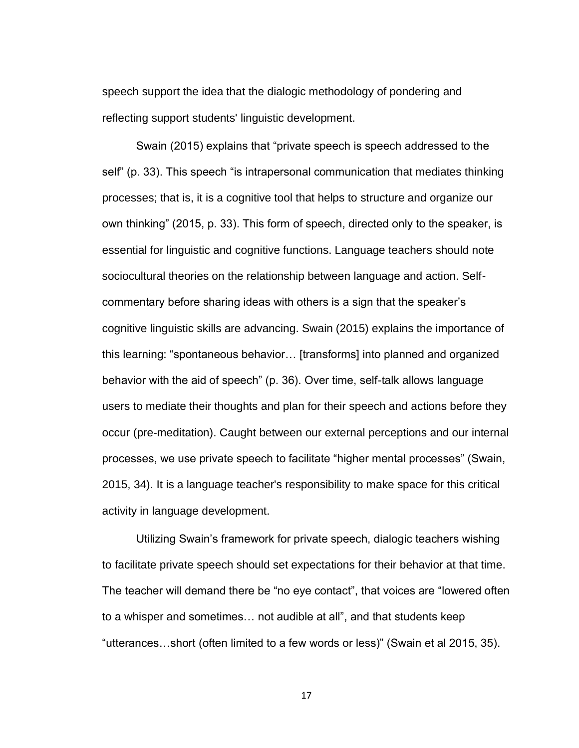speech support the idea that the dialogic methodology of pondering and reflecting support students' linguistic development.

Swain (2015) explains that "private speech is speech addressed to the self" (p. 33). This speech "is intrapersonal communication that mediates thinking processes; that is, it is a cognitive tool that helps to structure and organize our own thinking" (2015, p. 33). This form of speech, directed only to the speaker, is essential for linguistic and cognitive functions. Language teachers should note sociocultural theories on the relationship between language and action. Self-commentary before sharing ideas with others is a sign that the speaker's cognitive linguistic skills are advancing. Swain (2015) explains the importance of this learning: "spontaneous behavior… [transforms] into planned and organized behavior with the aid of speech" (p. 36). Over time, self-talk allows language users to mediate their thoughts and plan for their speech and actions before they occur (pre-meditation). Caught between our external perceptions and our internal processes, we use private speech to facilitate "higher mental processes" (Swain, 2015, 34). It is a language teacher's responsibility to make space for this critical activity in language development.

Utilizing Swain's framework for private speech, dialogic teachers wishing to facilitate private speech should set expectations for their behavior at that time. The teacher will demand there be "no eye contact", that voices are "lowered often to a whisper and sometimes… not audible at all", and that students keep "utterances…short (often limited to a few words or less)" (Swain et al 2015, 35).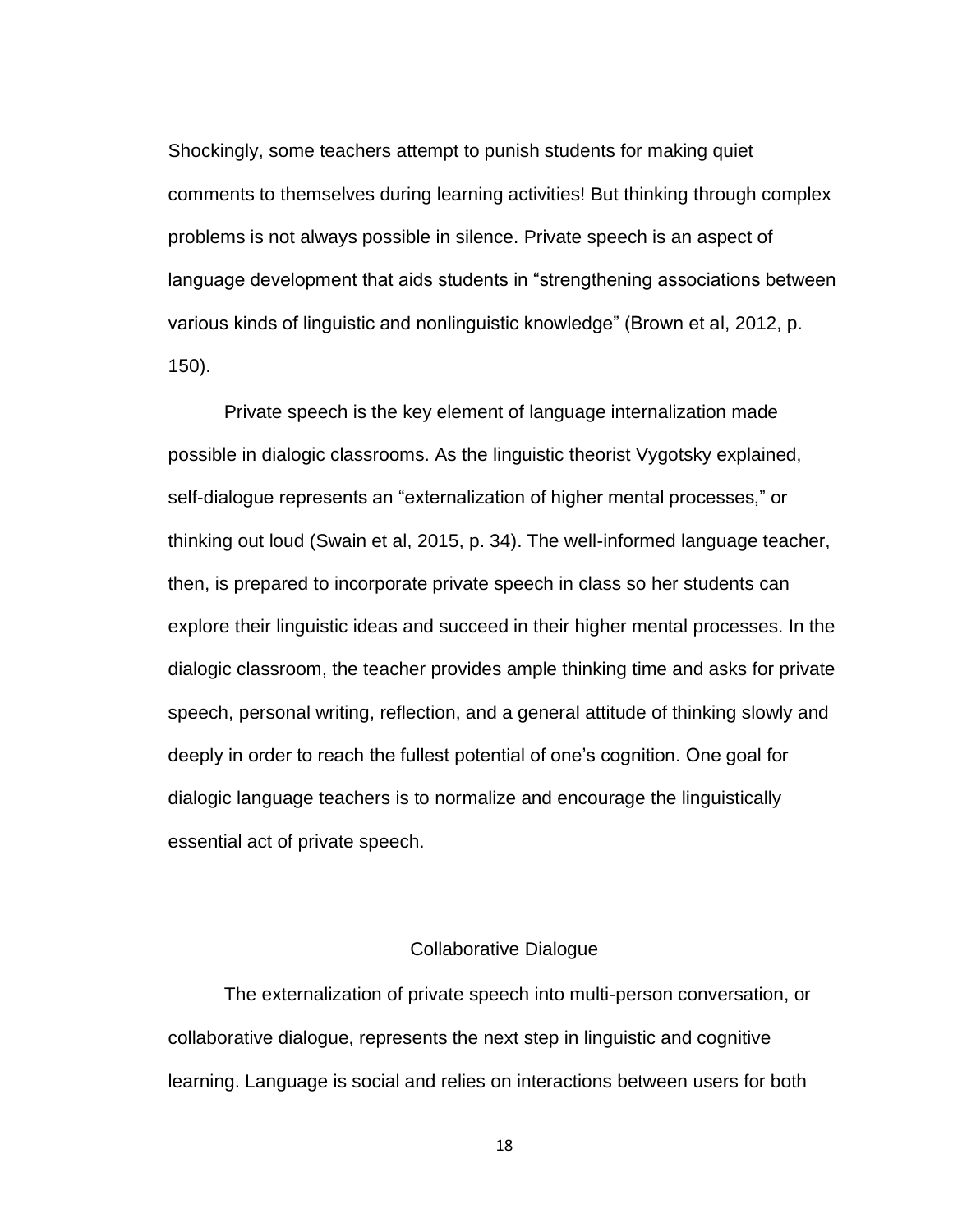Shockingly, some teachers attempt to punish students for making quiet comments to themselves during learning activities! But thinking through complex problems is not always possible in silence. Private speech is an aspect of language development that aids students in "strengthening associations between various kinds of linguistic and nonlinguistic knowledge" (Brown et al, 2012, p. 150).

Private speech is the key element of language internalization made possible in dialogic classrooms. As the linguistic theorist Vygotsky explained, self-dialogue represents an "externalization of higher mental processes," or thinking out loud (Swain et al, 2015, p. 34). The well-informed language teacher, then, is prepared to incorporate private speech in class so her students can explore their linguistic ideas and succeed in their higher mental processes. In the dialogic classroom, the teacher provides ample thinking time and asks for private speech, personal writing, reflection, and a general attitude of thinking slowly and deeply in order to reach the fullest potential of one's cognition. One goal for dialogic language teachers is to normalize and encourage the linguistically essential act of private speech.

## Collaborative Dialogue

The externalization of private speech into multi-person conversation, or collaborative dialogue, represents the next step in linguistic and cognitive learning. Language is social and relies on interactions between users for both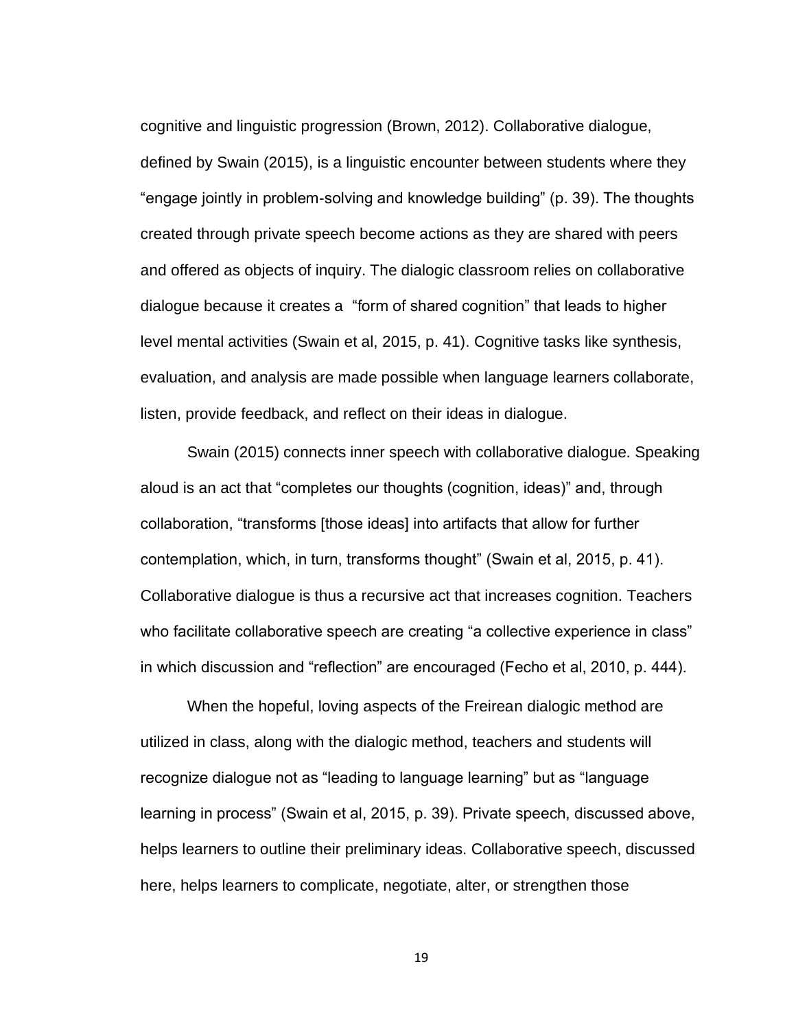cognitive and linguistic progression (Brown, 2012). Collaborative dialogue, defined by Swain (2015), is a linguistic encounter between students where they "engage jointly in problem-solving and knowledge building" (p. 39). The thoughts created through private speech become actions as they are shared with peers and offered as objects of inquiry. The dialogic classroom relies on collaborative dialogue because it creates a "form of shared cognition" that leads to higher level mental activities (Swain et al, 2015, p. 41). Cognitive tasks like synthesis, evaluation, and analysis are made possible when language learners collaborate, listen, provide feedback, and reflect on their ideas in dialogue.

Swain (2015) connects inner speech with collaborative dialogue. Speaking aloud is an act that "completes our thoughts (cognition, ideas)" and, through collaboration, "transforms [those ideas] into artifacts that allow for further contemplation, which, in turn, transforms thought" (Swain et al, 2015, p. 41). Collaborative dialogue is thus a recursive act that increases cognition. Teachers who facilitate collaborative speech are creating "a collective experience in class" in which discussion and "reflection" are encouraged (Fecho et al, 2010, p. 444).

When the hopeful, loving aspects of the Freirean dialogic method are utilized in class, along with the dialogic method, teachers and students will recognize dialogue not as "leading to language learning" but as "language learning in process" (Swain et al, 2015, p. 39). Private speech, discussed above, helps learners to outline their preliminary ideas. Collaborative speech, discussed here, helps learners to complicate, negotiate, alter, or strengthen those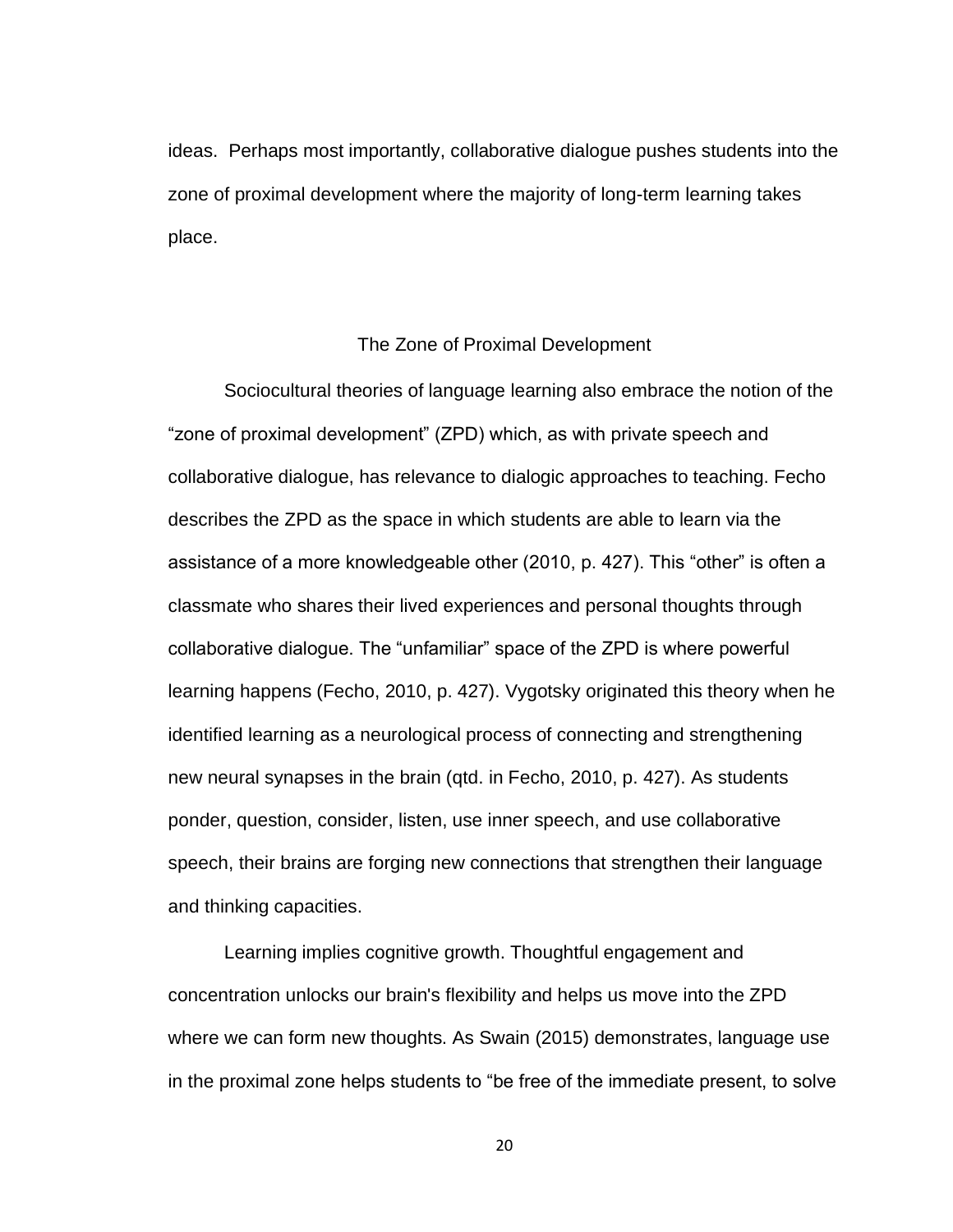ideas. Perhaps most importantly, collaborative dialogue pushes students into the zone of proximal development where the majority of long-term learning takes place.

## The Zone of Proximal Development

Sociocultural theories of language learning also embrace the notion of the "zone of proximal development" (ZPD) which, as with private speech and collaborative dialogue, has relevance to dialogic approaches to teaching. Fecho describes the ZPD as the space in which students are able to learn via the assistance of a more knowledgeable other (2010, p. 427). This "other" is often a classmate who shares their lived experiences and personal thoughts through collaborative dialogue. The "unfamiliar" space of the ZPD is where powerful learning happens (Fecho, 2010, p. 427). Vygotsky originated this theory when he identified learning as a neurological process of connecting and strengthening new neural synapses in the brain (qtd. in Fecho, 2010, p. 427). As students ponder, question, consider, listen, use inner speech, and use collaborative speech, their brains are forging new connections that strengthen their language and thinking capacities.

Learning implies cognitive growth. Thoughtful engagement and concentration unlocks our brain's flexibility and helps us move into the ZPD where we can form new thoughts. As Swain (2015) demonstrates, language use in the proximal zone helps students to "be free of the immediate present, to solve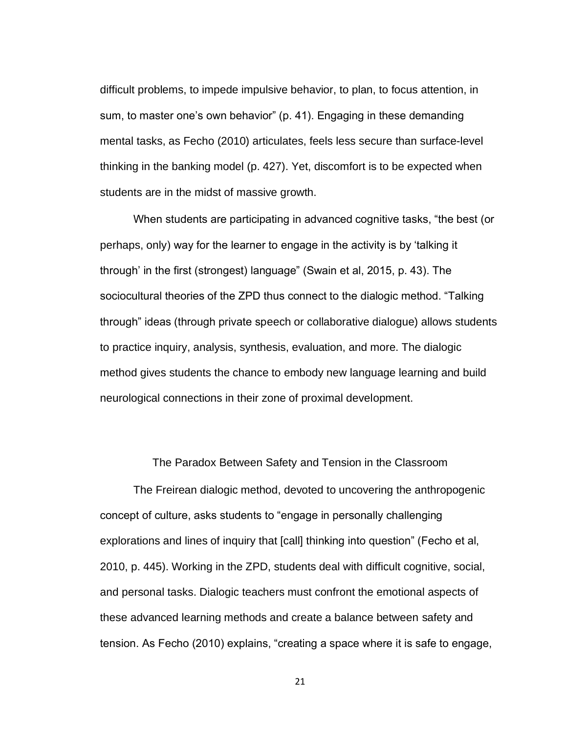difficult problems, to impede impulsive behavior, to plan, to focus attention, in sum, to master one's own behavior" (p. 41). Engaging in these demanding mental tasks, as Fecho (2010) articulates, feels less secure than surface-level thinking in the banking model (p. 427). Yet, discomfort is to be expected when students are in the midst of massive growth.

When students are participating in advanced cognitive tasks, "the best (or perhaps, only) way for the learner to engage in the activity is by 'talking it through' in the first (strongest) language" (Swain et al, 2015, p. 43). The sociocultural theories of the ZPD thus connect to the dialogic method. "Talking through" ideas (through private speech or collaborative dialogue) allows students to practice inquiry, analysis, synthesis, evaluation, and more. The dialogic method gives students the chance to embody new language learning and build neurological connections in their zone of proximal development.

## The Paradox Between Safety and Tension in the Classroom

The Freirean dialogic method, devoted to uncovering the anthropogenic concept of culture, asks students to "engage in personally challenging explorations and lines of inquiry that [call] thinking into question" (Fecho et al, 2010, p. 445). Working in the ZPD, students deal with difficult cognitive, social, and personal tasks. Dialogic teachers must confront the emotional aspects of these advanced learning methods and create a balance between safety and tension. As Fecho (2010) explains, "creating a space where it is safe to engage,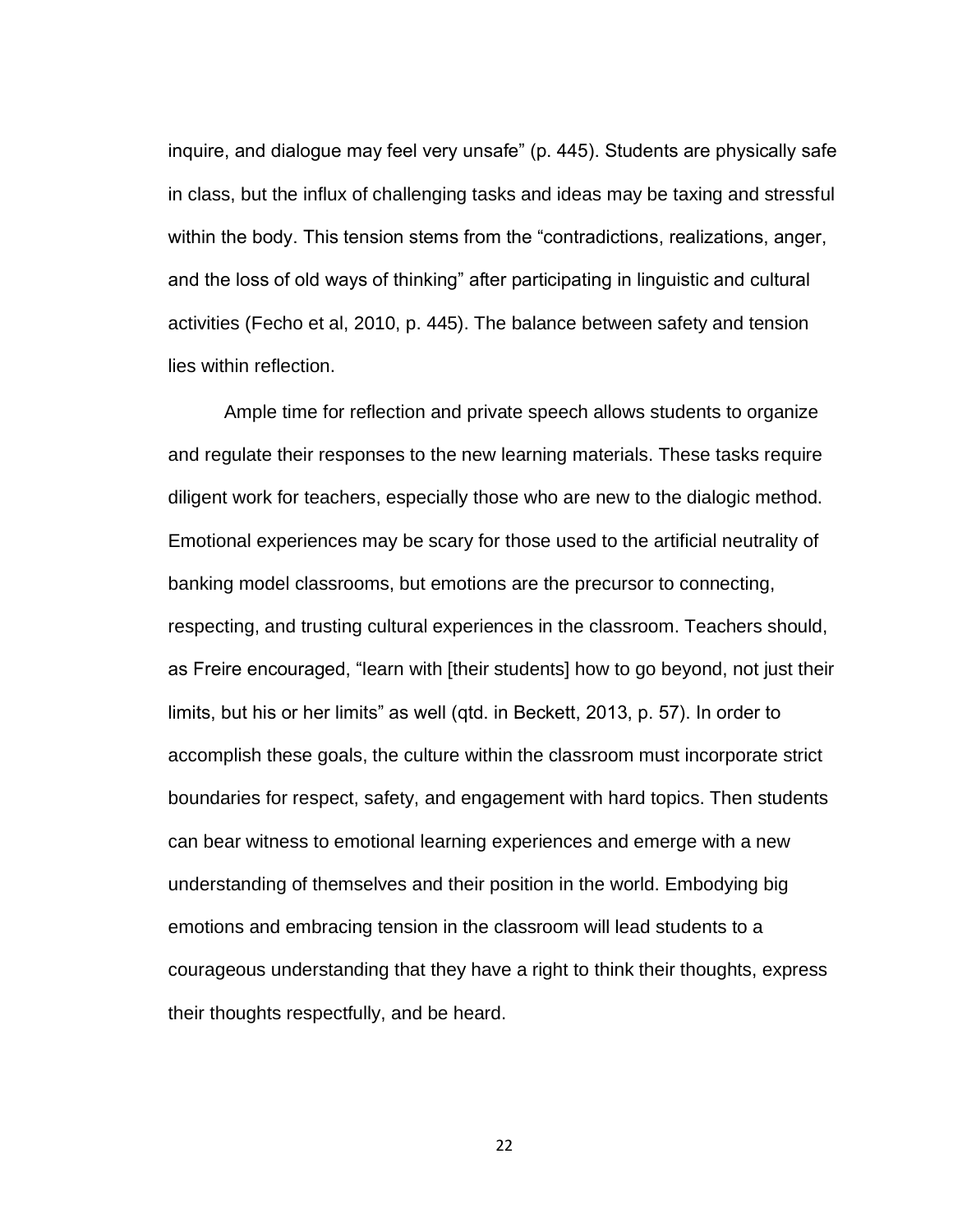inquire, and dialogue may feel very unsafe" (p. 445). Students are physically safe in class, but the influx of challenging tasks and ideas may be taxing and stressful within the body. This tension stems from the "contradictions, realizations, anger, and the loss of old ways of thinking" after participating in linguistic and cultural activities (Fecho et al, 2010, p. 445). The balance between safety and tension lies within reflection.

Ample time for reflection and private speech allows students to organize and regulate their responses to the new learning materials. These tasks require diligent work for teachers, especially those who are new to the dialogic method. Emotional experiences may be scary for those used to the artificial neutrality of banking model classrooms, but emotions are the precursor to connecting, respecting, and trusting cultural experiences in the classroom. Teachers should, as Freire encouraged, "learn with [their students] how to go beyond, not just their limits, but his or her limits" as well (qtd. in Beckett, 2013, p. 57). In order to accomplish these goals, the culture within the classroom must incorporate strict boundaries for respect, safety, and engagement with hard topics. Then students can bear witness to emotional learning experiences and emerge with a new understanding of themselves and their position in the world. Embodying big emotions and embracing tension in the classroom will lead students to a courageous understanding that they have a right to think their thoughts, express their thoughts respectfully, and be heard.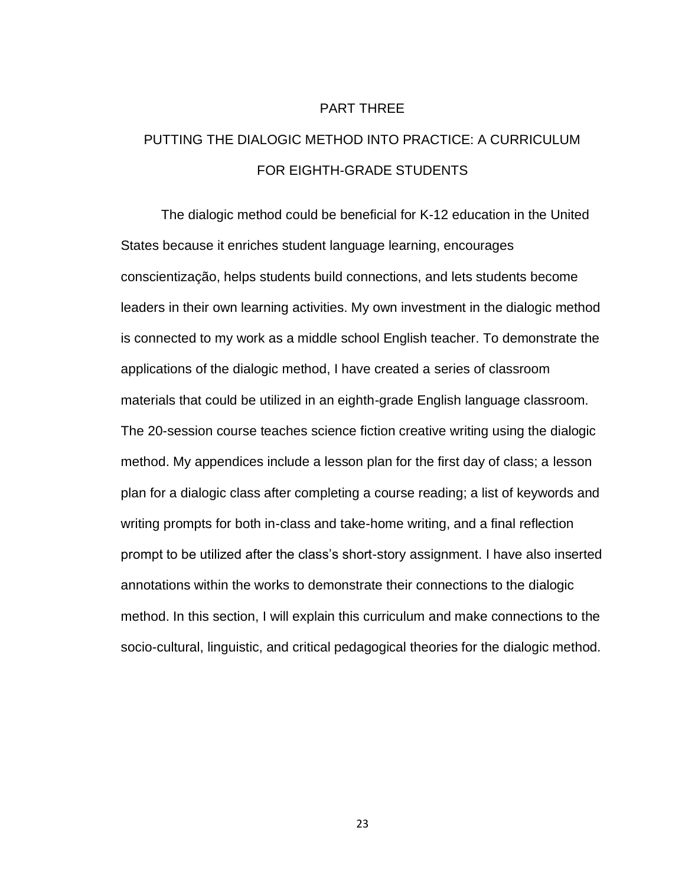# PART THREE

# PUTTING THE DIALOGIC METHOD INTO PRACTICE: A CURRICULUM FOR EIGHTH-GRADE STUDENTS

The dialogic method could be beneficial for K-12 education in the United States because it enriches student language learning, encourages conscientização, helps students build connections, and lets students become leaders in their own learning activities. My own investment in the dialogic method is connected to my work as a middle school English teacher. To demonstrate the applications of the dialogic method, I have created a series of classroom materials that could be utilized in an eighth-grade English language classroom. The 20-session course teaches science fiction creative writing using the dialogic method. My appendices include a lesson plan for the first day of class; a lesson plan for a dialogic class after completing a course reading; a list of keywords and writing prompts for both in-class and take-home writing, and a final reflection prompt to be utilized after the class's short-story assignment. I have also inserted annotations within the works to demonstrate their connections to the dialogic method. In this section, I will explain this curriculum and make connections to the socio-cultural, linguistic, and critical pedagogical theories for the dialogic method.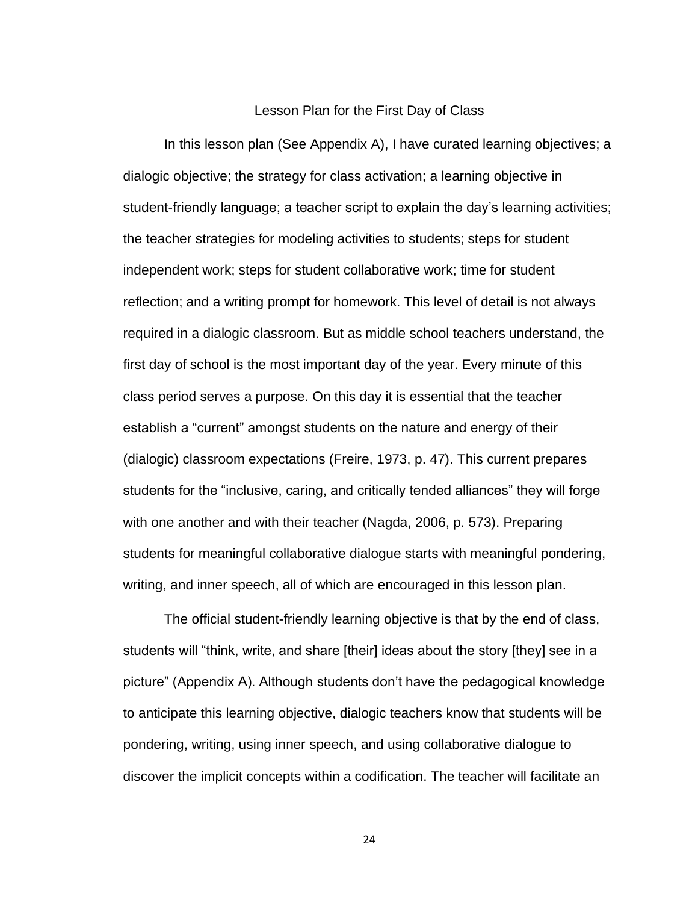## Lesson Plan for the First Day of Class

In this lesson plan (See Appendix A), I have curated learning objectives; a dialogic objective; the strategy for class activation; a learning objective in student-friendly language; a teacher script to explain the day's learning activities; the teacher strategies for modeling activities to students; steps for student independent work; steps for student collaborative work; time for student reflection; and a writing prompt for homework. This level of detail is not always required in a dialogic classroom. But as middle school teachers understand, the first day of school is the most important day of the year. Every minute of this class period serves a purpose. On this day it is essential that the teacher establish a "current" amongst students on the nature and energy of their (dialogic) classroom expectations (Freire, 1973, p. 47). This current prepares students for the "inclusive, caring, and critically tended alliances" they will forge with one another and with their teacher (Nagda, 2006, p. 573). Preparing students for meaningful collaborative dialogue starts with meaningful pondering, writing, and inner speech, all of which are encouraged in this lesson plan.

The official student-friendly learning objective is that by the end of class, students will "think, write, and share [their] ideas about the story [they] see in a picture" (Appendix A). Although students don't have the pedagogical knowledge to anticipate this learning objective, dialogic teachers know that students will be pondering, writing, using inner speech, and using collaborative dialogue to discover the implicit concepts within a codification. The teacher will facilitate an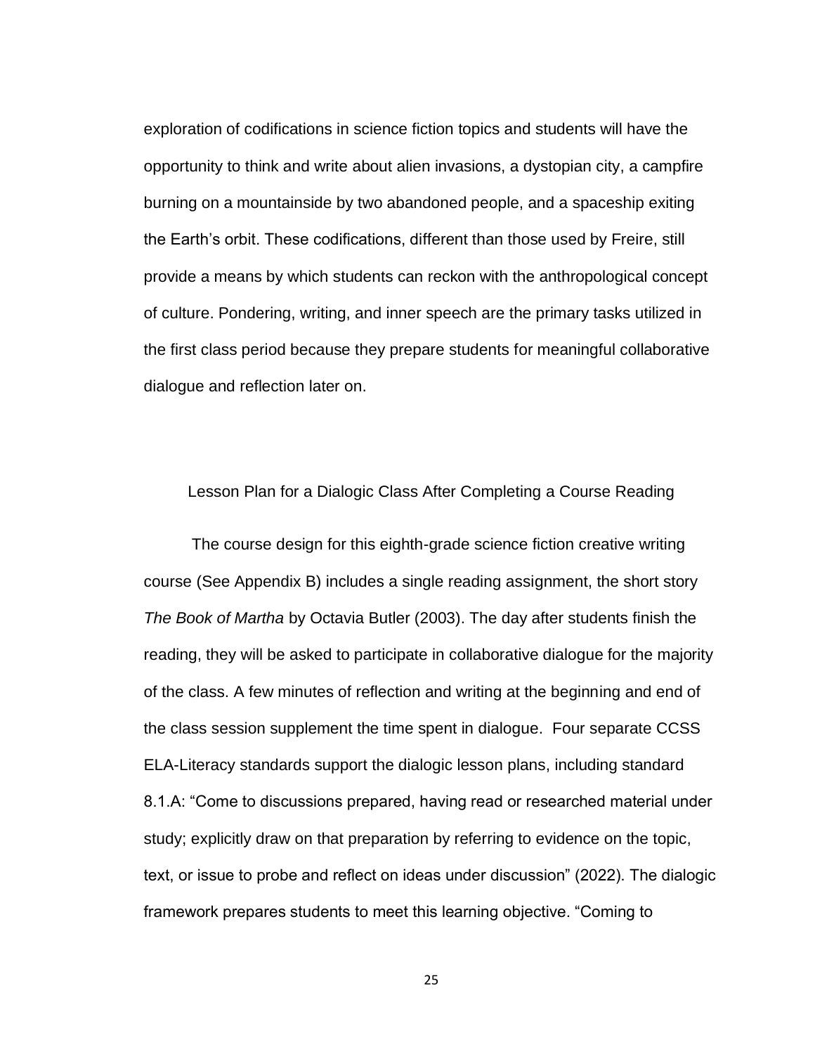exploration of codifications in science fiction topics and students will have the opportunity to think and write about alien invasions, a dystopian city, a campfire burning on a mountainside by two abandoned people, and a spaceship exiting the Earth's orbit. These codifications, different than those used by Freire, still provide a means by which students can reckon with the anthropological concept of culture. Pondering, writing, and inner speech are the primary tasks utilized in the first class period because they prepare students for meaningful collaborative dialogue and reflection later on.

## Lesson Plan for a Dialogic Class After Completing a Course Reading

The course design for this eighth-grade science fiction creative writing course (See Appendix B) includes a single reading assignment, the short story *The Book of Martha* by Octavia Butler (2003). The day after students finish the reading, they will be asked to participate in collaborative dialogue for the majority of the class. A few minutes of reflection and writing at the beginning and end of the class session supplement the time spent in dialogue. Four separate CCSS ELA-Literacy standards support the dialogic lesson plans, including standard 8.1.A: "Come to discussions prepared, having read or researched material under study; explicitly draw on that preparation by referring to evidence on the topic, text, or issue to probe and reflect on ideas under discussion" (2022). The dialogic framework prepares students to meet this learning objective. "Coming to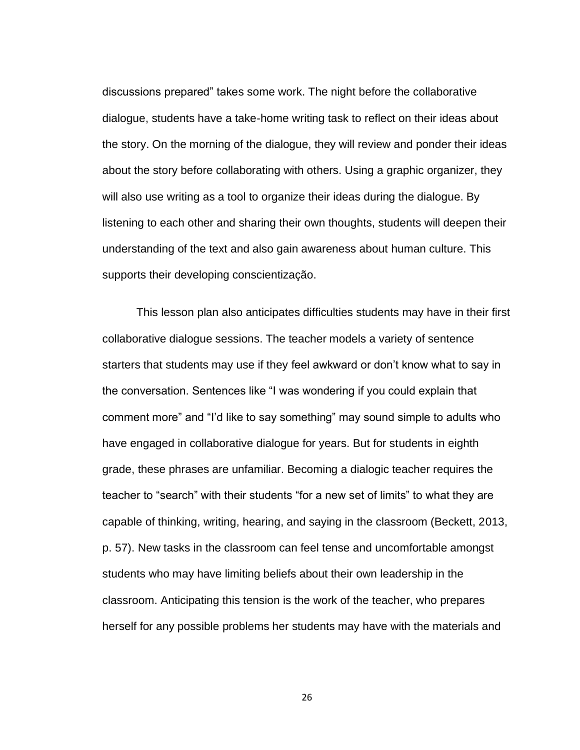discussions prepared" takes some work. The night before the collaborative dialogue, students have a take-home writing task to reflect on their ideas about the story. On the morning of the dialogue, they will review and ponder their ideas about the story before collaborating with others. Using a graphic organizer, they will also use writing as a tool to organize their ideas during the dialogue. By listening to each other and sharing their own thoughts, students will deepen their understanding of the text and also gain awareness about human culture. This supports their developing conscientização.

This lesson plan also anticipates difficulties students may have in their first collaborative dialogue sessions. The teacher models a variety of sentence starters that students may use if they feel awkward or don't know what to say in the conversation. Sentences like "I was wondering if you could explain that comment more" and "I'd like to say something" may sound simple to adults who have engaged in collaborative dialogue for years. But for students in eighth grade, these phrases are unfamiliar. Becoming a dialogic teacher requires the teacher to "search" with their students "for a new set of limits" to what they are capable of thinking, writing, hearing, and saying in the classroom (Beckett, 2013, p. 57). New tasks in the classroom can feel tense and uncomfortable amongst students who may have limiting beliefs about their own leadership in the classroom. Anticipating this tension is the work of the teacher, who prepares herself for any possible problems her students may have with the materials and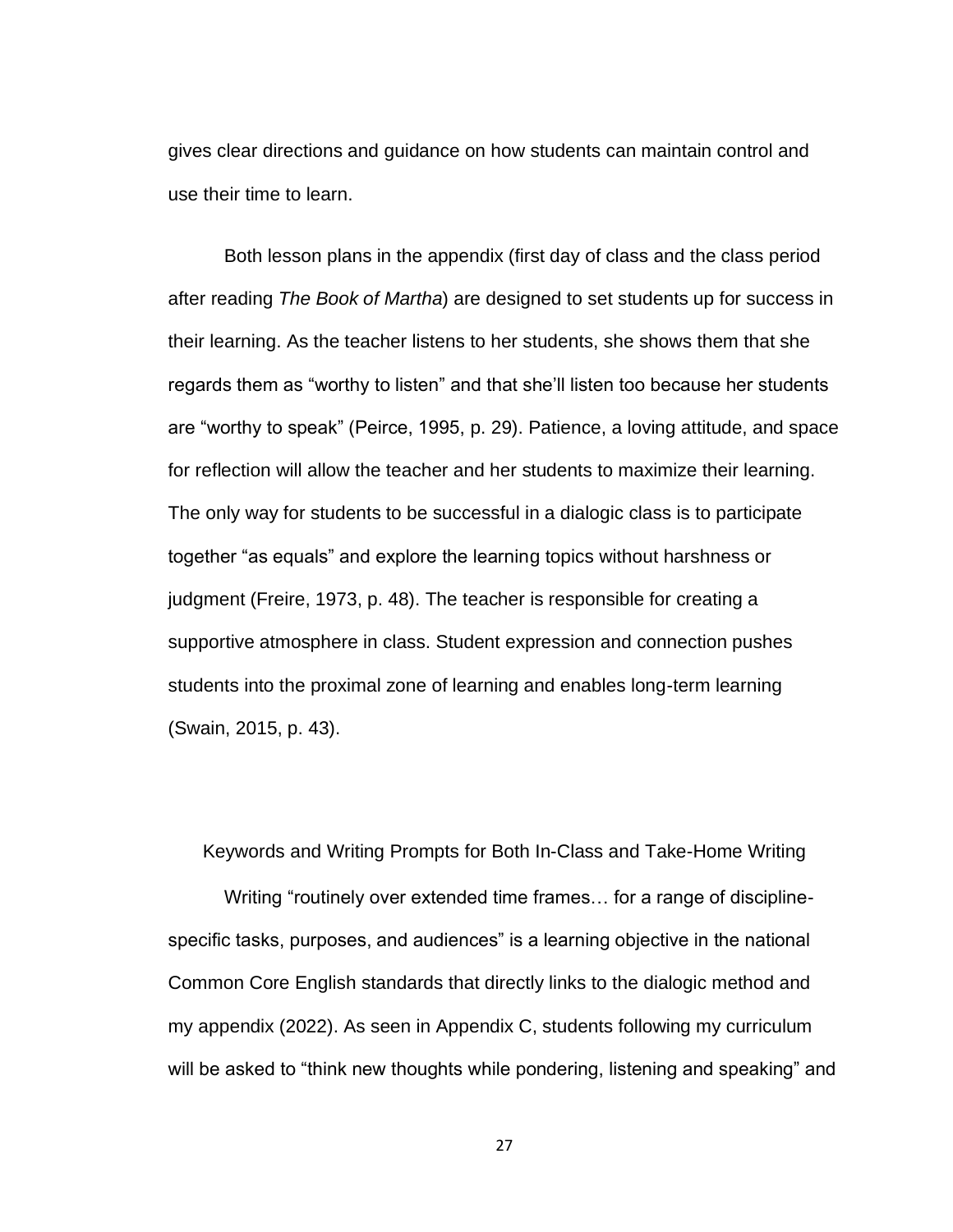gives clear directions and guidance on how students can maintain control and use their time to learn.

Both lesson plans in the appendix (first day of class and the class period after reading *The Book of Martha*) are designed to set students up for success in their learning. As the teacher listens to her students, she shows them that she regards them as "worthy to listen" and that she'll listen too because her students are "worthy to speak" (Peirce, 1995, p. 29). Patience, a loving attitude, and space for reflection will allow the teacher and her students to maximize their learning. The only way for students to be successful in a dialogic class is to participate together "as equals" and explore the learning topics without harshness or judgment (Freire, 1973, p. 48). The teacher is responsible for creating a supportive atmosphere in class. Student expression and connection pushes students into the proximal zone of learning and enables long-term learning (Swain, 2015, p. 43).

## Keywords and Writing Prompts for Both In-Class and Take-Home Writing

Writing "routinely over extended time frames… for a range of discipline-specific tasks, purposes, and audiences" is a learning objective in the national Common Core English standards that directly links to the dialogic method and my appendix (2022). As seen in Appendix C, students following my curriculum will be asked to "think new thoughts while pondering, listening and speaking" and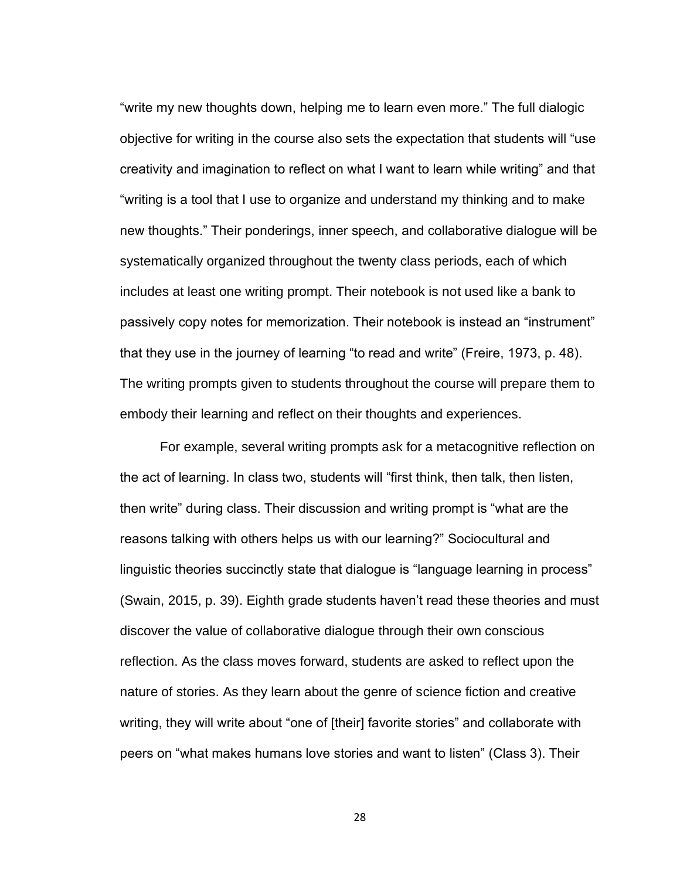"write my new thoughts down, helping me to learn even more." The full dialogic objective for writing in the course also sets the expectation that students will "use creativity and imagination to reflect on what I want to learn while writing" and that "writing is a tool that I use to organize and understand my thinking and to make new thoughts." Their ponderings, inner speech, and collaborative dialogue will be systematically organized throughout the twenty class periods, each of which includes at least one writing prompt. Their notebook is not used like a bank to passively copy notes for memorization. Their notebook is instead an "instrument" that they use in the journey of learning "to read and write" (Freire, 1973, p. 48). The writing prompts given to students throughout the course will prepare them to embody their learning and reflect on their thoughts and experiences.

For example, several writing prompts ask for a metacognitive reflection on the act of learning. In class two, students will "first think, then talk, then listen, then write" during class. Their discussion and writing prompt is "what are the reasons talking with others helps us with our learning?" Sociocultural and linguistic theories succinctly state that dialogue is "language learning in process" (Swain, 2015, p. 39). Eighth grade students haven't read these theories and must discover the value of collaborative dialogue through their own conscious reflection. As the class moves forward, students are asked to reflect upon the nature of stories. As they learn about the genre of science fiction and creative writing, they will write about "one of [their] favorite stories" and collaborate with peers on "what makes humans love stories and want to listen" (Class 3). Their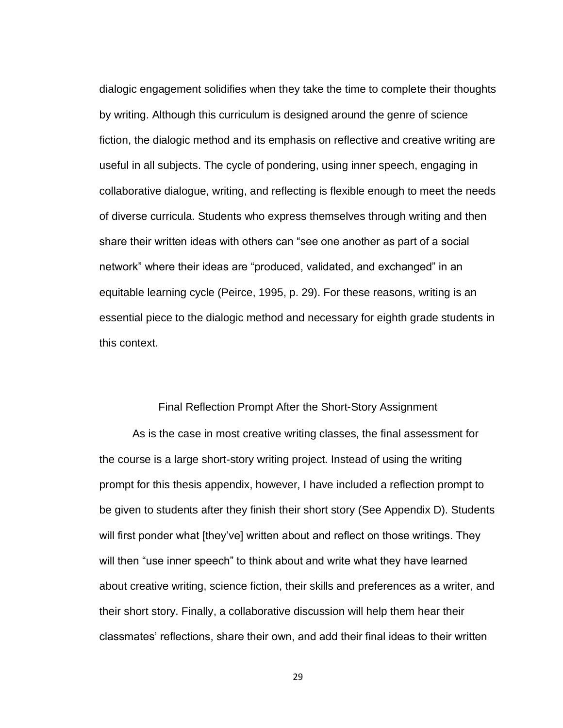dialogic engagement solidifies when they take the time to complete their thoughts by writing. Although this curriculum is designed around the genre of science fiction, the dialogic method and its emphasis on reflective and creative writing are useful in all subjects. The cycle of pondering, using inner speech, engaging in collaborative dialogue, writing, and reflecting is flexible enough to meet the needs of diverse curricula. Students who express themselves through writing and then share their written ideas with others can "see one another as part of a social network" where their ideas are "produced, validated, and exchanged" in an equitable learning cycle (Peirce, 1995, p. 29). For these reasons, writing is an essential piece to the dialogic method and necessary for eighth grade students in this context.

## Final Reflection Prompt After the Short-Story Assignment

As is the case in most creative writing classes, the final assessment for the course is a large short-story writing project. Instead of using the writing prompt for this thesis appendix, however, I have included a reflection prompt to be given to students after they finish their short story (See Appendix D). Students will first ponder what [they've] written about and reflect on those writings. They will then "use inner speech" to think about and write what they have learned about creative writing, science fiction, their skills and preferences as a writer, and their short story. Finally, a collaborative discussion will help them hear their classmates' reflections, share their own, and add their final ideas to their written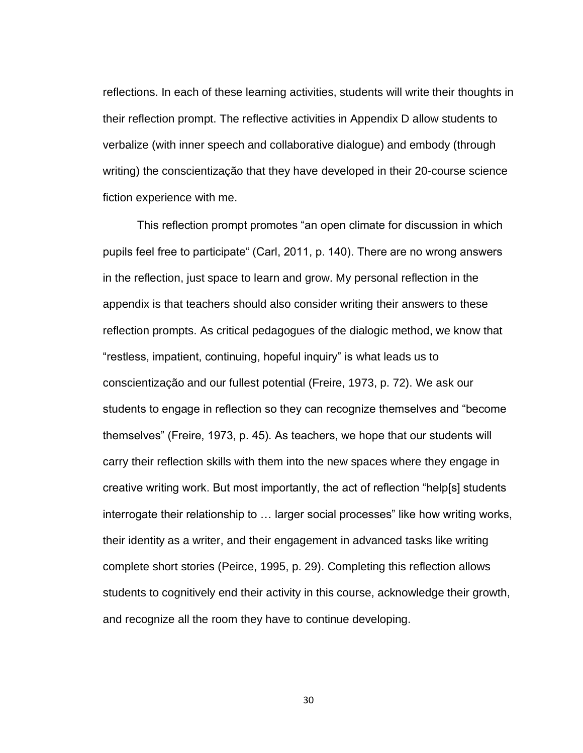reflections. In each of these learning activities, students will write their thoughts in their reflection prompt. The reflective activities in Appendix D allow students to verbalize (with inner speech and collaborative dialogue) and embody (through writing) the conscientização that they have developed in their 20-course science fiction experience with me.

This reflection prompt promotes “an open climate for discussion in which pupils feel free to participate“ (Carl, 2011, p. 140). There are no wrong answers in the reflection, just space to learn and grow. My personal reflection in the appendix is that teachers should also consider writing their answers to these reflection prompts. As critical pedagogues of the dialogic method, we know that “restless, impatient, continuing, hopeful inquiry” is what leads us to conscientização and our fullest potential (Freire, 1973, p. 72). We ask our students to engage in reflection so they can recognize themselves and “become themselves” (Freire, 1973, p. 45). As teachers, we hope that our students will carry their reflection skills with them into the new spaces where they engage in creative writing work. But most importantly, the act of reflection “help[s] students interrogate their relationship to … larger social processes” like how writing works, their identity as a writer, and their engagement in advanced tasks like writing complete short stories (Peirce, 1995, p. 29). Completing this reflection allows students to cognitively end their activity in this course, acknowledge their growth, and recognize all the room they have to continue developing.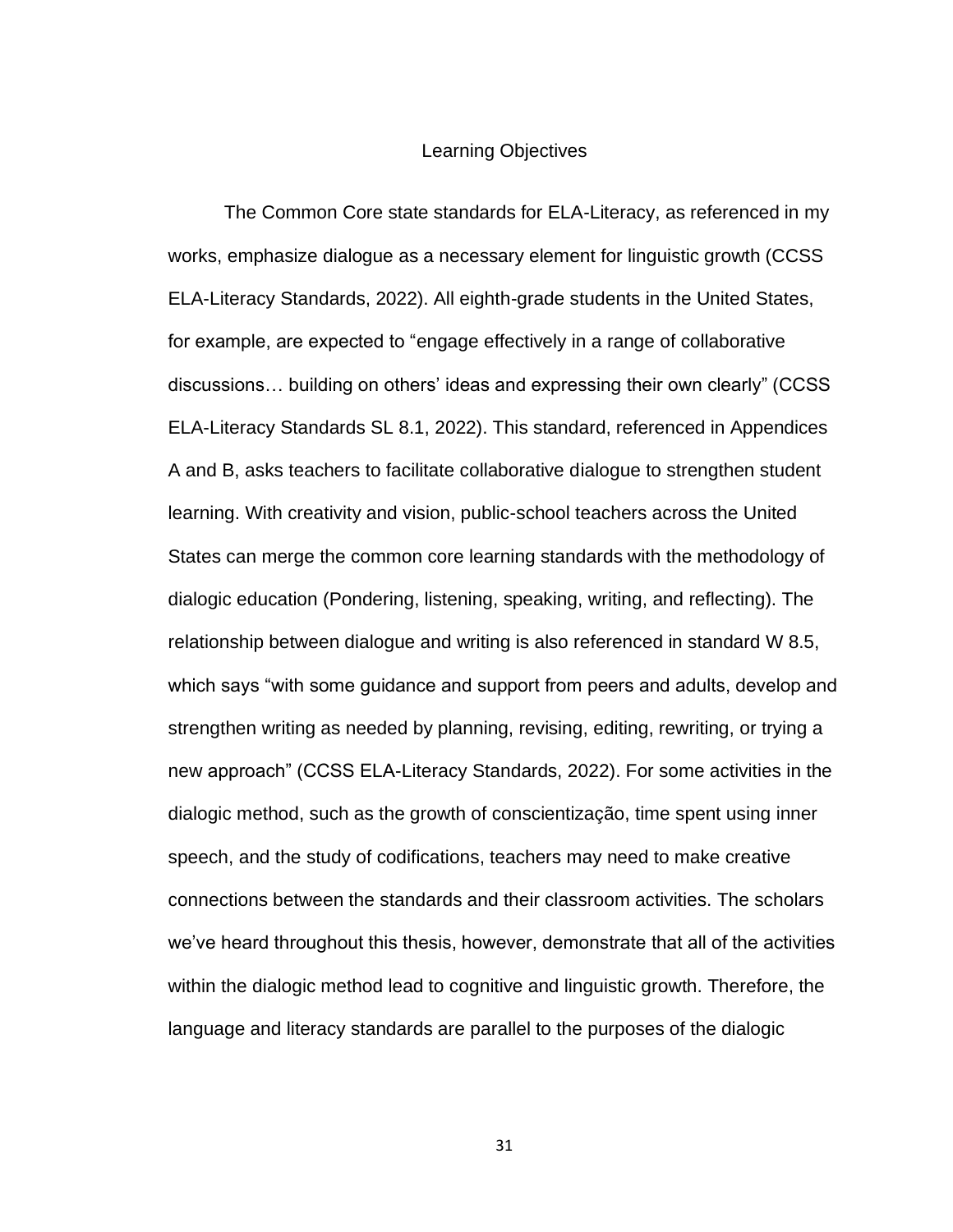## Learning Objectives

The Common Core state standards for ELA-Literacy, as referenced in my works, emphasize dialogue as a necessary element for linguistic growth (CCSS ELA-Literacy Standards, 2022). All eighth-grade students in the United States, for example, are expected to "engage effectively in a range of collaborative discussions… building on others' ideas and expressing their own clearly" (CCSS ELA-Literacy Standards SL 8.1, 2022). This standard, referenced in Appendices A and B, asks teachers to facilitate collaborative dialogue to strengthen student learning. With creativity and vision, public-school teachers across the United States can merge the common core learning standards with the methodology of dialogic education (Pondering, listening, speaking, writing, and reflecting). The relationship between dialogue and writing is also referenced in standard W 8.5, which says "with some guidance and support from peers and adults, develop and strengthen writing as needed by planning, revising, editing, rewriting, or trying a new approach" (CCSS ELA-Literacy Standards, 2022). For some activities in the dialogic method, such as the growth of conscientização, time spent using inner speech, and the study of codifications, teachers may need to make creative connections between the standards and their classroom activities. The scholars we've heard throughout this thesis, however, demonstrate that all of the activities within the dialogic method lead to cognitive and linguistic growth. Therefore, the language and literacy standards are parallel to the purposes of the dialogic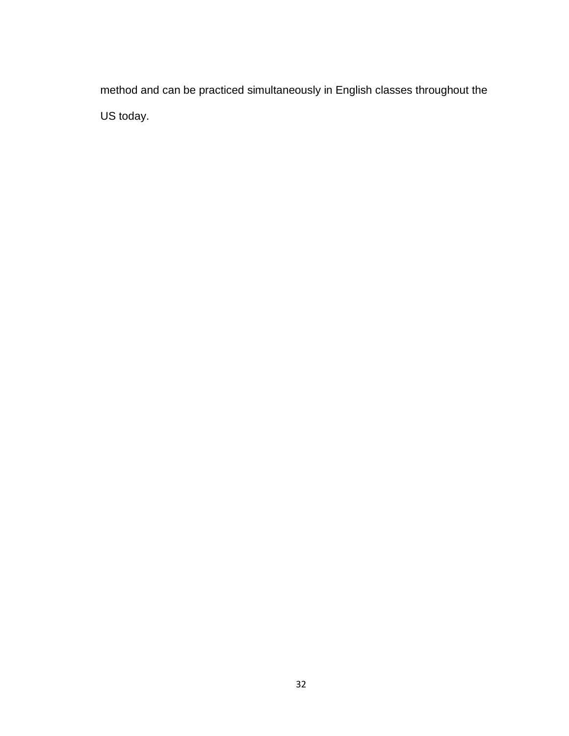method and can be practiced simultaneously in English classes throughout the US today.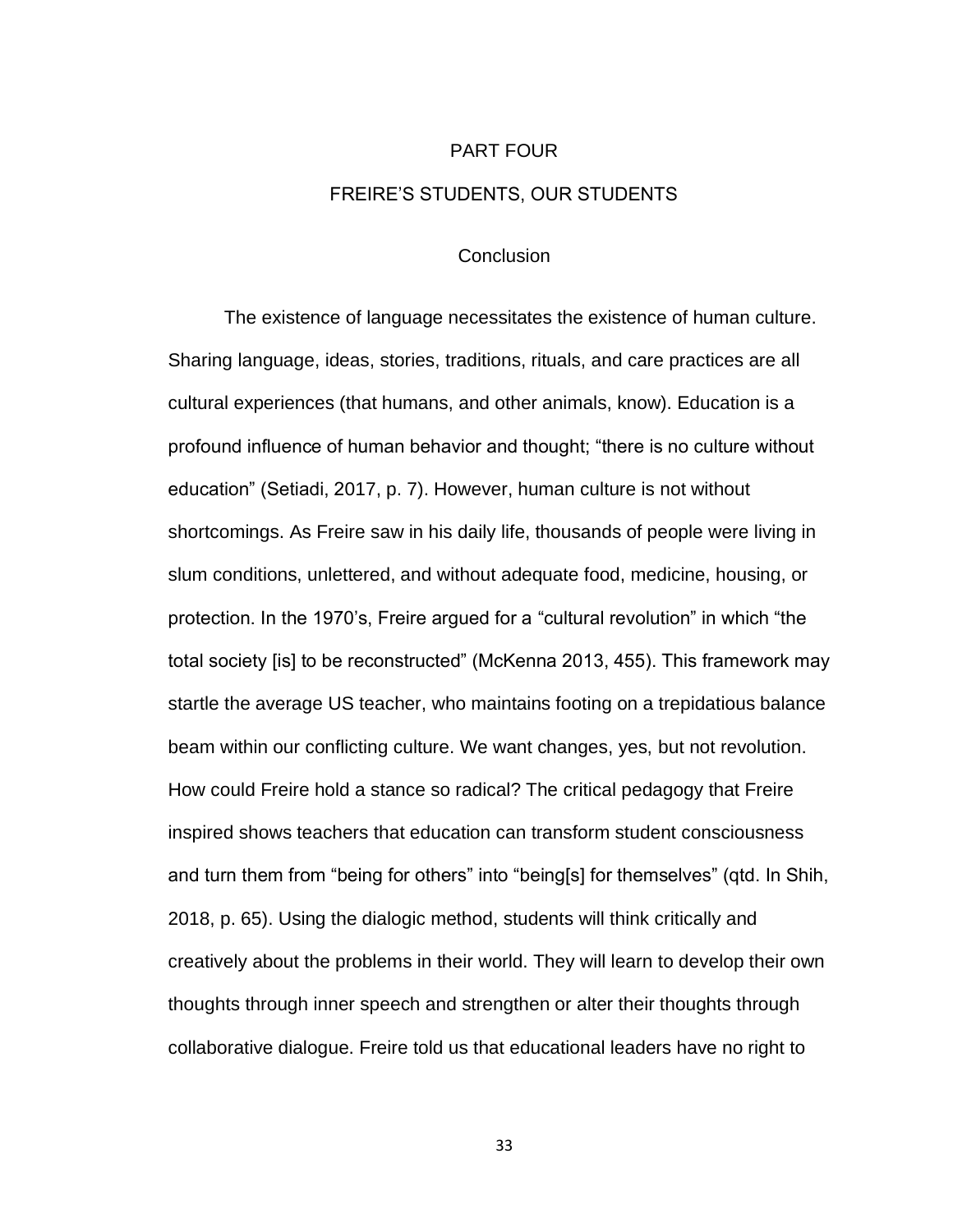# PART FOUR

# FREIRE'S STUDENTS, OUR STUDENTS

## Conclusion

The existence of language necessitates the existence of human culture. Sharing language, ideas, stories, traditions, rituals, and care practices are all cultural experiences (that humans, and other animals, know). Education is a profound influence of human behavior and thought; "there is no culture without education" (Setiadi, 2017, p. 7). However, human culture is not without shortcomings. As Freire saw in his daily life, thousands of people were living in slum conditions, unlettered, and without adequate food, medicine, housing, or protection. In the 1970's, Freire argued for a "cultural revolution" in which "the total society [is] to be reconstructed" (McKenna 2013, 455). This framework may startle the average US teacher, who maintains footing on a trepidatious balance beam within our conflicting culture. We want changes, yes, but not revolution. How could Freire hold a stance so radical? The critical pedagogy that Freire inspired shows teachers that education can transform student consciousness and turn them from "being for others" into "being[s] for themselves" (qtd. In Shih, 2018, p. 65). Using the dialogic method, students will think critically and creatively about the problems in their world. They will learn to develop their own thoughts through inner speech and strengthen or alter their thoughts through collaborative dialogue. Freire told us that educational leaders have no right to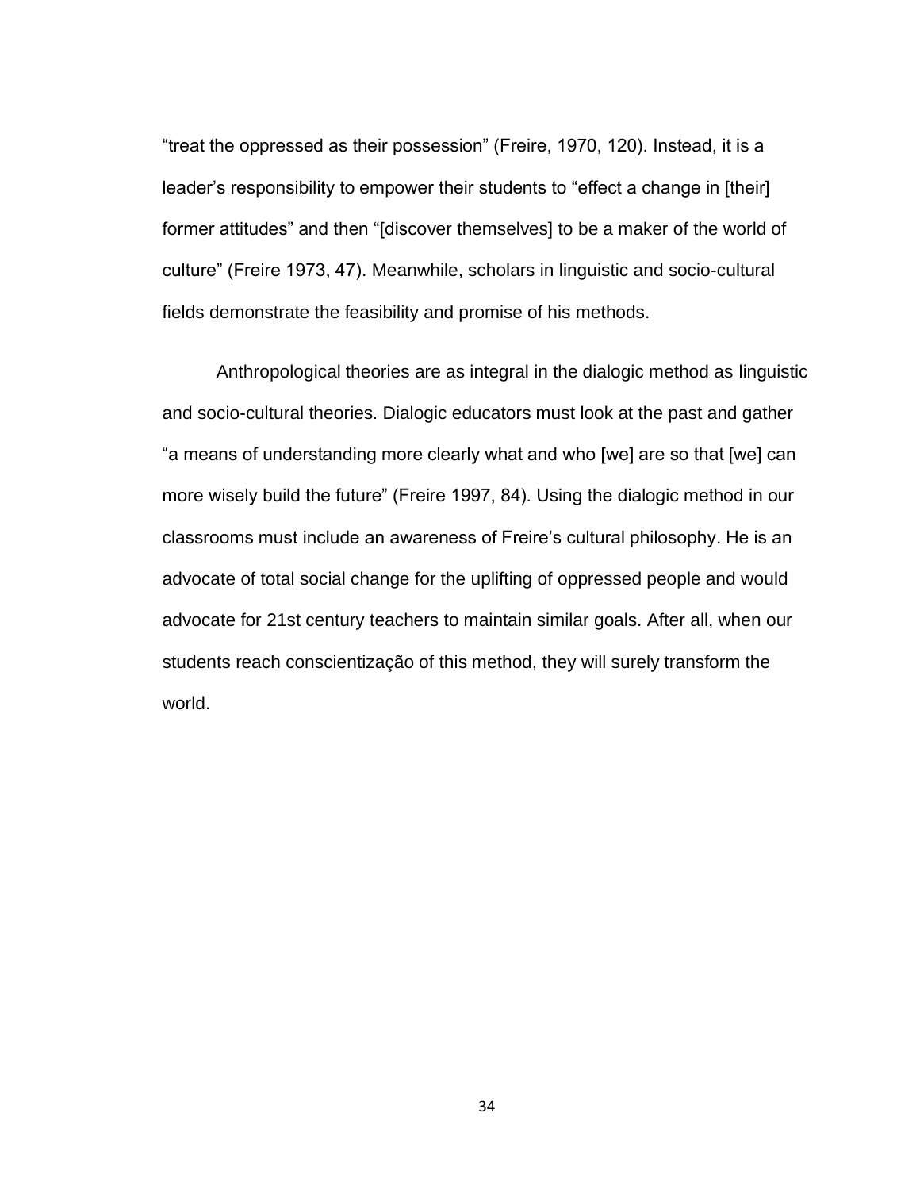“treat the oppressed as their possession” (Freire, 1970, 120). Instead, it is a leader’s responsibility to empower their students to “effect a change in [their] former attitudes” and then “[discover themselves] to be a maker of the world of culture” (Freire 1973, 47). Meanwhile, scholars in linguistic and socio-cultural fields demonstrate the feasibility and promise of his methods.

Anthropological theories are as integral in the dialogic method as linguistic and socio-cultural theories. Dialogic educators must look at the past and gather “a means of understanding more clearly what and who [we] are so that [we] can more wisely build the future” (Freire 1997, 84). Using the dialogic method in our classrooms must include an awareness of Freire’s cultural philosophy. He is an advocate of total social change for the uplifting of oppressed people and would advocate for 21st century teachers to maintain similar goals. After all, when our students reach conscientização of this method, they will surely transform the world.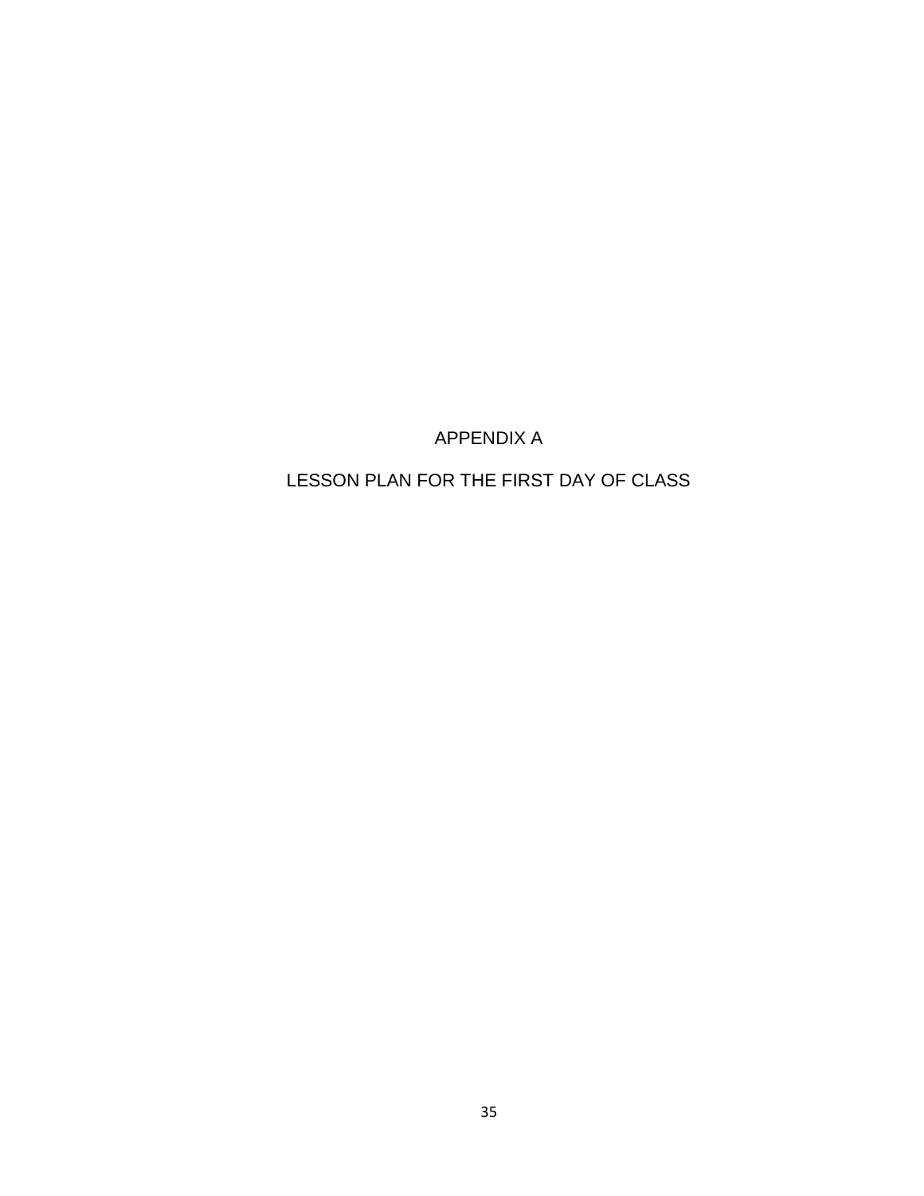# APPENDIX A

# LESSON PLAN FOR THE FIRST DAY OF CLASS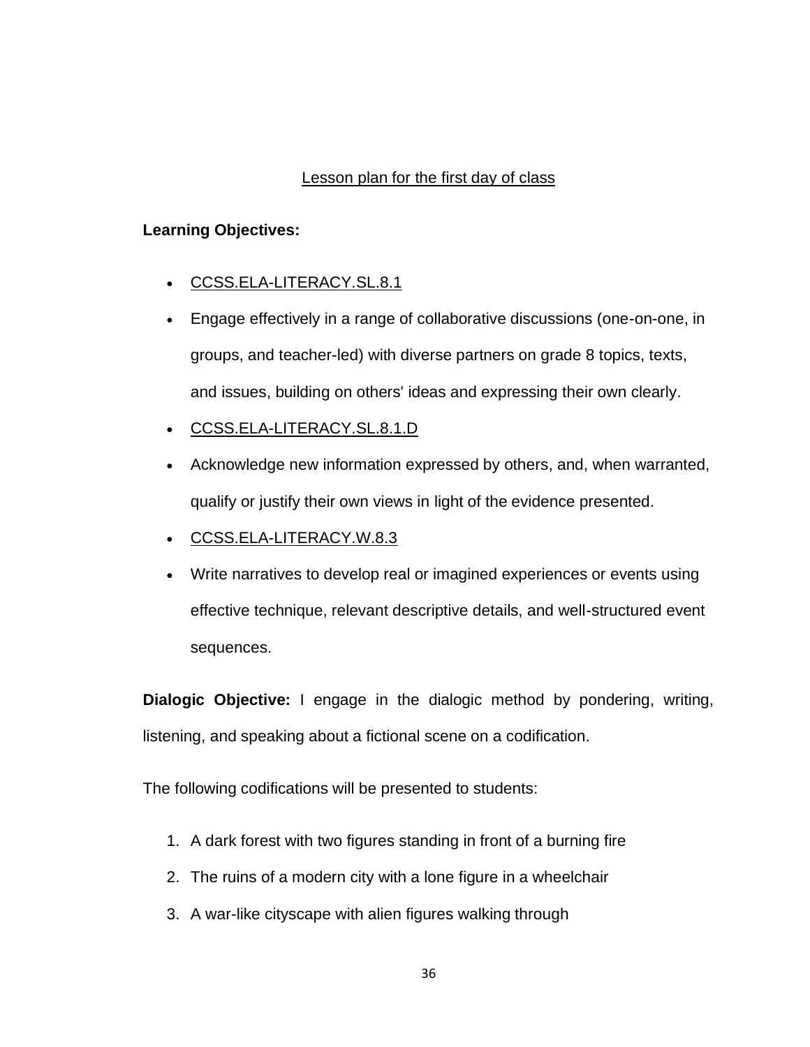## Lesson plan for the first day of class

**Learning Objectives:**

- CCSS.ELA-LITERACY.SL.8.1
- Engage effectively in a range of collaborative discussions (one-on-one, in groups, and teacher-led) with diverse partners on grade 8 topics, texts, and issues, building on others' ideas and expressing their own clearly.
- CCSS.ELA-LITERACY.SL.8.1.D
- Acknowledge new information expressed by others, and, when warranted, qualify or justify their own views in light of the evidence presented.
- CCSS.ELA-LITERACY.W.8.3
- Write narratives to develop real or imagined experiences or events using effective technique, relevant descriptive details, and well-structured event sequences.

**Dialogic Objective:** I engage in the dialogic method by pondering, writing, listening, and speaking about a fictional scene on a codification.

The following codifications will be presented to students:

1. A dark forest with two figures standing in front of a burning fire
2. The ruins of a modern city with a lone figure in a wheelchair
3. A war-like cityscape with alien figures walking through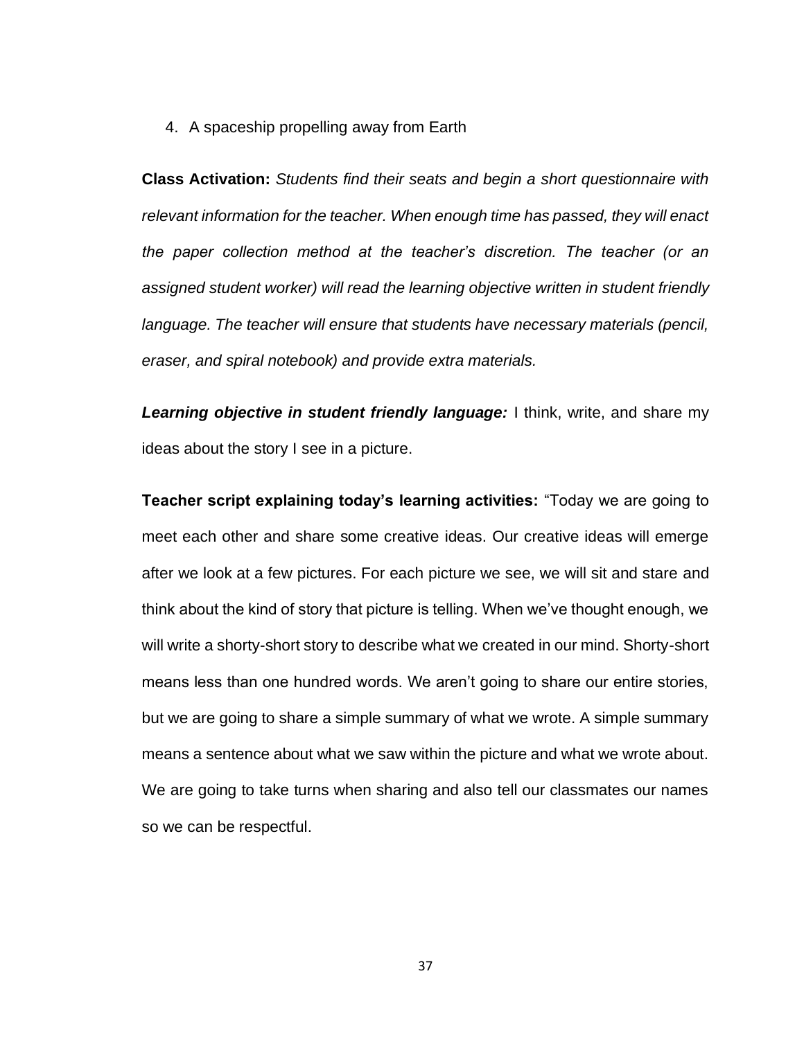4. A spaceship propelling away from Earth

**Class Activation:** *Students find their seats and begin a short questionnaire with relevant information for the teacher. When enough time has passed, they will enact the paper collection method at the teacher's discretion. The teacher (or an assigned student worker) will read the learning objective written in student friendly language. The teacher will ensure that students have necessary materials (pencil, eraser, and spiral notebook) and provide extra materials.*

***Learning objective in student friendly language:*** I think, write, and share my ideas about the story I see in a picture.

**Teacher script explaining today's learning activities:** "Today we are going to meet each other and share some creative ideas. Our creative ideas will emerge after we look at a few pictures. For each picture we see, we will sit and stare and think about the kind of story that picture is telling. When we've thought enough, we will write a shorty-short story to describe what we created in our mind. Shorty-short means less than one hundred words. We aren't going to share our entire stories, but we are going to share a simple summary of what we wrote. A simple summary means a sentence about what we saw within the picture and what we wrote about. We are going to take turns when sharing and also tell our classmates our names so we can be respectful.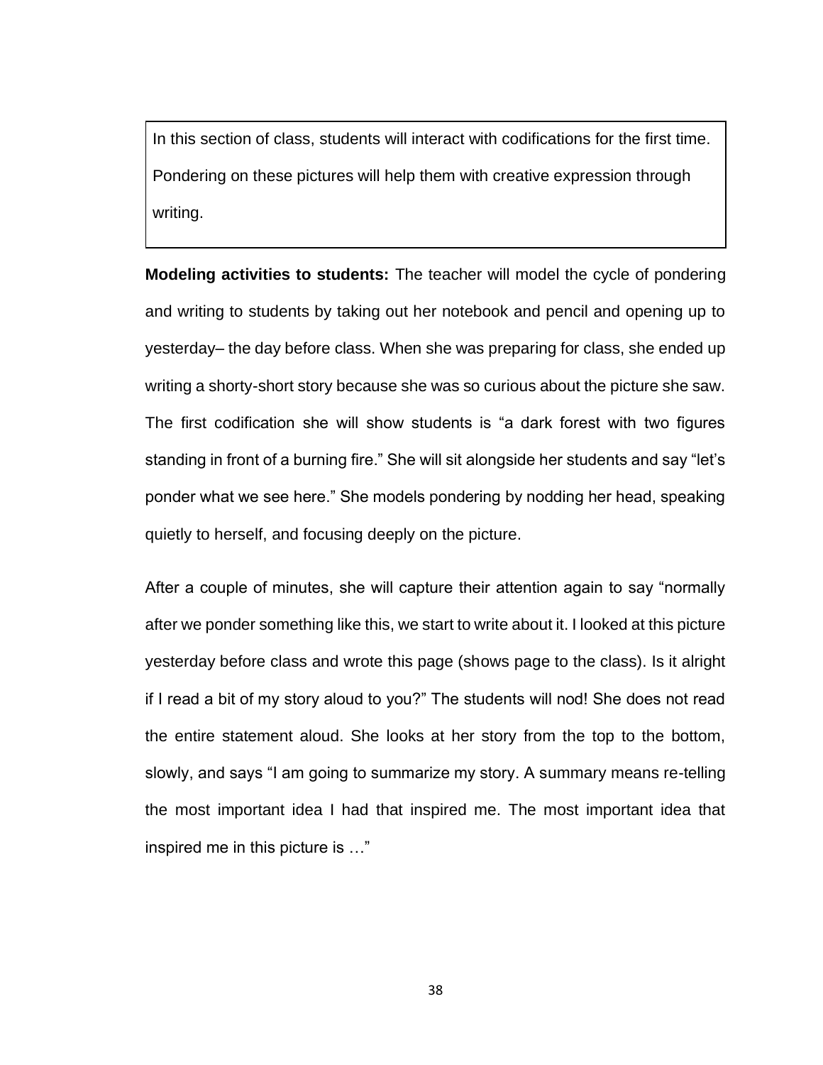In this section of class, students will interact with codifications for the first time. Pondering on these pictures will help them with creative expression through writing.

**Modeling activities to students:** The teacher will model the cycle of pondering and writing to students by taking out her notebook and pencil and opening up to yesterday– the day before class. When she was preparing for class, she ended up writing a shorty-short story because she was so curious about the picture she saw. The first codification she will show students is "a dark forest with two figures standing in front of a burning fire." She will sit alongside her students and say "let's ponder what we see here." She models pondering by nodding her head, speaking quietly to herself, and focusing deeply on the picture.

After a couple of minutes, she will capture their attention again to say "normally after we ponder something like this, we start to write about it. I looked at this picture yesterday before class and wrote this page (shows page to the class). Is it alright if I read a bit of my story aloud to you?" The students will nod! She does not read the entire statement aloud. She looks at her story from the top to the bottom, slowly, and says "I am going to summarize my story. A summary means re-telling the most important idea I had that inspired me. The most important idea that inspired me in this picture is …"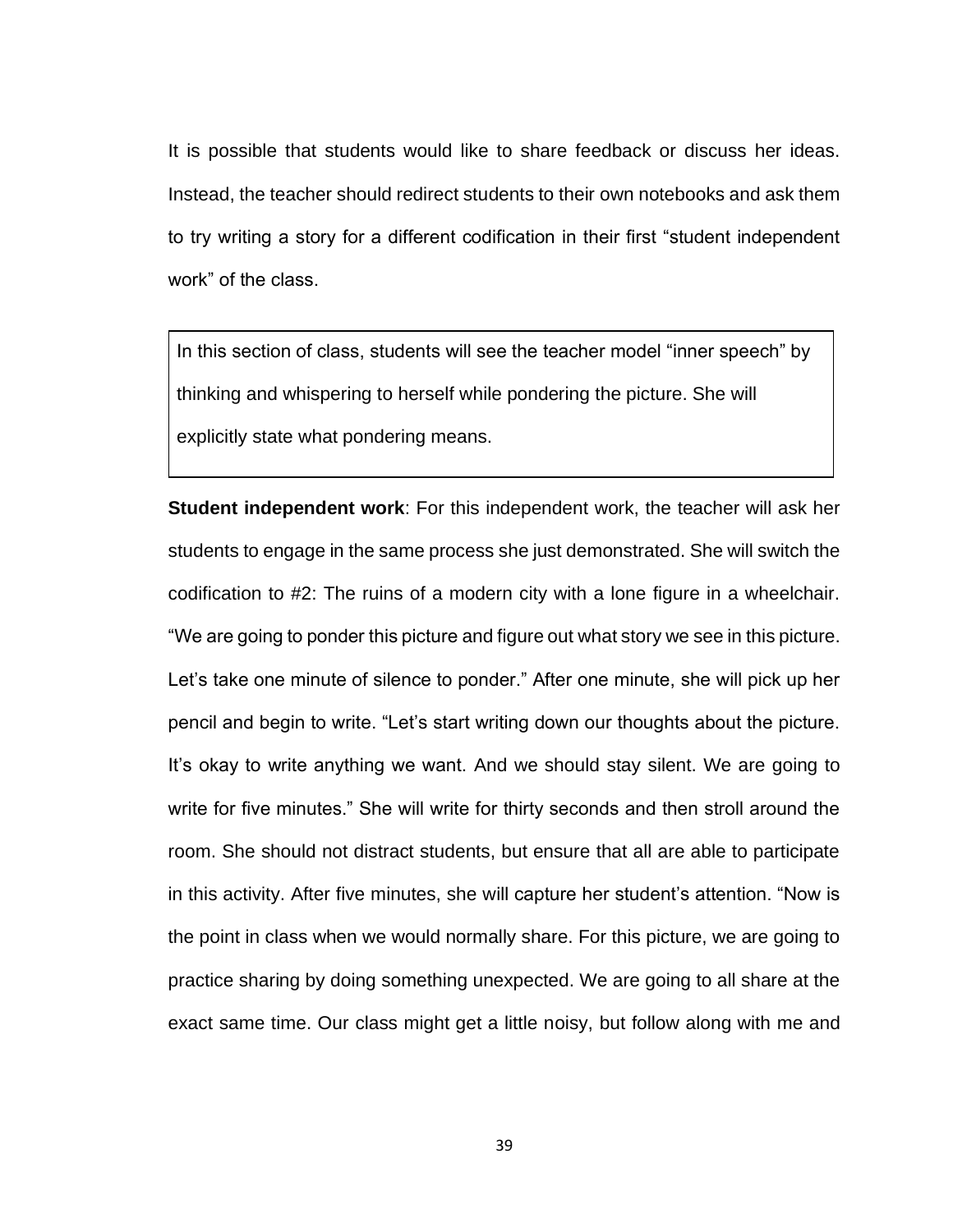It is possible that students would like to share feedback or discuss her ideas. Instead, the teacher should redirect students to their own notebooks and ask them to try writing a story for a different codification in their first "student independent work" of the class.

> In this section of class, students will see the teacher model "inner speech" by thinking and whispering to herself while pondering the picture. She will explicitly state what pondering means.

**Student independent work**: For this independent work, the teacher will ask her students to engage in the same process she just demonstrated. She will switch the codification to #2: The ruins of a modern city with a lone figure in a wheelchair. "We are going to ponder this picture and figure out what story we see in this picture. Let's take one minute of silence to ponder." After one minute, she will pick up her pencil and begin to write. "Let's start writing down our thoughts about the picture. It's okay to write anything we want. And we should stay silent. We are going to write for five minutes." She will write for thirty seconds and then stroll around the room. She should not distract students, but ensure that all are able to participate in this activity. After five minutes, she will capture her student's attention. "Now is the point in class when we would normally share. For this picture, we are going to practice sharing by doing something unexpected. We are going to all share at the exact same time. Our class might get a little noisy, but follow along with me and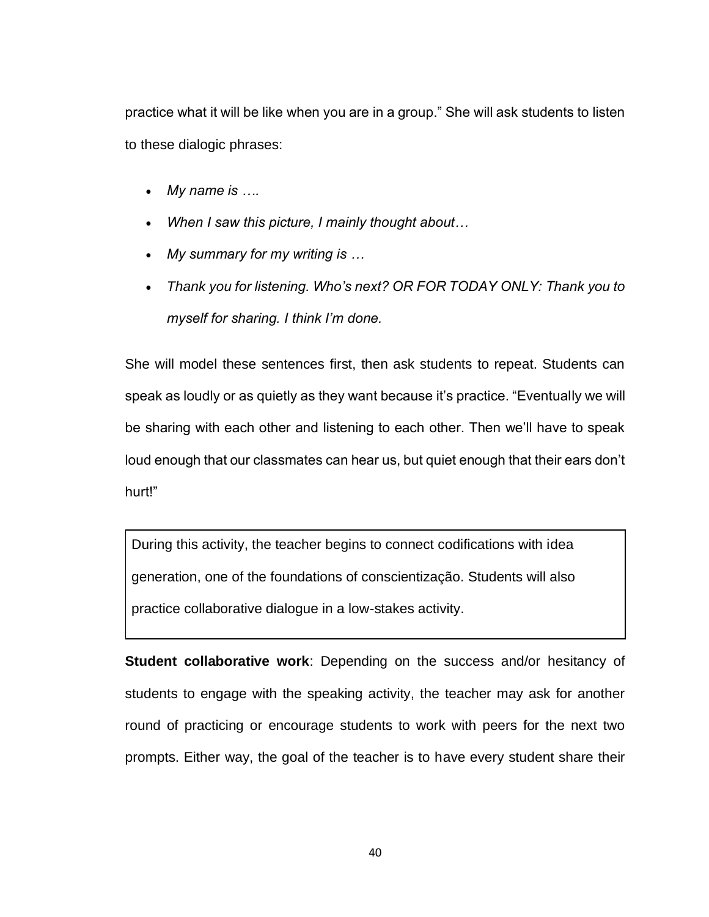practice what it will be like when you are in a group." She will ask students to listen to these dialogic phrases:

- *My name is ….*
- *When I saw this picture, I mainly thought about…*
- *My summary for my writing is …*
- *Thank you for listening. Who's next? OR FOR TODAY ONLY: Thank you to myself for sharing. I think I'm done.*

She will model these sentences first, then ask students to repeat. Students can speak as loudly or as quietly as they want because it's practice. "Eventually we will be sharing with each other and listening to each other. Then we'll have to speak loud enough that our classmates can hear us, but quiet enough that their ears don't hurt!"

| During this activity, the teacher begins to connect codifications with idea generation, one of the foundations of conscientização. Students will also practice collaborative dialogue in a low-stakes activity. |
| --- |

**Student collaborative work**: Depending on the success and/or hesitancy of students to engage with the speaking activity, the teacher may ask for another round of practicing or encourage students to work with peers for the next two prompts. Either way, the goal of the teacher is to have every student share their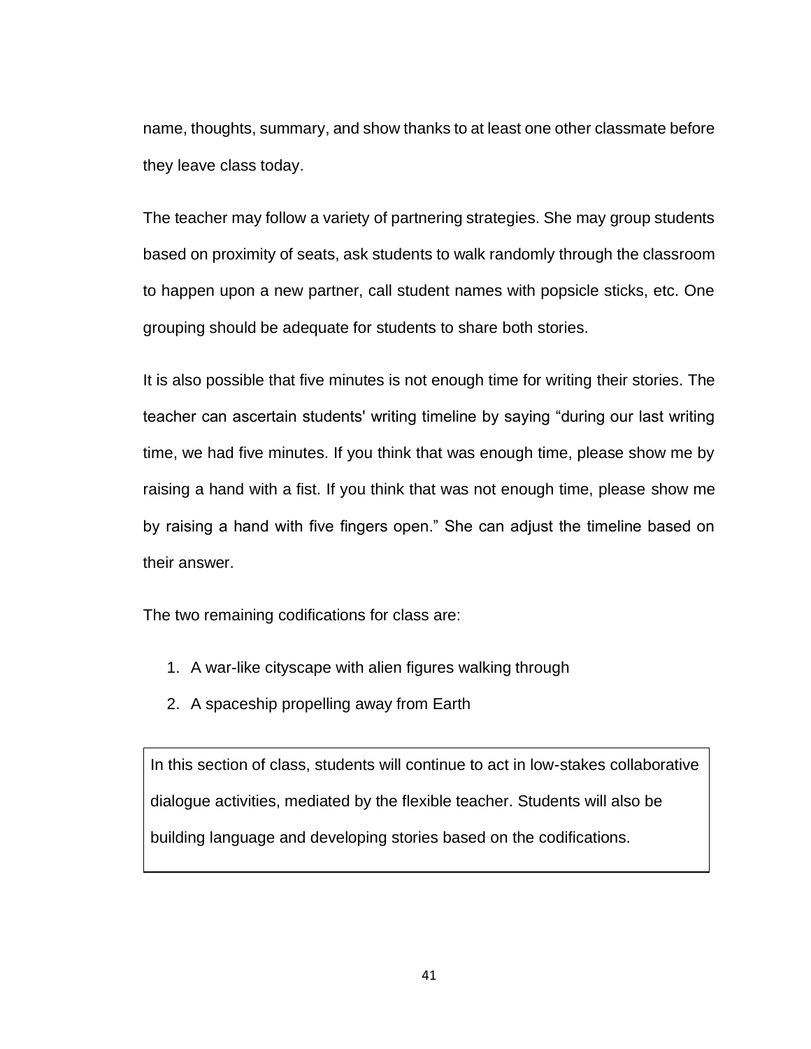name, thoughts, summary, and show thanks to at least one other classmate before they leave class today.

The teacher may follow a variety of partnering strategies. She may group students based on proximity of seats, ask students to walk randomly through the classroom to happen upon a new partner, call student names with popsicle sticks, etc. One grouping should be adequate for students to share both stories.

It is also possible that five minutes is not enough time for writing their stories. The teacher can ascertain students' writing timeline by saying "during our last writing time, we had five minutes. If you think that was enough time, please show me by raising a hand with a fist. If you think that was not enough time, please show me by raising a hand with five fingers open." She can adjust the timeline based on their answer.

The two remaining codifications for class are:

1. A war-like cityscape with alien figures walking through
2. A spaceship propelling away from Earth

> In this section of class, students will continue to act in low-stakes collaborative dialogue activities, mediated by the flexible teacher. Students will also be building language and developing stories based on the codifications.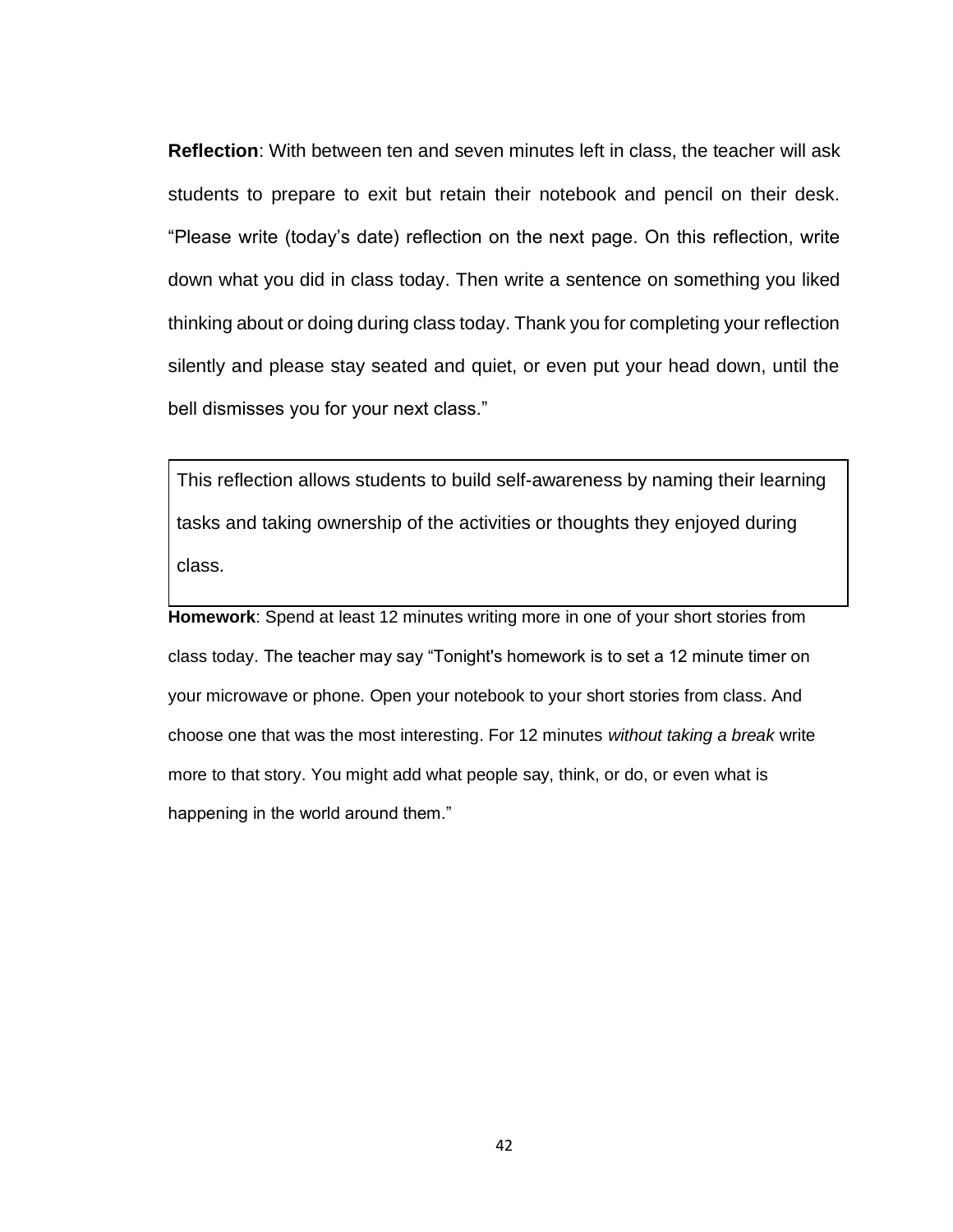**Reflection**: With between ten and seven minutes left in class, the teacher will ask students to prepare to exit but retain their notebook and pencil on their desk. "Please write (today's date) reflection on the next page. On this reflection, write down what you did in class today. Then write a sentence on something you liked thinking about or doing during class today. Thank you for completing your reflection silently and please stay seated and quiet, or even put your head down, until the bell dismisses you for your next class."

> This reflection allows students to build self-awareness by naming their learning tasks and taking ownership of the activities or thoughts they enjoyed during class.

**Homework**: Spend at least 12 minutes writing more in one of your short stories from class today. The teacher may say "Tonight's homework is to set a 12 minute timer on your microwave or phone. Open your notebook to your short stories from class. And choose one that was the most interesting. For 12 minutes *without taking a break* write more to that story. You might add what people say, think, or do, or even what is happening in the world around them."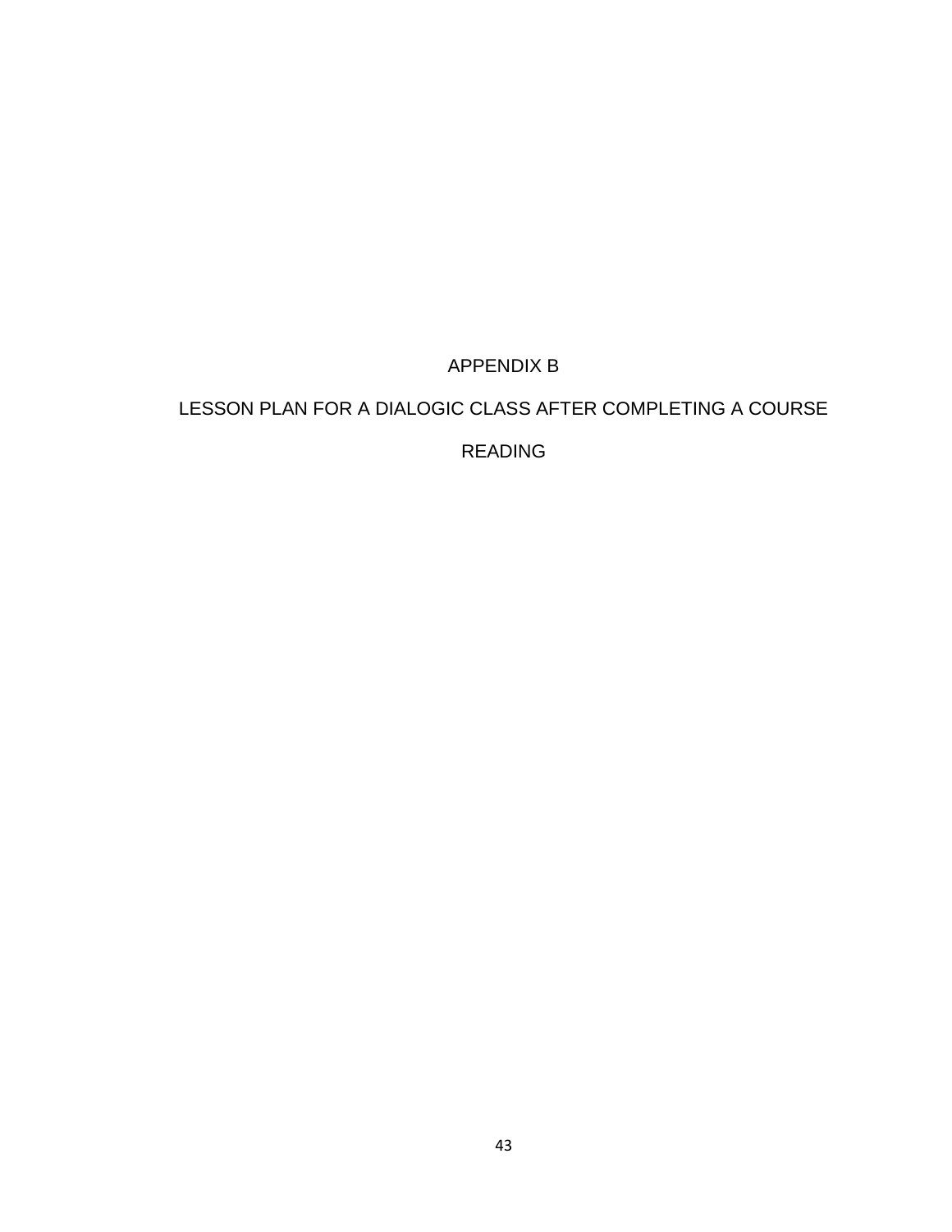# APPENDIX B

# LESSON PLAN FOR A DIALOGIC CLASS AFTER COMPLETING A COURSE READING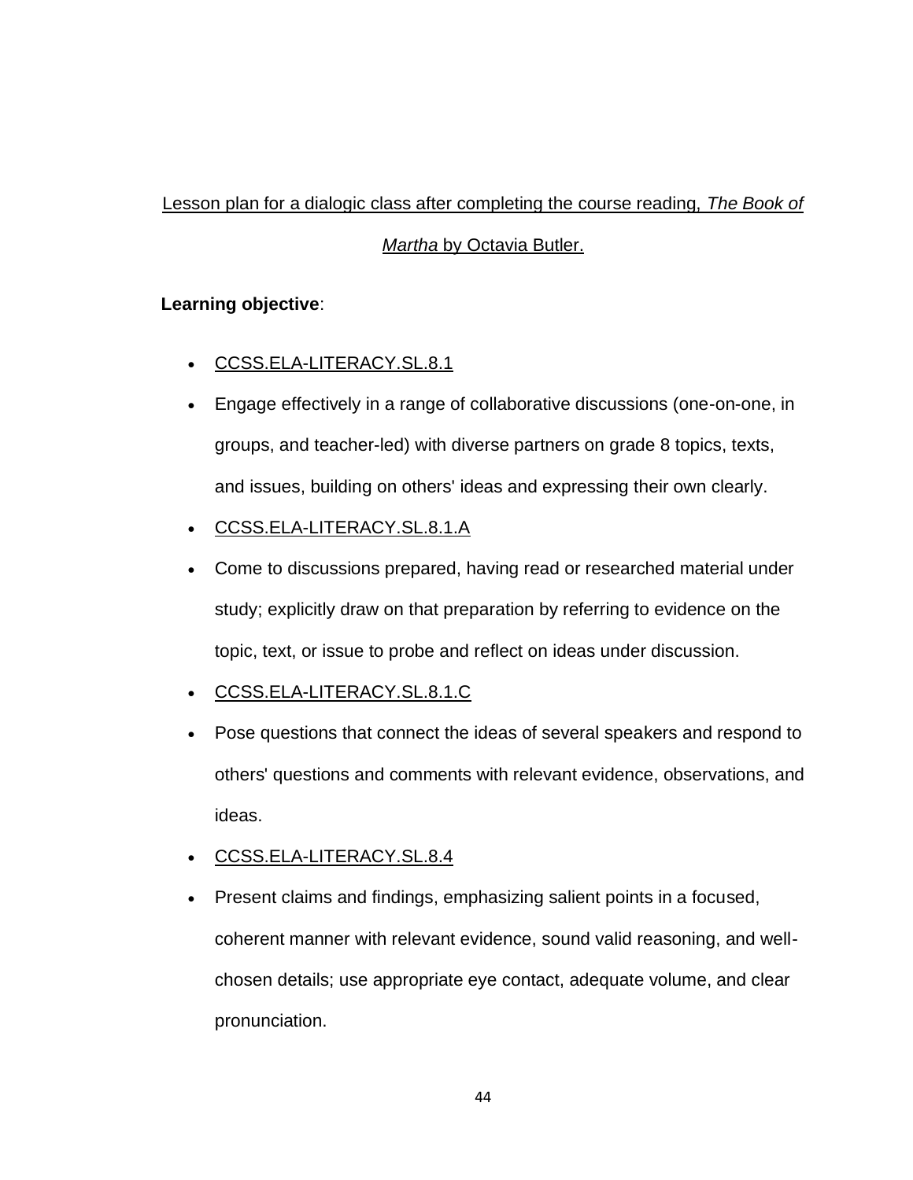Lesson plan for a dialogic class after completing the course reading, *The Book of Martha* by Octavia Butler.

**Learning objective**:

- CCSS.ELA-LITERACY.SL.8.1
- Engage effectively in a range of collaborative discussions (one-on-one, in groups, and teacher-led) with diverse partners on grade 8 topics, texts, and issues, building on others' ideas and expressing their own clearly.
- CCSS.ELA-LITERACY.SL.8.1.A
- Come to discussions prepared, having read or researched material under study; explicitly draw on that preparation by referring to evidence on the topic, text, or issue to probe and reflect on ideas under discussion.
- CCSS.ELA-LITERACY.SL.8.1.C
- Pose questions that connect the ideas of several speakers and respond to others' questions and comments with relevant evidence, observations, and ideas.
- CCSS.ELA-LITERACY.SL.8.4
- Present claims and findings, emphasizing salient points in a focused, coherent manner with relevant evidence, sound valid reasoning, and well-chosen details; use appropriate eye contact, adequate volume, and clear pronunciation.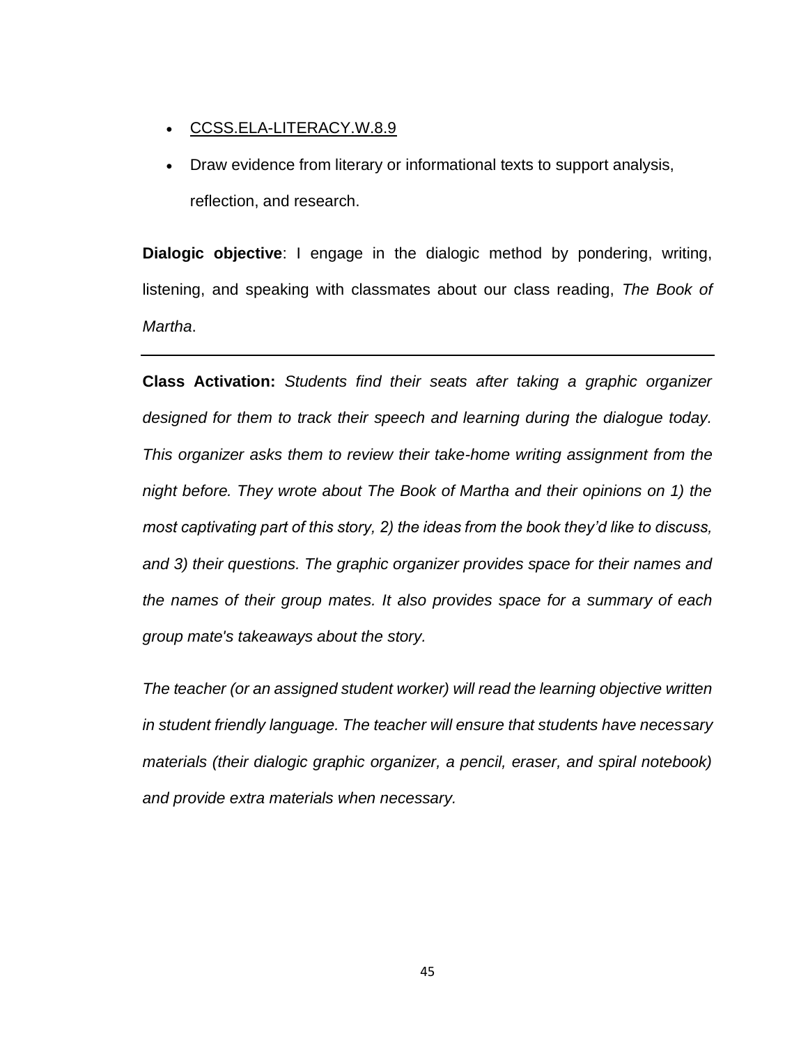- CCSS.ELA-LITERACY.W.8.9
- Draw evidence from literary or informational texts to support analysis, reflection, and research.

**Dialogic objective**: I engage in the dialogic method by pondering, writing, listening, and speaking with classmates about our class reading, *The Book of Martha*.

---

**Class Activation:** *Students find their seats after taking a graphic organizer designed for them to track their speech and learning during the dialogue today. This organizer asks them to review their take-home writing assignment from the night before. They wrote about The Book of Martha and their opinions on 1) the most captivating part of this story, 2) the ideas from the book they'd like to discuss, and 3) their questions. The graphic organizer provides space for their names and the names of their group mates. It also provides space for a summary of each group mate's takeaways about the story.*

*The teacher (or an assigned student worker) will read the learning objective written in student friendly language. The teacher will ensure that students have necessary materials (their dialogic graphic organizer, a pencil, eraser, and spiral notebook) and provide extra materials when necessary.*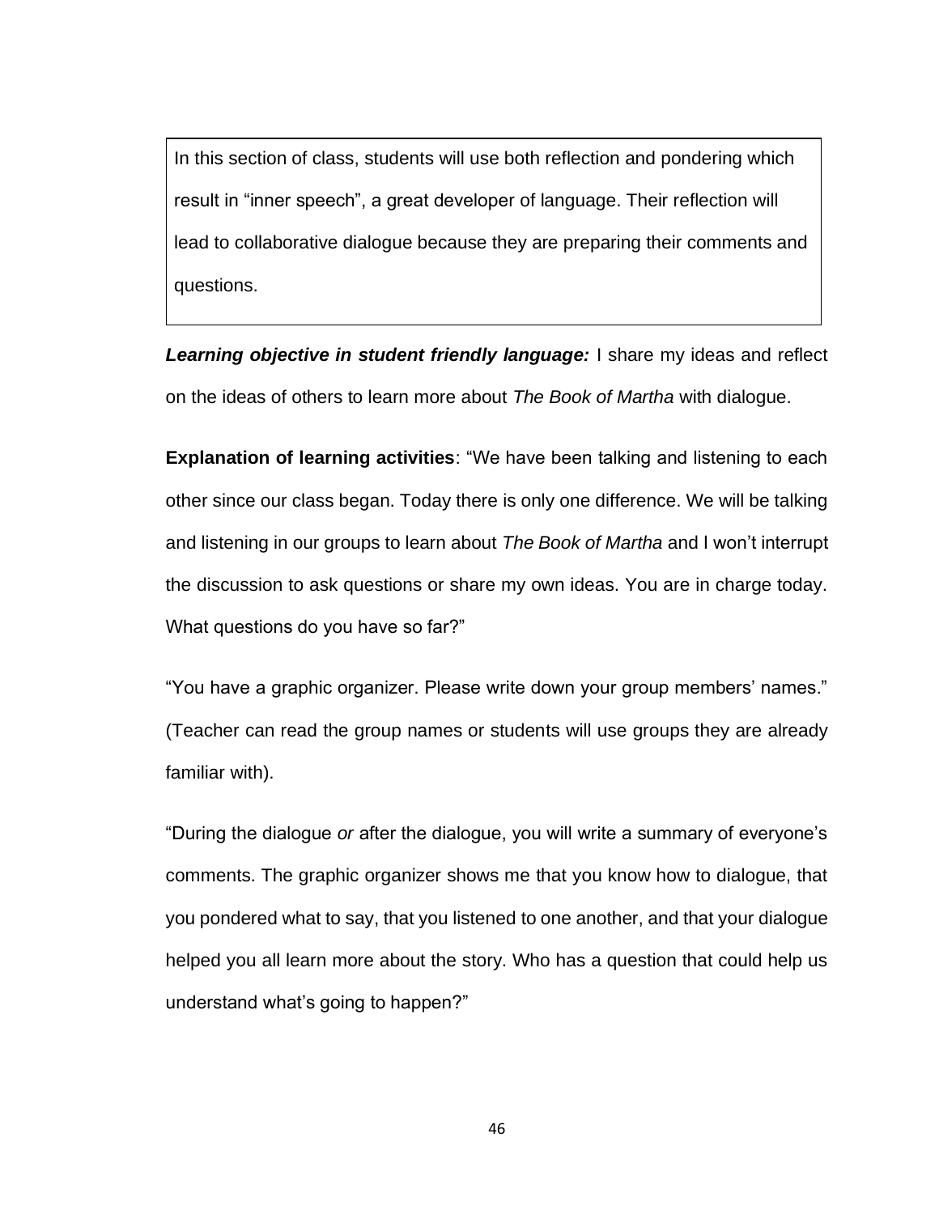In this section of class, students will use both reflection and pondering which result in "inner speech", a great developer of language. Their reflection will lead to collaborative dialogue because they are preparing their comments and questions.

***Learning objective in student friendly language:*** I share my ideas and reflect on the ideas of others to learn more about *The Book of Martha* with dialogue.

**Explanation of learning activities**: "We have been talking and listening to each other since our class began. Today there is only one difference. We will be talking and listening in our groups to learn about *The Book of Martha* and I won't interrupt the discussion to ask questions or share my own ideas. You are in charge today. What questions do you have so far?"

"You have a graphic organizer. Please write down your group members' names." (Teacher can read the group names or students will use groups they are already familiar with).

"During the dialogue *or* after the dialogue, you will write a summary of everyone's comments. The graphic organizer shows me that you know how to dialogue, that you pondered what to say, that you listened to one another, and that your dialogue helped you all learn more about the story. Who has a question that could help us understand what's going to happen?"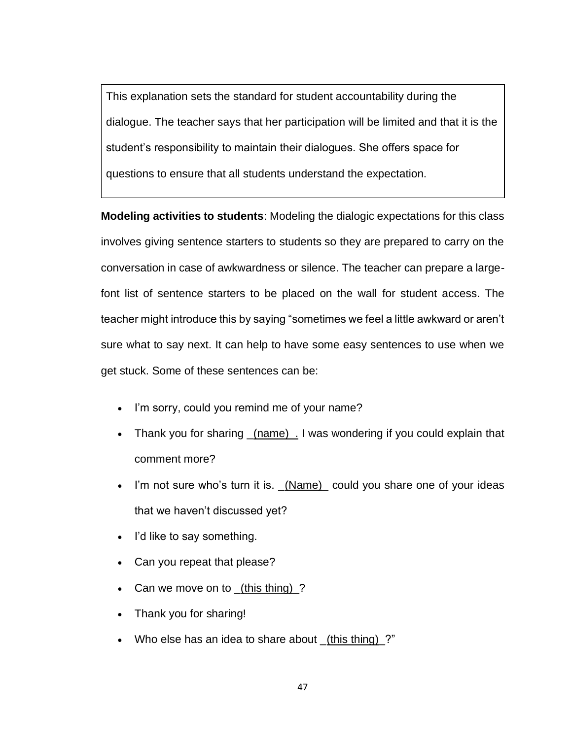This explanation sets the standard for student accountability during the dialogue. The teacher says that her participation will be limited and that it is the student's responsibility to maintain their dialogues. She offers space for questions to ensure that all students understand the expectation.

**Modeling activities to students**: Modeling the dialogic expectations for this class involves giving sentence starters to students so they are prepared to carry on the conversation in case of awkwardness or silence. The teacher can prepare a large-font list of sentence starters to be placed on the wall for student access. The teacher might introduce this by saying "sometimes we feel a little awkward or aren't sure what to say next. It can help to have some easy sentences to use when we get stuck. Some of these sentences can be:

- I'm sorry, could you remind me of your name?
- Thank you for sharing _(name)_. I was wondering if you could explain that comment more?
- I'm not sure who's turn it is. _(Name)_ could you share one of your ideas that we haven't discussed yet?
- I'd like to say something.
- Can you repeat that please?
- Can we move on to _(this thing)_?
- Thank you for sharing!
- Who else has an idea to share about _(this thing)_?"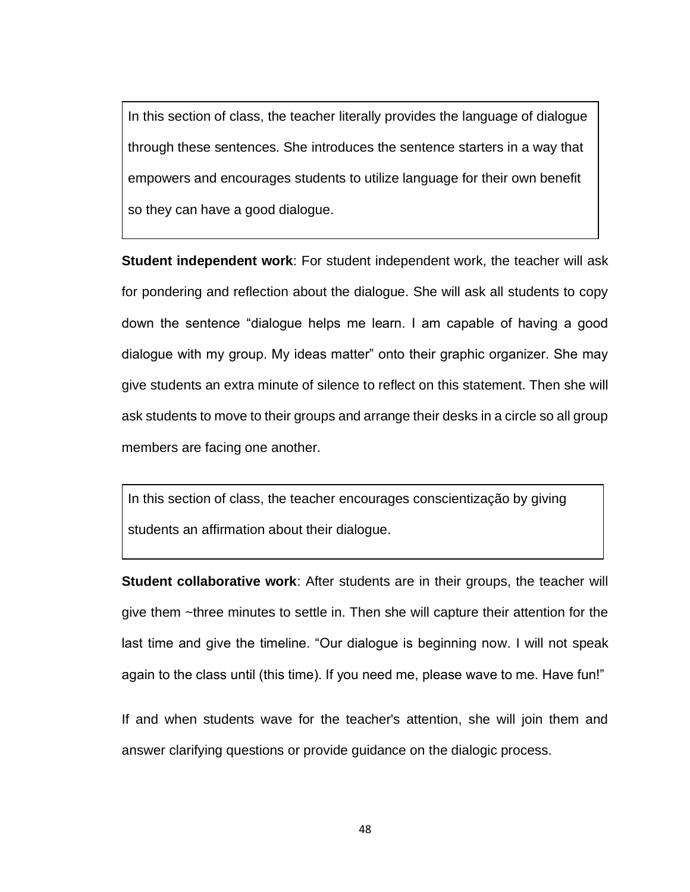In this section of class, the teacher literally provides the language of dialogue through these sentences. She introduces the sentence starters in a way that empowers and encourages students to utilize language for their own benefit so they can have a good dialogue.

**Student independent work**: For student independent work, the teacher will ask for pondering and reflection about the dialogue. She will ask all students to copy down the sentence "dialogue helps me learn. I am capable of having a good dialogue with my group. My ideas matter" onto their graphic organizer. She may give students an extra minute of silence to reflect on this statement. Then she will ask students to move to their groups and arrange their desks in a circle so all group members are facing one another.

In this section of class, the teacher encourages conscientização by giving students an affirmation about their dialogue.

**Student collaborative work**: After students are in their groups, the teacher will give them ~three minutes to settle in. Then she will capture their attention for the last time and give the timeline. "Our dialogue is beginning now. I will not speak again to the class until (this time). If you need me, please wave to me. Have fun!"

If and when students wave for the teacher's attention, she will join them and answer clarifying questions or provide guidance on the dialogic process.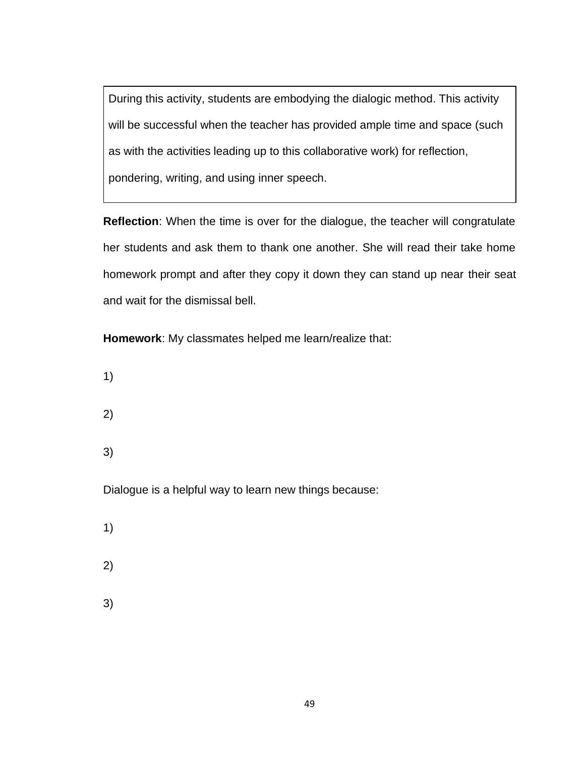> During this activity, students are embodying the dialogic method. This activity will be successful when the teacher has provided ample time and space (such as with the activities leading up to this collaborative work) for reflection, pondering, writing, and using inner speech.

**Reflection**: When the time is over for the dialogue, the teacher will congratulate her students and ask them to thank one another. She will read their take home homework prompt and after they copy it down they can stand up near their seat and wait for the dismissal bell.

**Homework**: My classmates helped me learn/realize that:

1)

2)

3)

Dialogue is a helpful way to learn new things because:

1)

2)

3)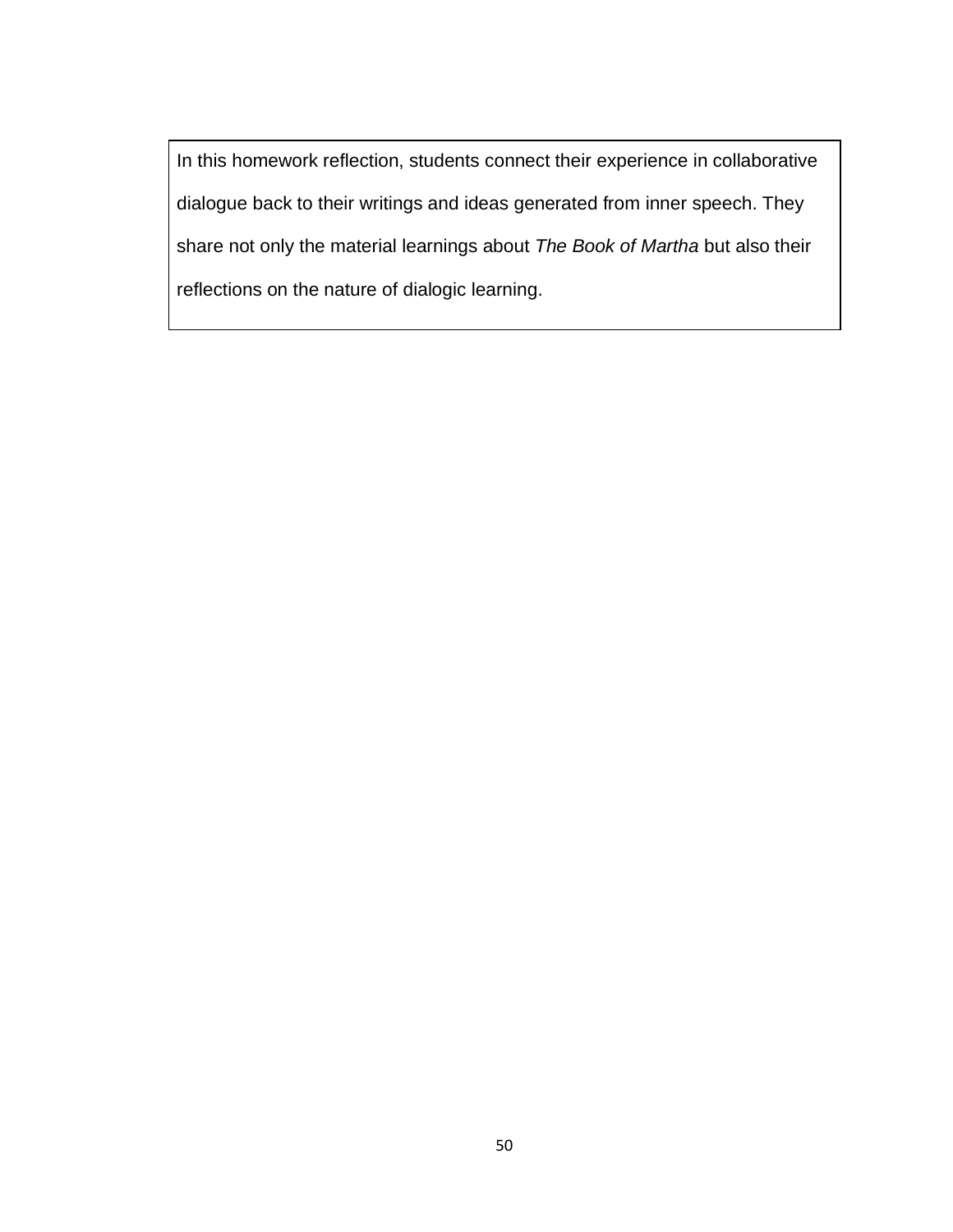In this homework reflection, students connect their experience in collaborative dialogue back to their writings and ideas generated from inner speech. They share not only the material learnings about *The Book of Martha* but also their reflections on the nature of dialogic learning.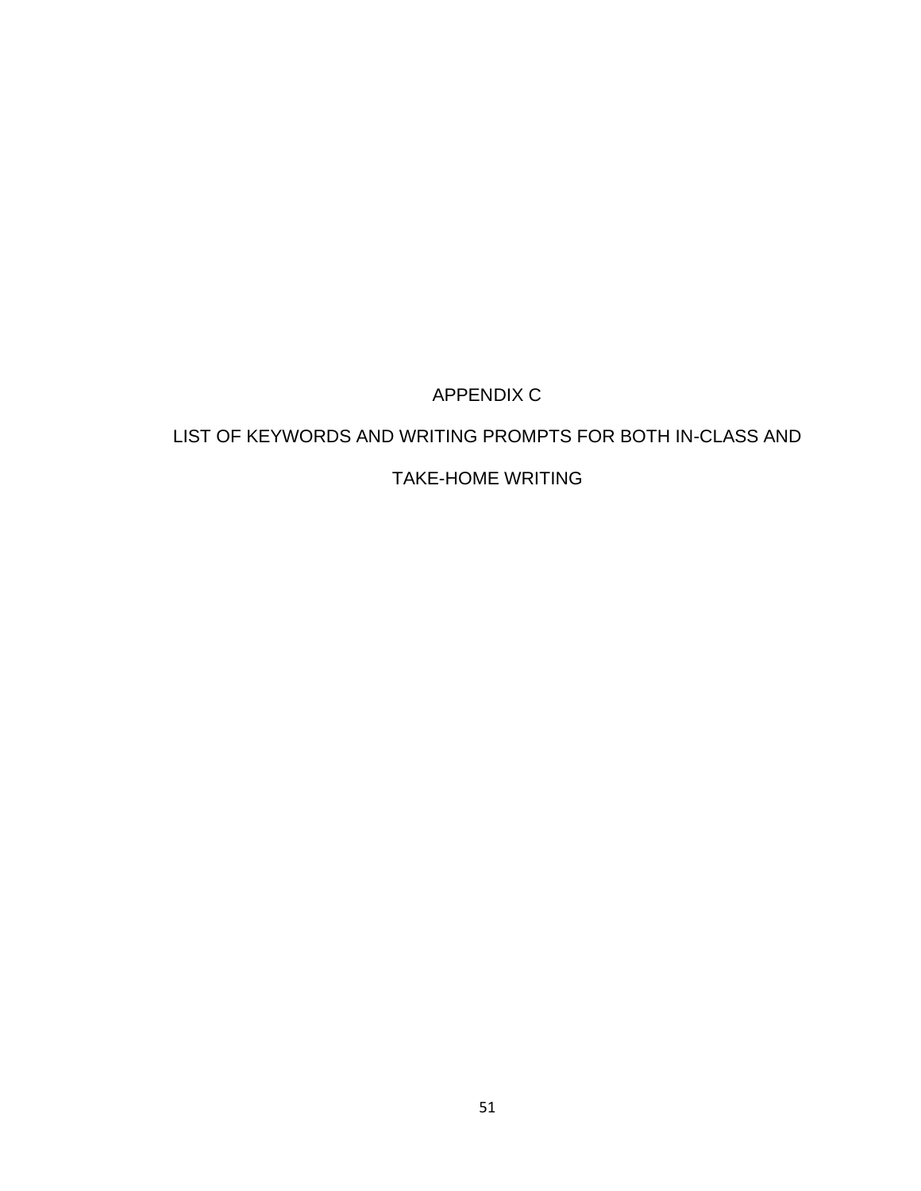# APPENDIX C

# LIST OF KEYWORDS AND WRITING PROMPTS FOR BOTH IN-CLASS AND TAKE-HOME WRITING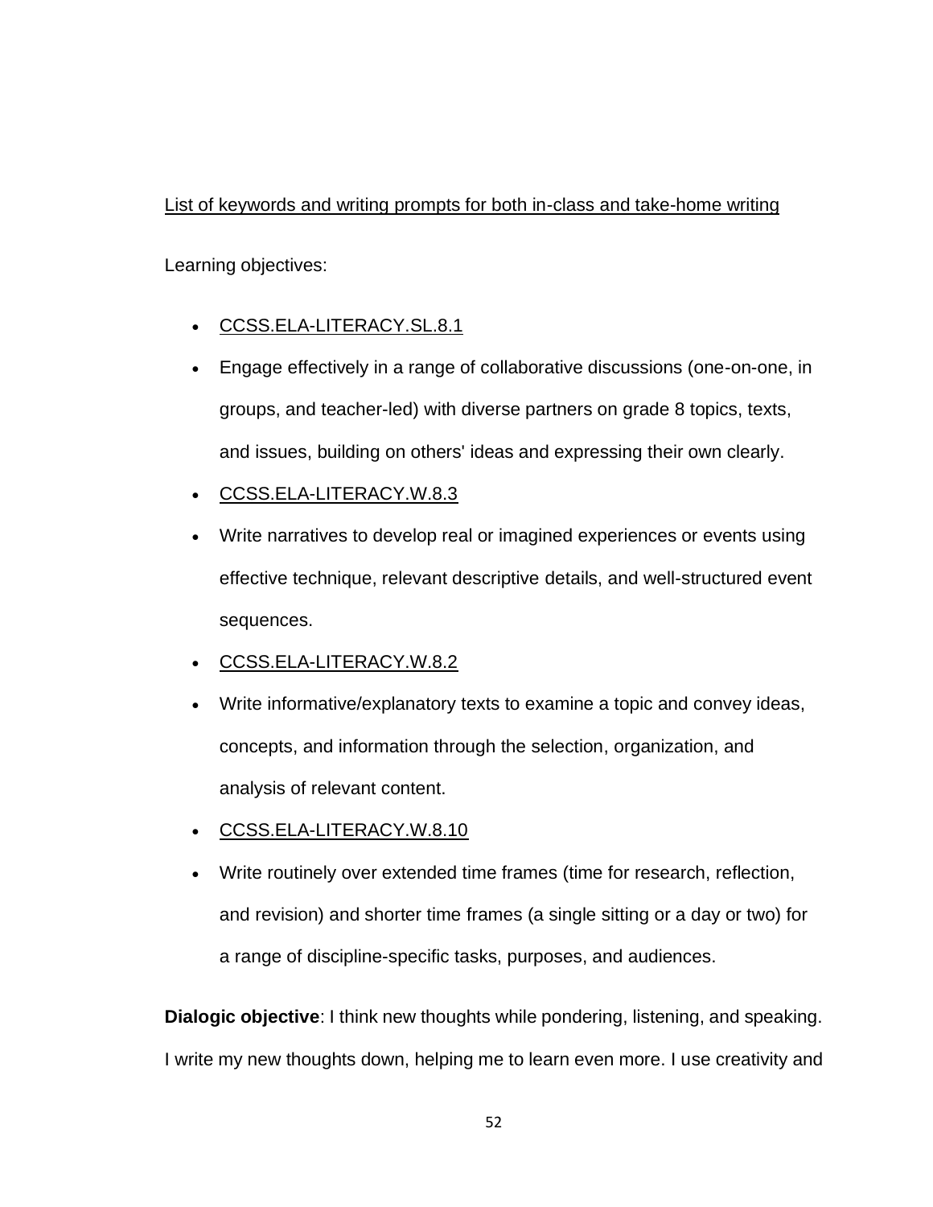<u>List of keywords and writing prompts for both in-class and take-home writing</u>

Learning objectives:

- <u>CCSS.ELA-LITERACY.SL.8.1</u>
- Engage effectively in a range of collaborative discussions (one-on-one, in groups, and teacher-led) with diverse partners on grade 8 topics, texts, and issues, building on others' ideas and expressing their own clearly.
- <u>CCSS.ELA-LITERACY.W.8.3</u>
- Write narratives to develop real or imagined experiences or events using effective technique, relevant descriptive details, and well-structured event sequences.
- <u>CCSS.ELA-LITERACY.W.8.2</u>
- Write informative/explanatory texts to examine a topic and convey ideas, concepts, and information through the selection, organization, and analysis of relevant content.
- <u>CCSS.ELA-LITERACY.W.8.10</u>
- Write routinely over extended time frames (time for research, reflection, and revision) and shorter time frames (a single sitting or a day or two) for a range of discipline-specific tasks, purposes, and audiences.

**Dialogic objective**: I think new thoughts while pondering, listening, and speaking. I write my new thoughts down, helping me to learn even more. I use creativity and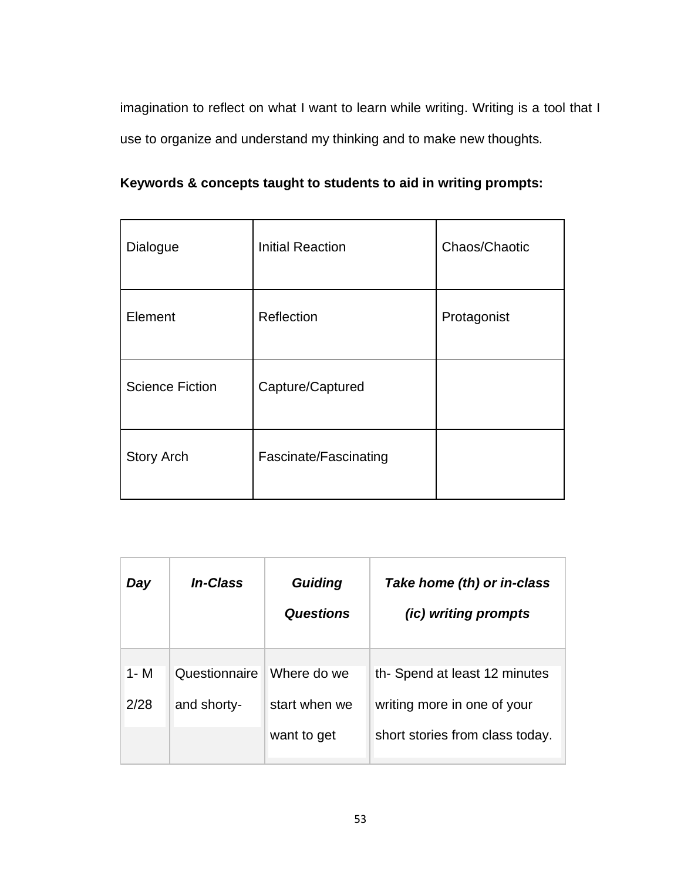imagination to reflect on what I want to learn while writing. Writing is a tool that I use to organize and understand my thinking and to make new thoughts.

**Keywords & concepts taught to students to aid in writing prompts:**

| | | |
|---|---|---|
| Dialogue | Initial Reaction | Chaos/Chaotic |
| Element | Reflection | Protagonist |
| Science Fiction | Capture/Captured | |
| Story Arch | Fascinate/Fascinating | |

| ***Day*** | ***In-Class*** | ***Guiding Questions*** | ***Take home (th) or in-class (ic) writing prompts*** |
|---|---|---|---|
| 1- M 2/28 | Questionnaire and shorty- | Where do we start when we want to get | th- Spend at least 12 minutes writing more in one of your short stories from class today. |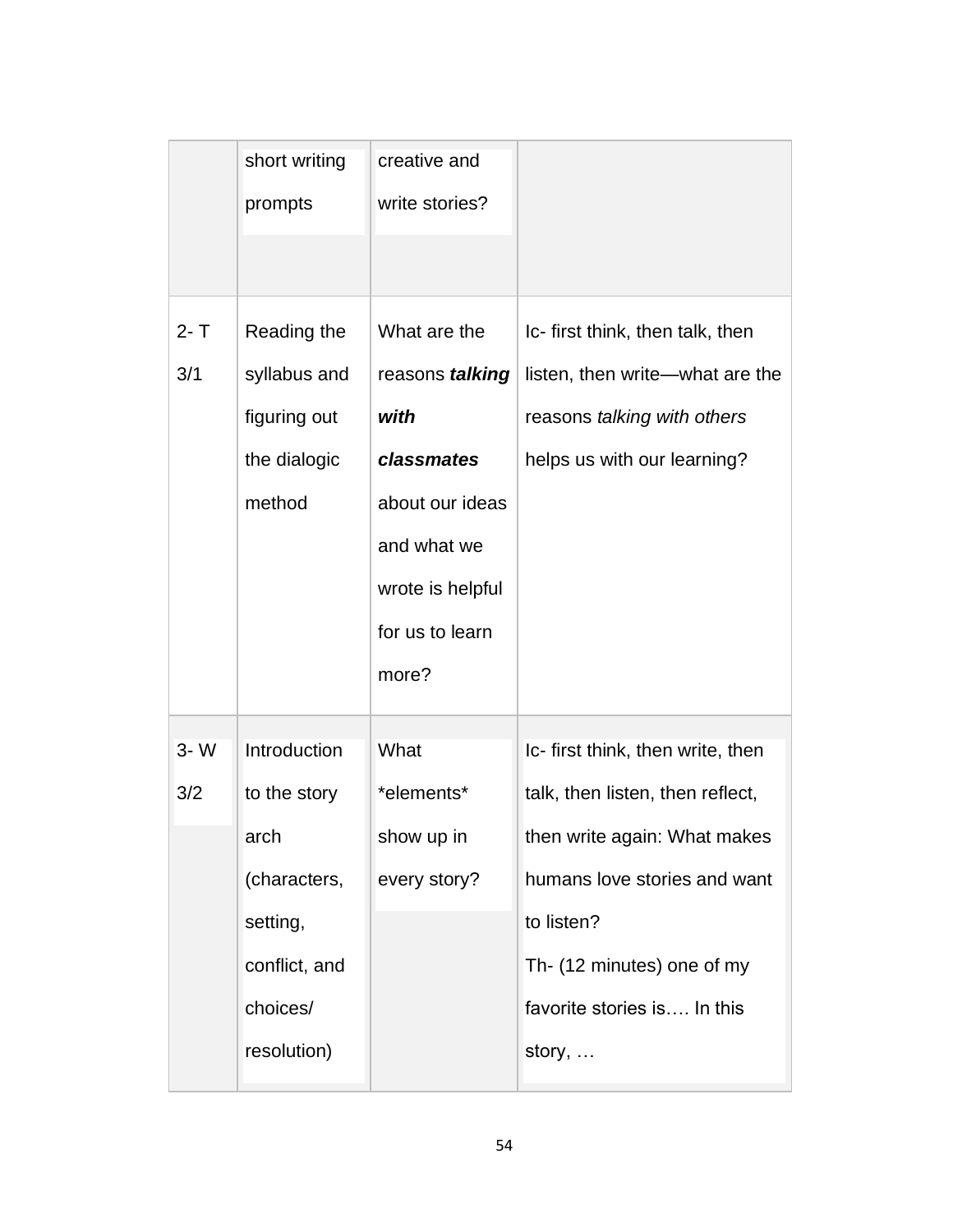| | | | |
|---|---|---|---|
| | short writing prompts | creative and write stories? | |
| 2- T 3/1 | Reading the syllabus and figuring out the dialogic method | What are the reasons ***talking with classmates*** about our ideas and what we wrote is helpful for us to learn more? | Ic- first think, then talk, then listen, then write—what are the reasons *talking with others* helps us with our learning? |
| 3- W 3/2 | Introduction to the story arch (characters, setting, conflict, and choices/ resolution) | What *elements* show up in every story? | Ic- first think, then write, then talk, then listen, then reflect, then write again: What makes humans love stories and want to listen?<br>Th- (12 minutes) one of my favorite stories is…. In this story, … |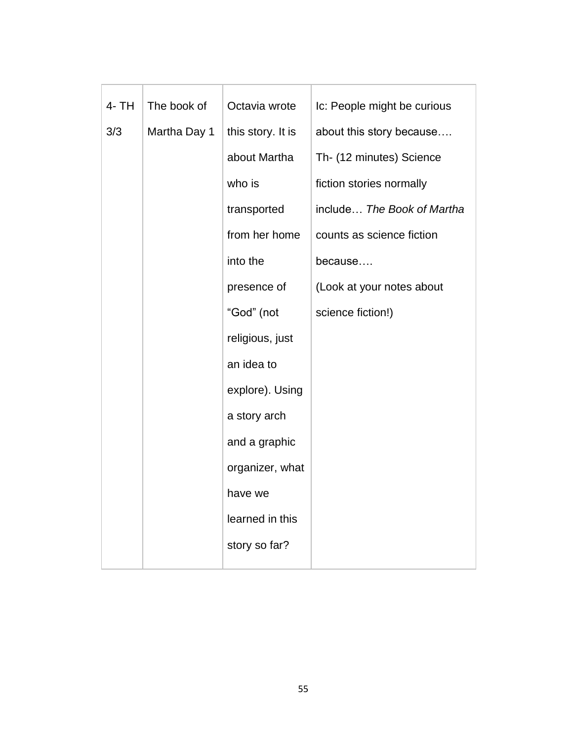| | | | |
|---|---|---|---|
| 4- TH 3/3 | The book of Martha Day 1 | Octavia wrote this story. It is about Martha who is transported from her home into the presence of “God” (not religious, just an idea to explore). Using a story arch and a graphic organizer, what have we learned in this story so far? | Ic: People might be curious about this story because…. Th- (12 minutes) Science fiction stories normally include… *The Book of Martha* counts as science fiction because…. (Look at your notes about science fiction!) |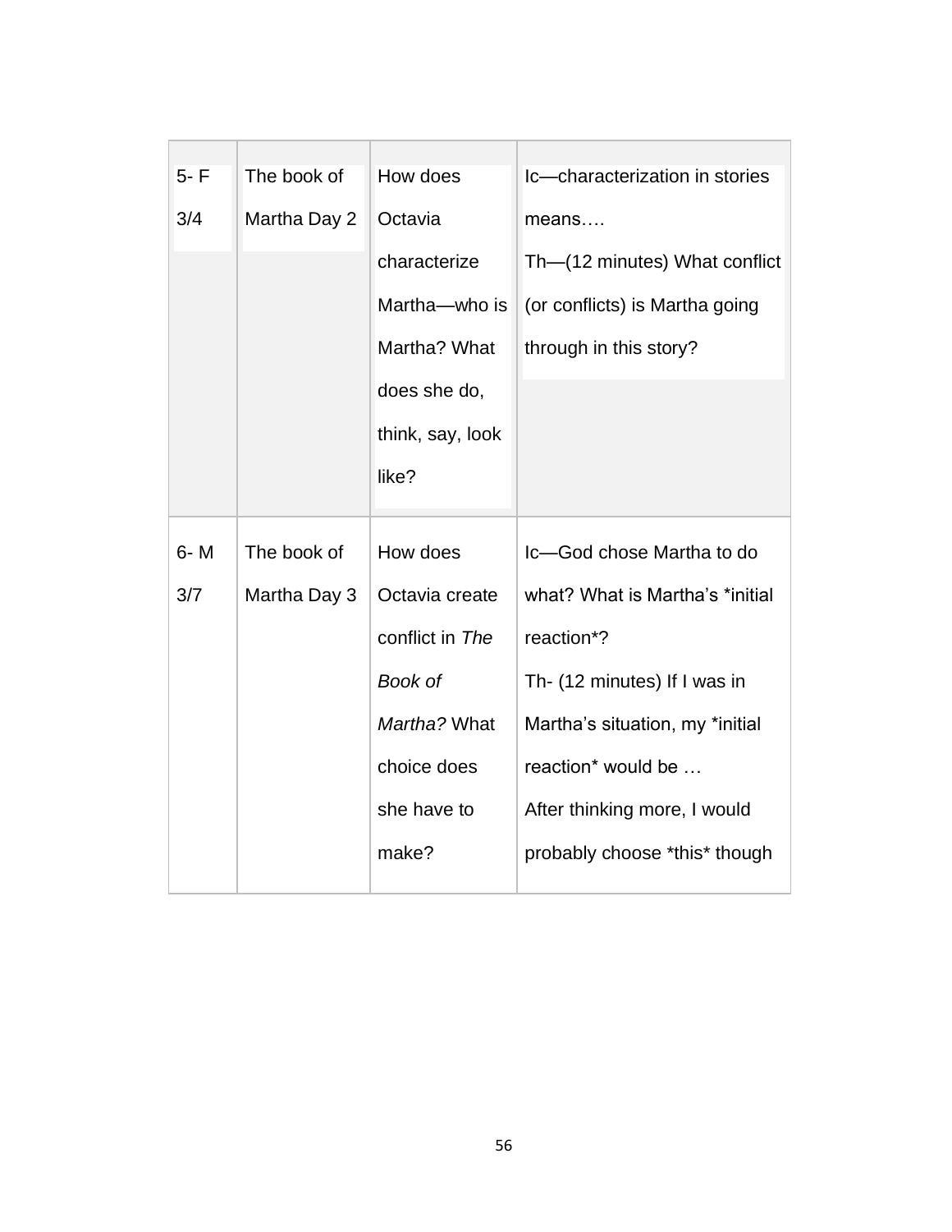| | | | |
|---|---|---|---|
| 5- F 3/4 | The book of Martha Day 2 | How does Octavia characterize Martha—who is Martha? What does she do, think, say, look like? | Ic—characterization in stories means….<br>Th—(12 minutes) What conflict (or conflicts) is Martha going through in this story? |
| 6- M 3/7 | The book of Martha Day 3 | How does Octavia create conflict in *The Book of Martha?* What choice does she have to make? | Ic—God chose Martha to do what? What is Martha's *initial reaction*?<br>Th- (12 minutes) If I was in Martha's situation, my *initial reaction* would be …<br>After thinking more, I would probably choose *this* though |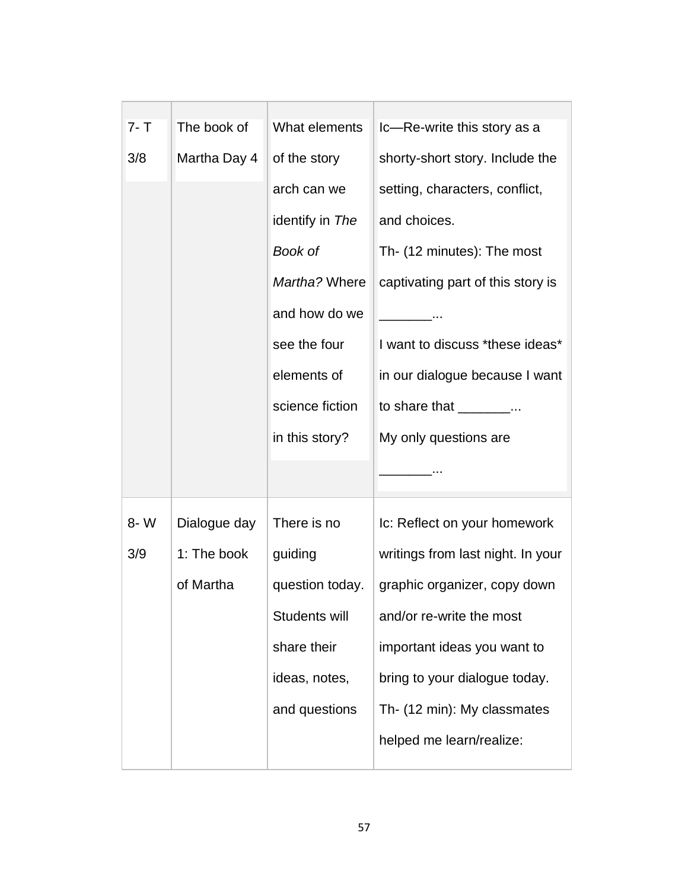| | | | |
|---|---|---|---|
| 7- T 3/8 | The book of Martha Day 4 | What elements of the story arch can we identify in *The Book of Martha?* Where and how do we see the four elements of science fiction in this story? | Ic—Re-write this story as a shorty-short story. Include the setting, characters, conflict, and choices.<br>Th- (12 minutes): The most captivating part of this story is _______...<br>I want to discuss *these ideas* in our dialogue because I want to share that _______...<br>My only questions are _______... |
| 8- W 3/9 | Dialogue day 1: The book of Martha | There is no guiding question today. Students will share their ideas, notes, and questions | Ic: Reflect on your homework writings from last night. In your graphic organizer, copy down and/or re-write the most important ideas you want to bring to your dialogue today.<br>Th- (12 min): My classmates helped me learn/realize: |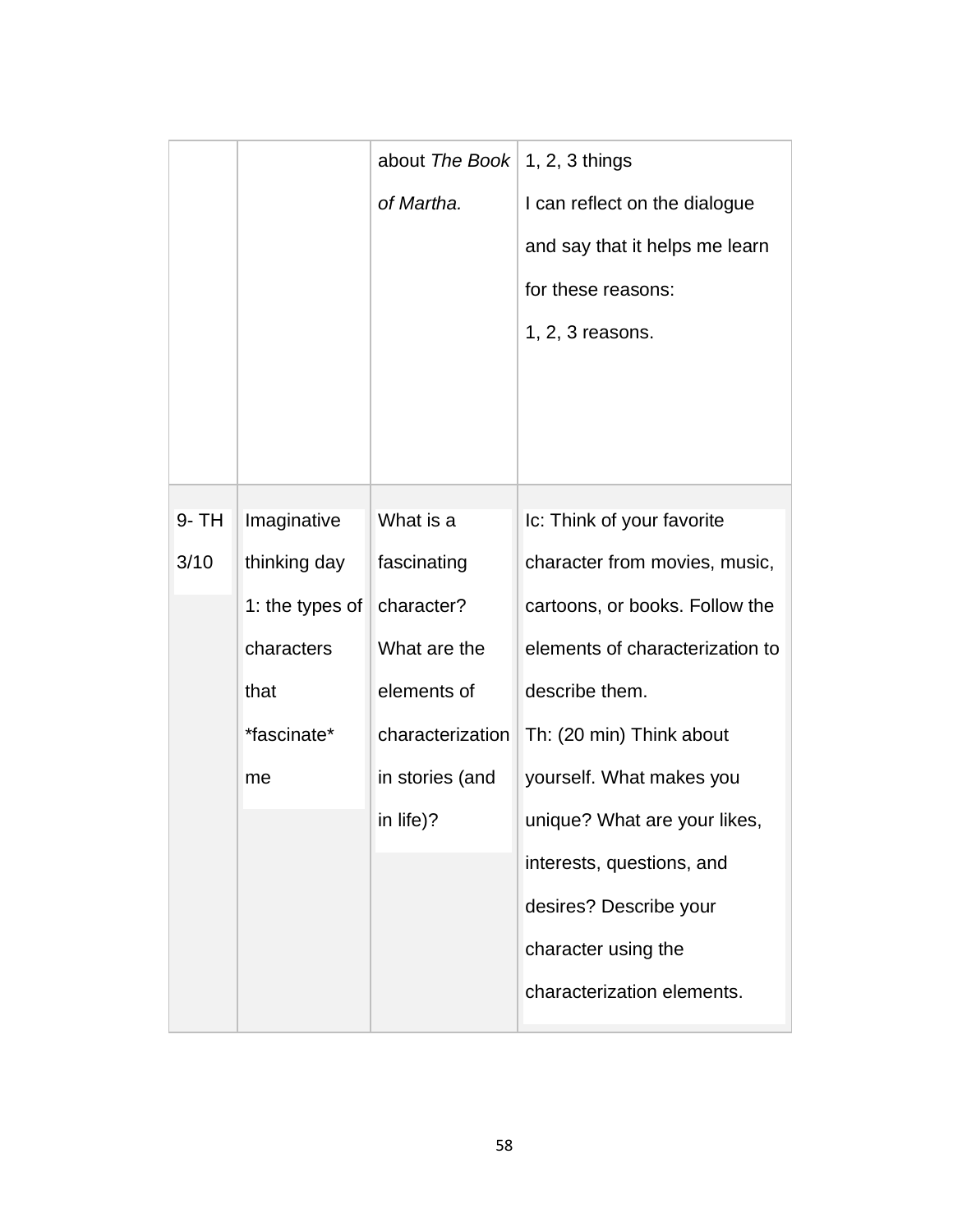| | | | |
|---|---|---|---|
| | | about *The Book of Martha.* | 1, 2, 3 things<br>I can reflect on the dialogue and say that it helps me learn for these reasons:<br>1, 2, 3 reasons. |
| 9- TH 3/10 | Imaginative thinking day 1: the types of characters that *fascinate* me | What is a fascinating character? What are the elements of characterization in stories (and in life)? | Ic: Think of your favorite character from movies, music, cartoons, or books. Follow the elements of characterization to describe them.<br>Th: (20 min) Think about yourself. What makes you unique? What are your likes, interests, questions, and desires? Describe your character using the characterization elements. |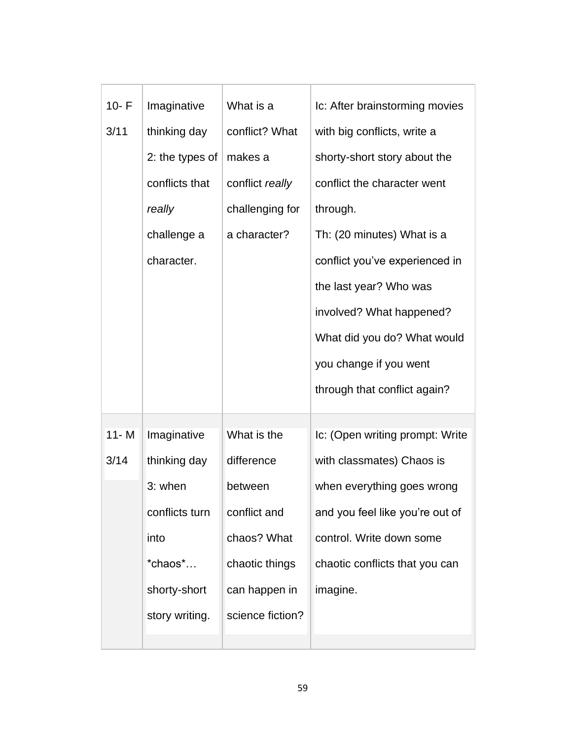| | | | |
|---|---|---|---|
| 10- F 3/11 | Imaginative thinking day 2: the types of conflicts that *really* challenge a character. | What is a conflict? What makes a conflict *really* challenging for a character? | Ic: After brainstorming movies with big conflicts, write a shorty-short story about the conflict the character went through.<br>Th: (20 minutes) What is a conflict you've experienced in the last year? Who was involved? What happened? What did you do? What would you change if you went through that conflict again? |
| 11- M 3/14 | Imaginative thinking day 3: when conflicts turn into *chaos*… shorty-short story writing. | What is the difference between conflict and chaos? What chaotic things can happen in science fiction? | Ic: (Open writing prompt: Write with classmates) Chaos is when everything goes wrong and you feel like you're out of control. Write down some chaotic conflicts that you can imagine. |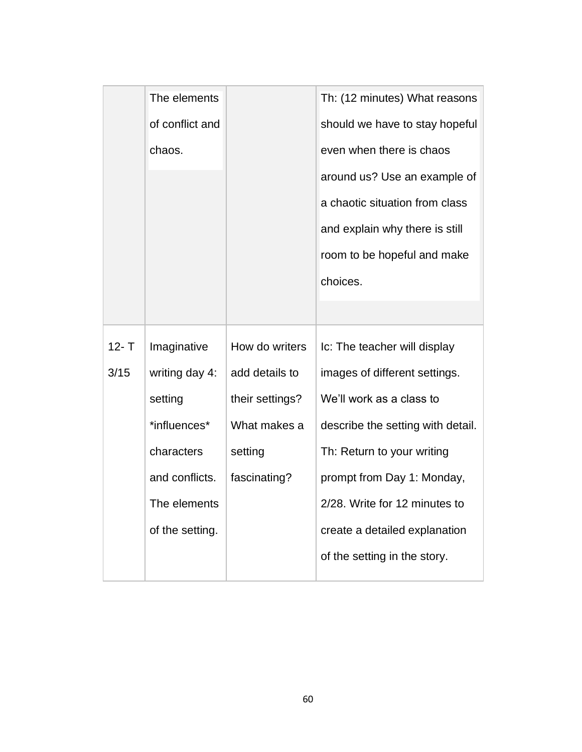| | | | |
|---|---|---|---|
| | The elements of conflict and chaos. | | Th: (12 minutes) What reasons should we have to stay hopeful even when there is chaos around us? Use an example of a chaotic situation from class and explain why there is still room to be hopeful and make choices. |
| 12- T 3/15 | Imaginative writing day 4: setting *influences* characters and conflicts. The elements of the setting. | How do writers add details to their settings? What makes a setting fascinating? | Ic: The teacher will display images of different settings. We'll work as a class to describe the setting with detail. Th: Return to your writing prompt from Day 1: Monday, 2/28. Write for 12 minutes to create a detailed explanation of the setting in the story. |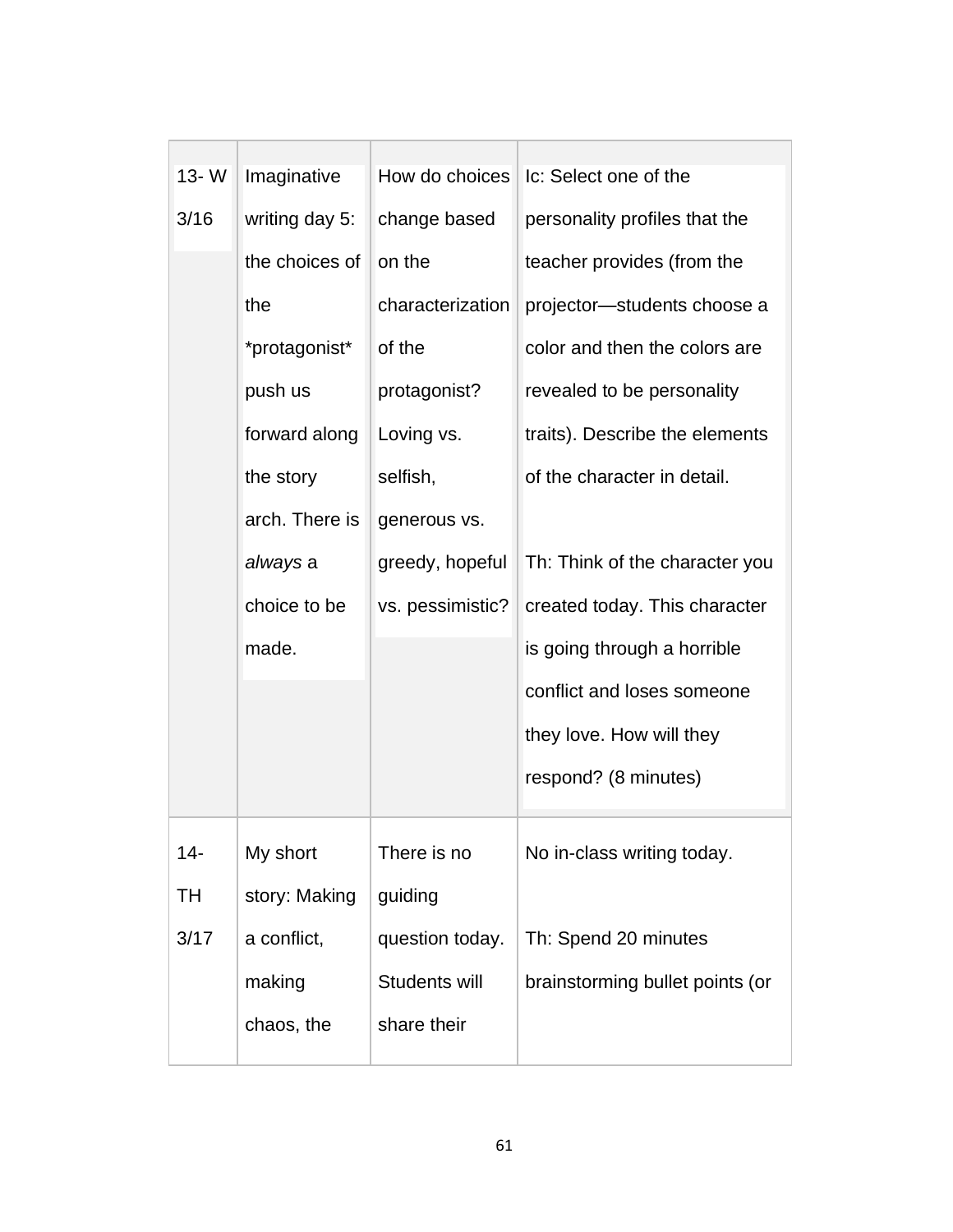| | | | |
|---|---|---|---|
| 13- W 3/16 | Imaginative writing day 5: the choices of the *protagonist* push us forward along the story arch. There is *always* a choice to be made. | How do choices change based on the characterization of the protagonist? Loving vs. selfish, generous vs. greedy, hopeful vs. pessimistic? | Ic: Select one of the personality profiles that the teacher provides (from the projector—students choose a color and then the colors are revealed to be personality traits). Describe the elements of the character in detail.<br><br>Th: Think of the character you created today. This character is going through a horrible conflict and loses someone they love. How will they respond? (8 minutes) |
| 14- TH 3/17 | My short story: Making a conflict, making chaos, the | There is no guiding question today. Students will share their | No in-class writing today.<br><br>Th: Spend 20 minutes brainstorming bullet points (or |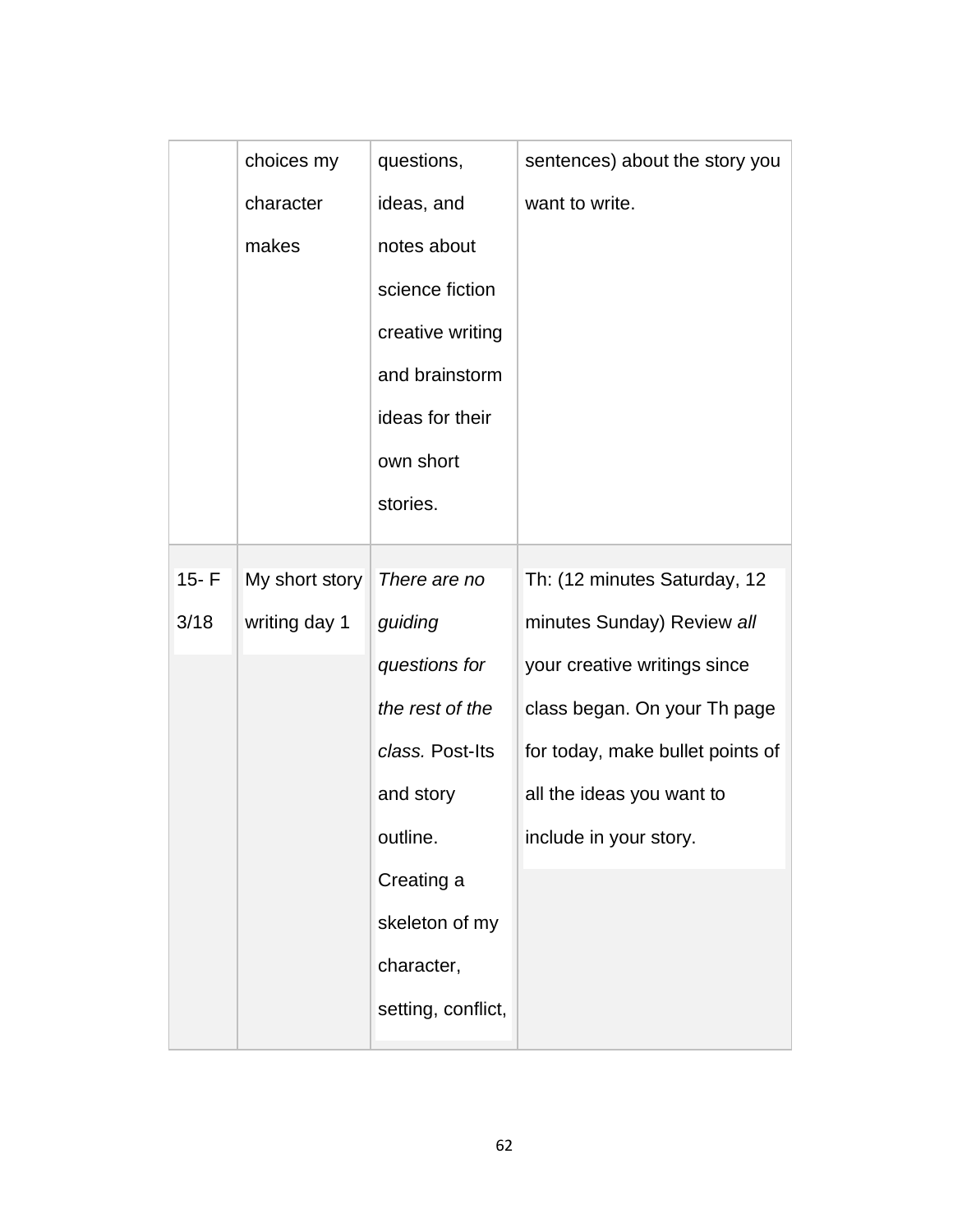| | | | |
|---|---|---|---|
| | choices my character makes | questions, ideas, and notes about science fiction creative writing and brainstorm ideas for their own short stories. | sentences) about the story you want to write. |
| 15- F 3/18 | My short story writing day 1 | *There are no guiding questions for the rest of the class.* Post-Its and story outline. Creating a skeleton of my character, setting, conflict, | Th: (12 minutes Saturday, 12 minutes Sunday) Review *all* your creative writings since class began. On your Th page for today, make bullet points of all the ideas you want to include in your story. |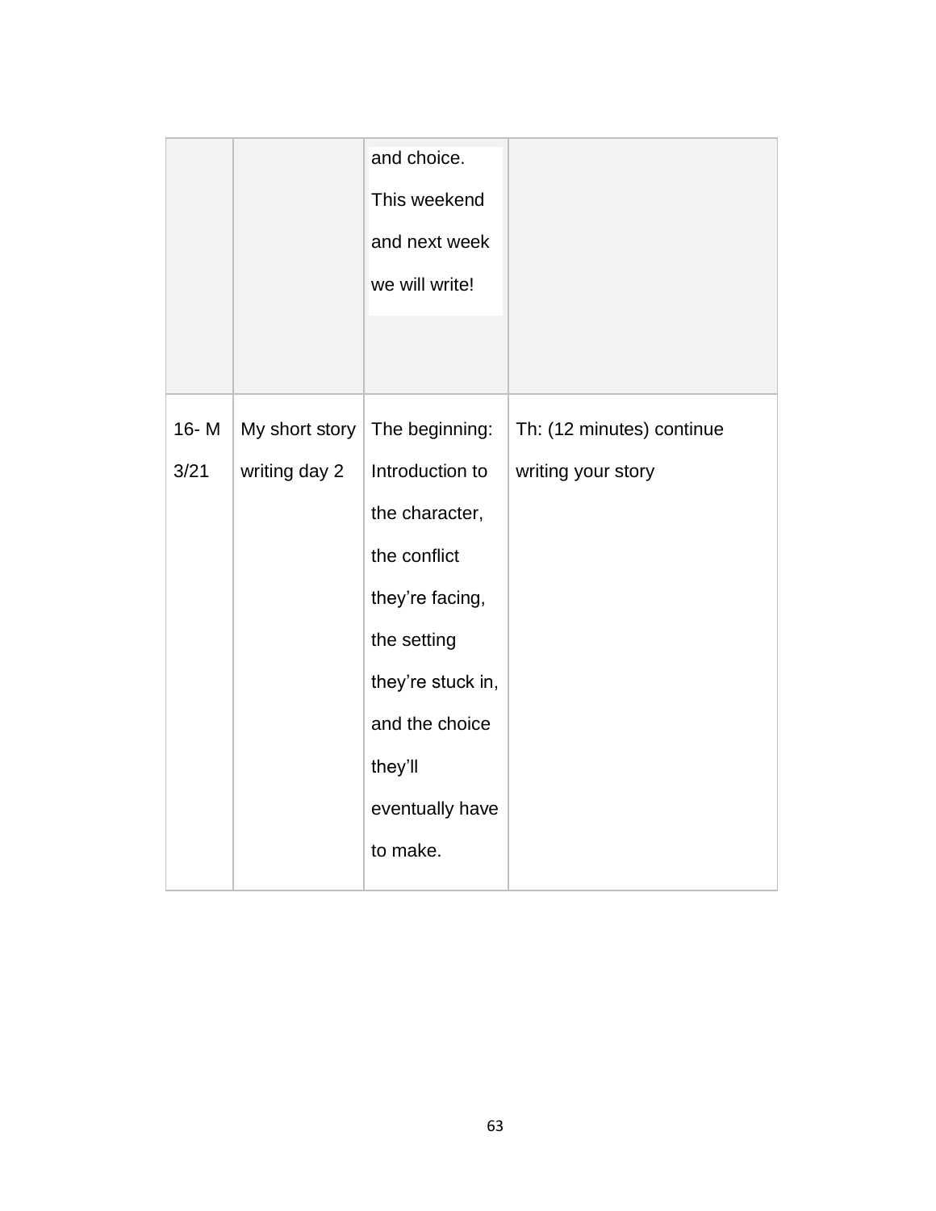| | | | |
|---|---|---|---|
| | | and choice. This weekend and next week we will write! | |
| 16- M 3/21 | My short story writing day 2 | The beginning: Introduction to the character, the conflict they're facing, the setting they're stuck in, and the choice they'll eventually have to make. | Th: (12 minutes) continue writing your story |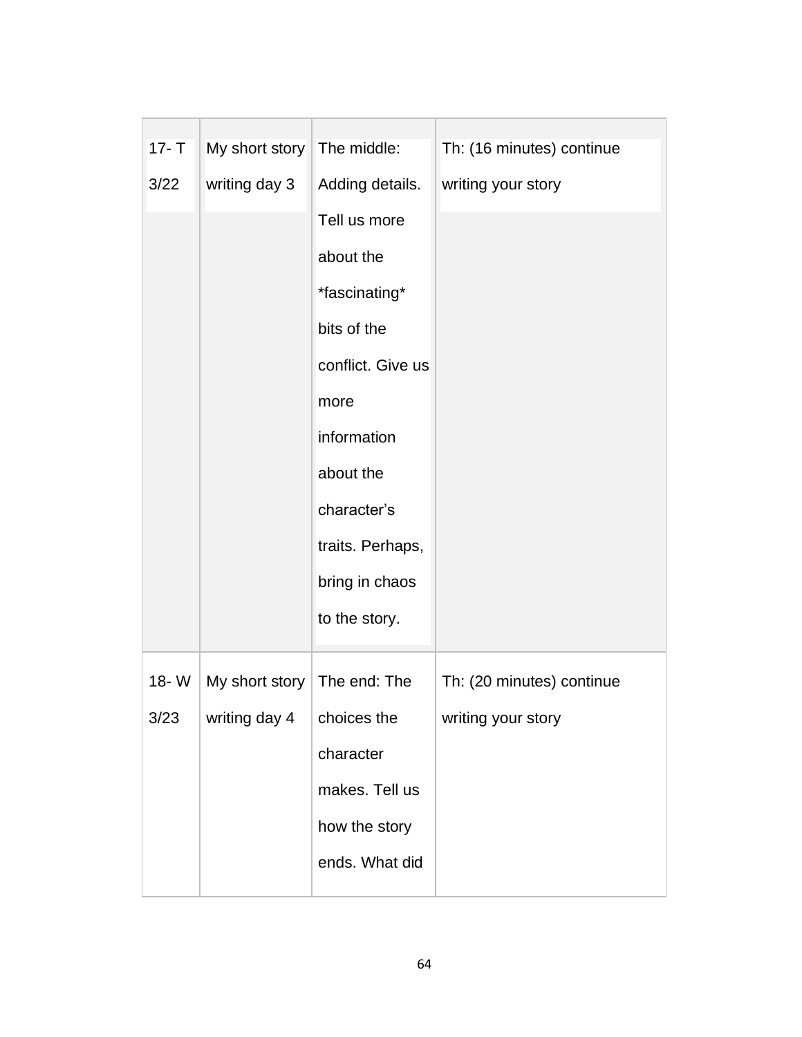| | | | |
|---|---|---|---|
| 17- T 3/22 | My short story writing day 3 | The middle: Adding details. Tell us more about the *fascinating* bits of the conflict. Give us more information about the character's traits. Perhaps, bring in chaos to the story. | Th: (16 minutes) continue writing your story |
| 18- W 3/23 | My short story writing day 4 | The end: The choices the character makes. Tell us how the story ends. What did | Th: (20 minutes) continue writing your story |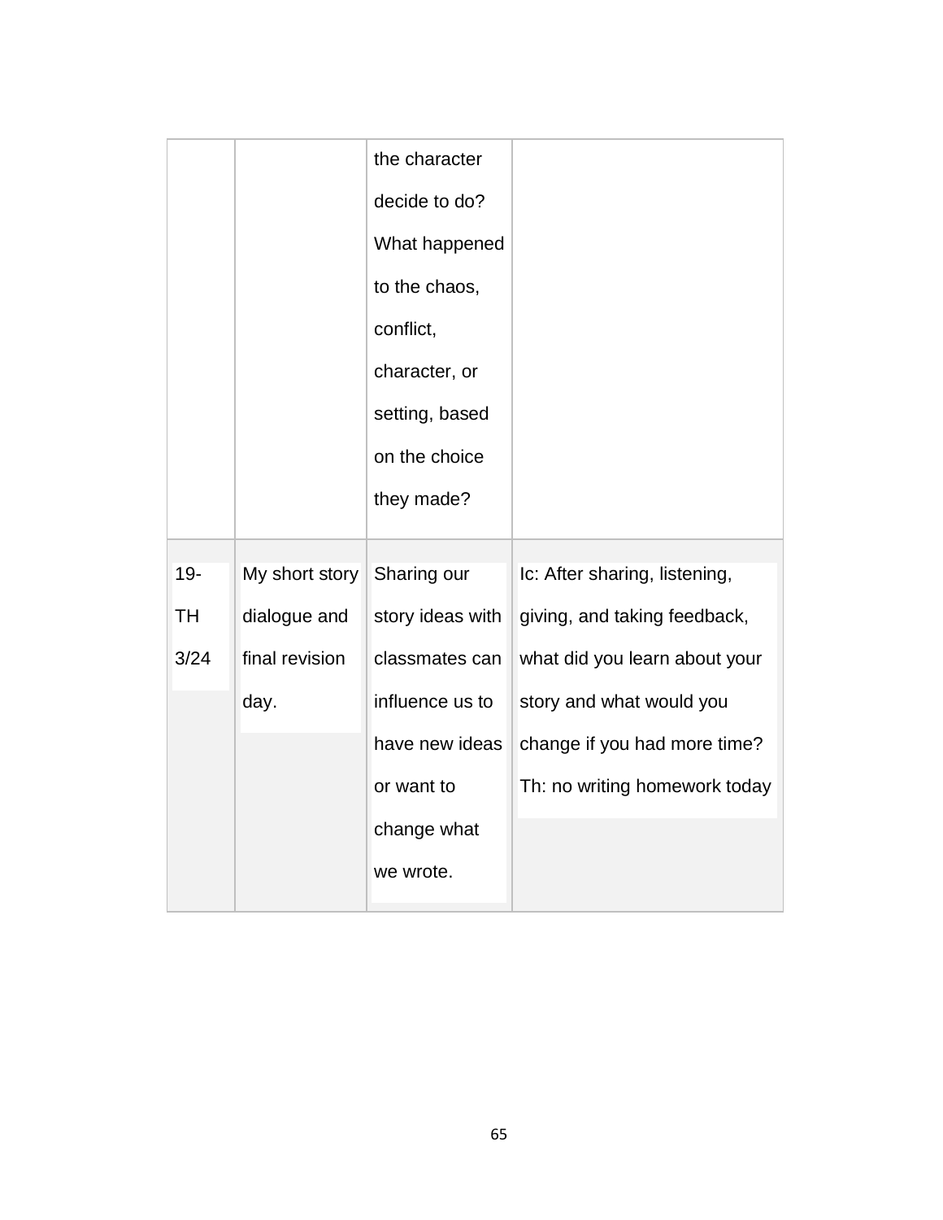|  |  |  |  |
|---|---|---|---|
|  |  | the character decide to do? What happened to the chaos, conflict, character, or setting, based on the choice they made? |  |
| 19-TH 3/24 | My short story dialogue and final revision day. | Sharing our story ideas with classmates can influence us to have new ideas or want to change what we wrote. | Ic: After sharing, listening, giving, and taking feedback, what did you learn about your story and what would you change if you had more time? Th: no writing homework today |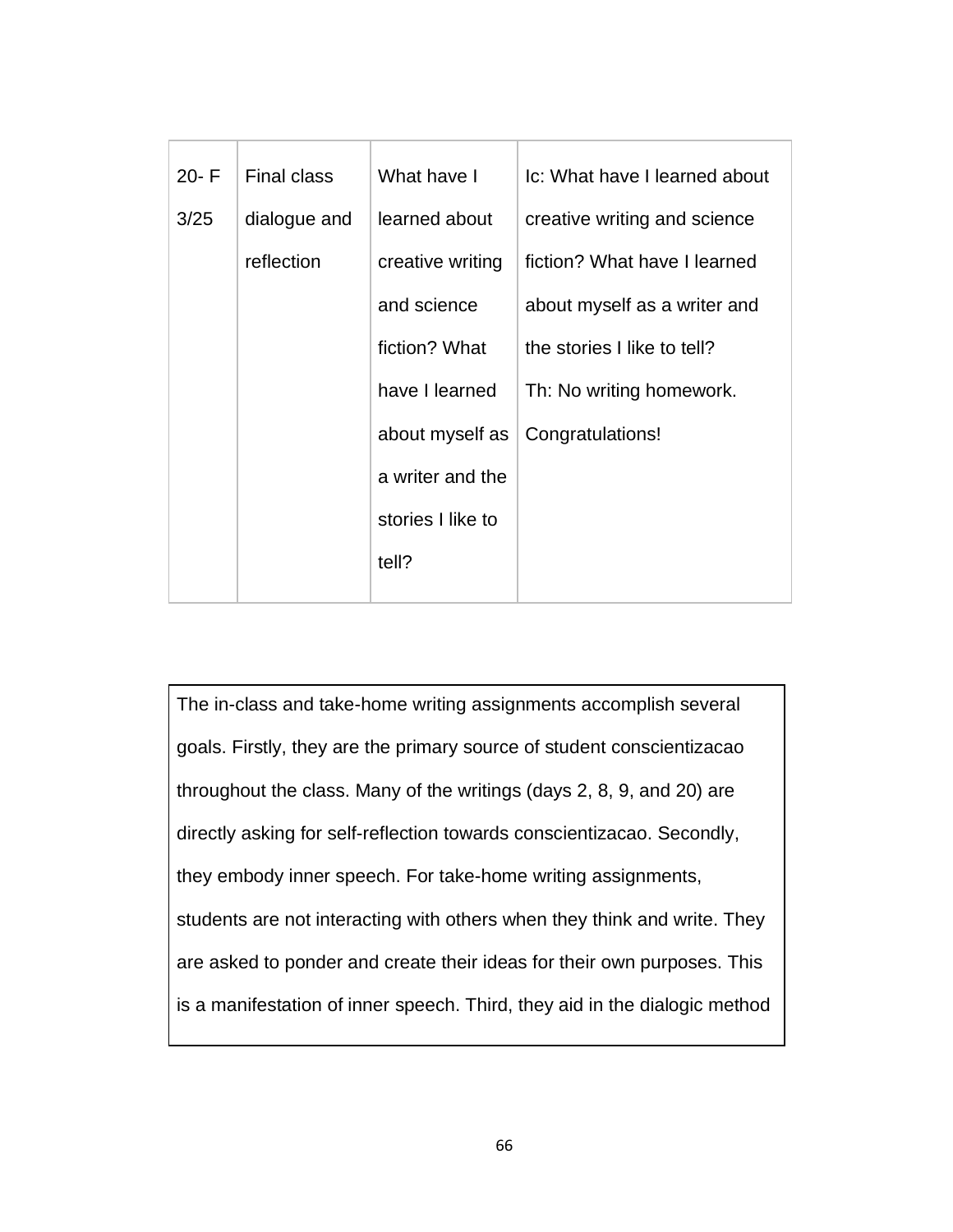| | | | |
|---|---|---|---|
| 20- F 3/25 | Final class dialogue and reflection | What have I learned about creative writing and science fiction? What have I learned about myself as a writer and the stories I like to tell? | Ic: What have I learned about creative writing and science fiction? What have I learned about myself as a writer and the stories I like to tell?<br>Th: No writing homework. Congratulations! |

The in-class and take-home writing assignments accomplish several goals. Firstly, they are the primary source of student conscientizacao throughout the class. Many of the writings (days 2, 8, 9, and 20) are directly asking for self-reflection towards conscientizacao. Secondly, they embody inner speech. For take-home writing assignments, students are not interacting with others when they think and write. They are asked to ponder and create their ideas for their own purposes. This is a manifestation of inner speech. Third, they aid in the dialogic method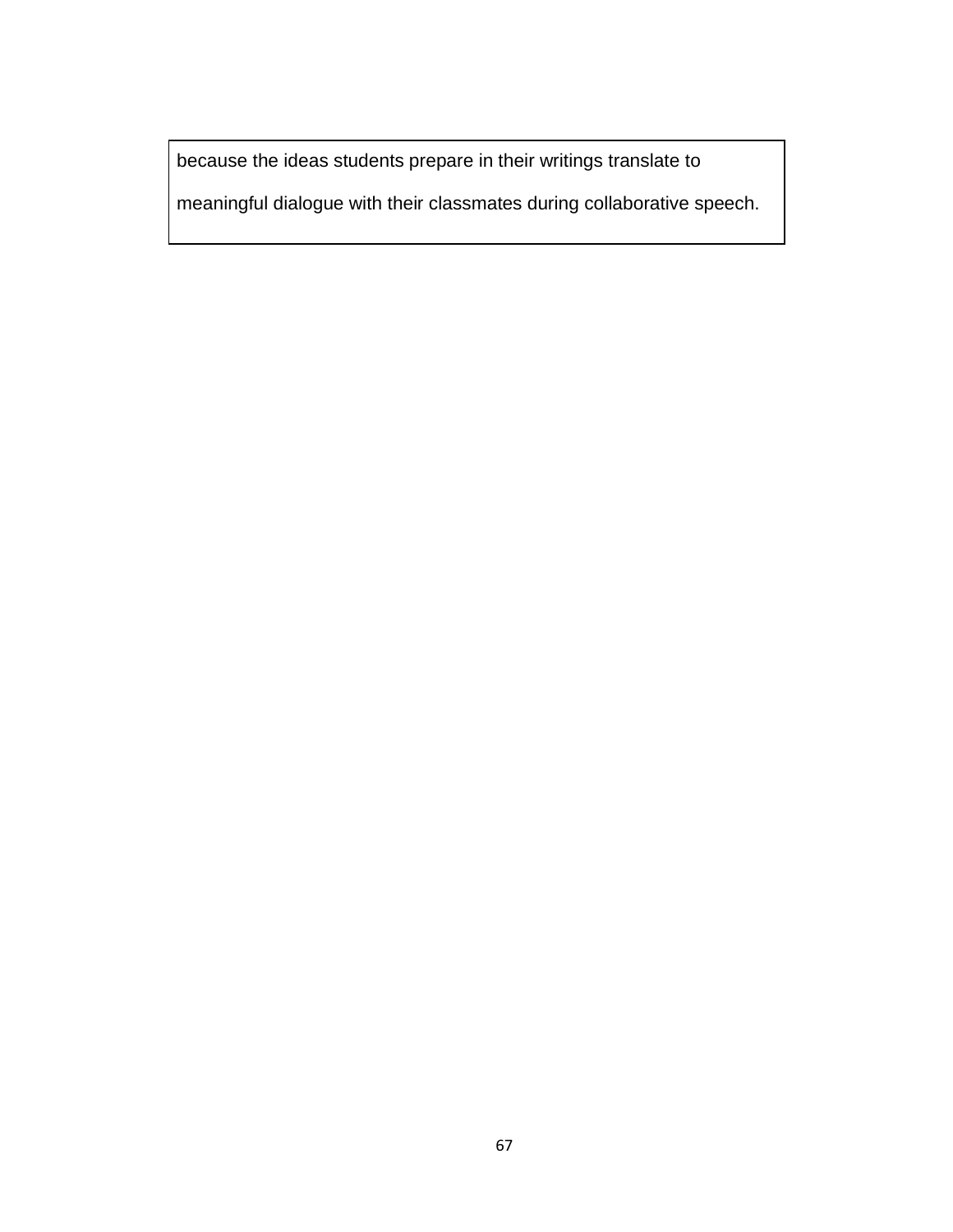| |
|---|
| because the ideas students prepare in their writings translate to meaningful dialogue with their classmates during collaborative speech. |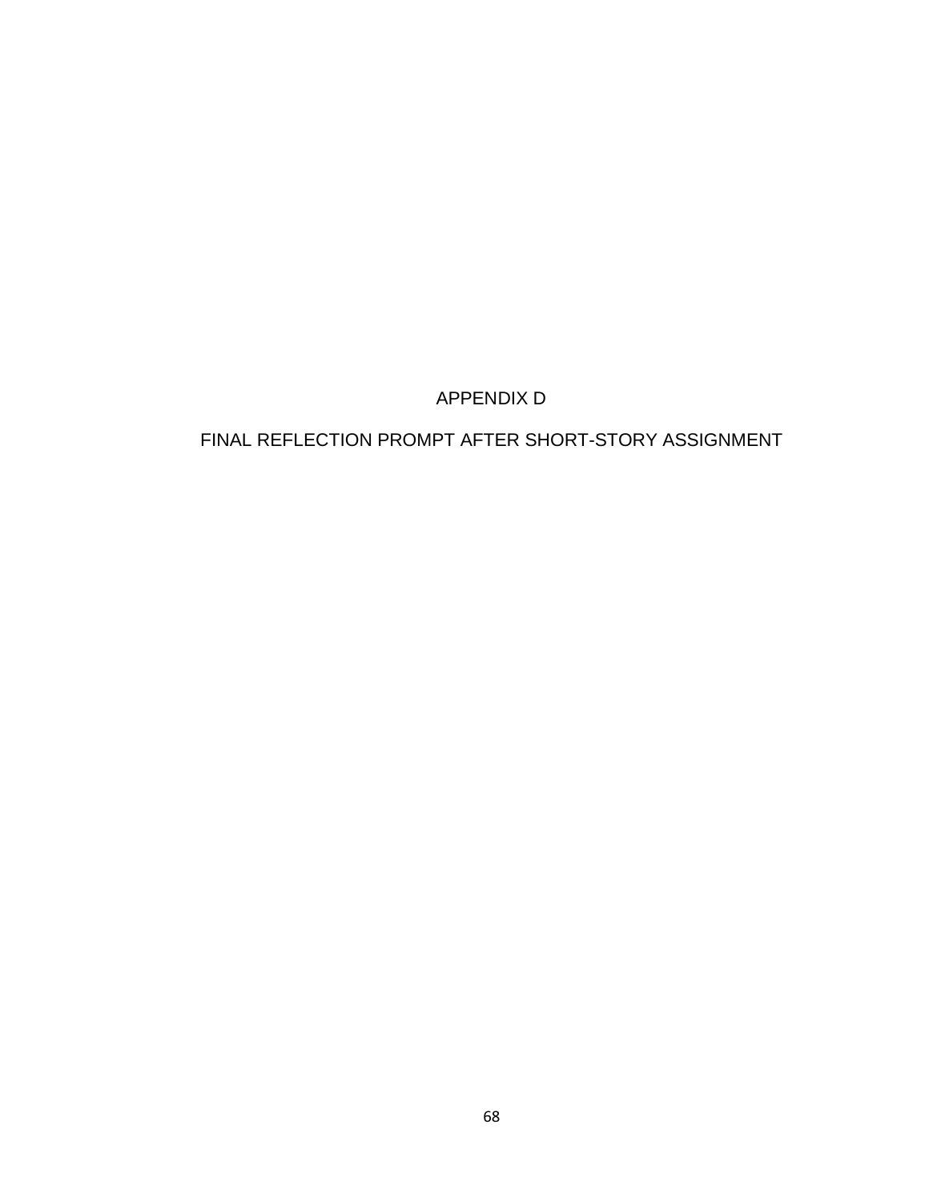# APPENDIX D

## FINAL REFLECTION PROMPT AFTER SHORT-STORY ASSIGNMENT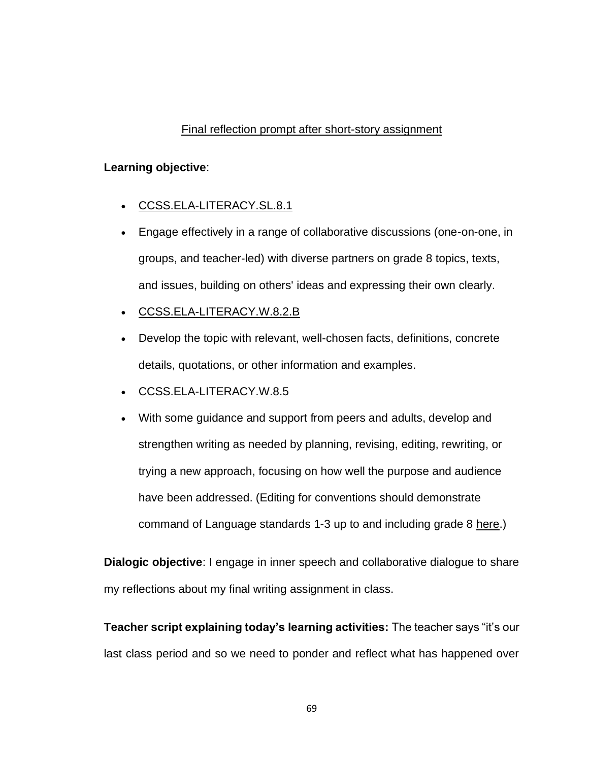Final reflection prompt after short-story assignment

**Learning objective**:

- CCSS.ELA-LITERACY.SL.8.1
- Engage effectively in a range of collaborative discussions (one-on-one, in groups, and teacher-led) with diverse partners on grade 8 topics, texts, and issues, building on others' ideas and expressing their own clearly.
- CCSS.ELA-LITERACY.W.8.2.B
- Develop the topic with relevant, well-chosen facts, definitions, concrete details, quotations, or other information and examples.
- CCSS.ELA-LITERACY.W.8.5
- With some guidance and support from peers and adults, develop and strengthen writing as needed by planning, revising, editing, rewriting, or trying a new approach, focusing on how well the purpose and audience have been addressed. (Editing for conventions should demonstrate command of Language standards 1-3 up to and including grade 8 here.)

**Dialogic objective**: I engage in inner speech and collaborative dialogue to share my reflections about my final writing assignment in class.

**Teacher script explaining today's learning activities:** The teacher says "it's our last class period and so we need to ponder and reflect what has happened over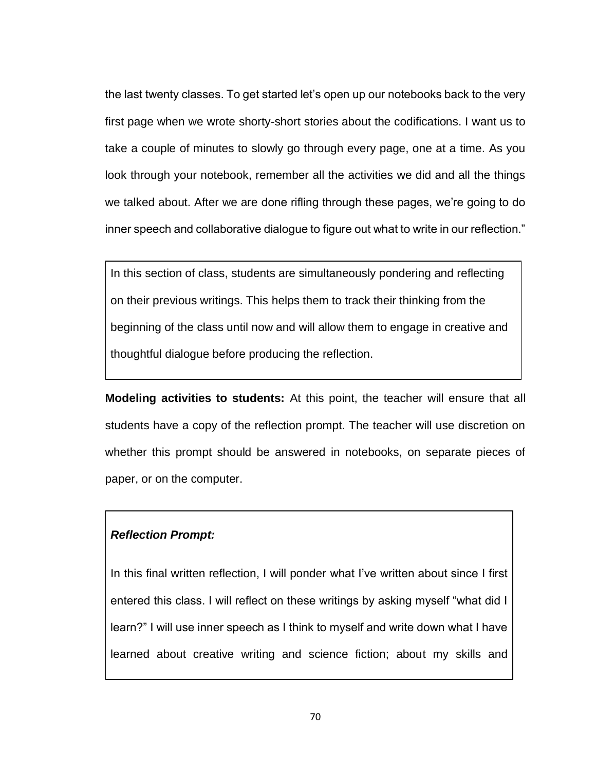the last twenty classes. To get started let's open up our notebooks back to the very first page when we wrote shorty-short stories about the codifications. I want us to take a couple of minutes to slowly go through every page, one at a time. As you look through your notebook, remember all the activities we did and all the things we talked about. After we are done rifling through these pages, we're going to do inner speech and collaborative dialogue to figure out what to write in our reflection."

> In this section of class, students are simultaneously pondering and reflecting on their previous writings. This helps them to track their thinking from the beginning of the class until now and will allow them to engage in creative and thoughtful dialogue before producing the reflection.

**Modeling activities to students:** At this point, the teacher will ensure that all students have a copy of the reflection prompt. The teacher will use discretion on whether this prompt should be answered in notebooks, on separate pieces of paper, or on the computer.

> ***Reflection Prompt:***
>
> In this final written reflection, I will ponder what I've written about since I first entered this class. I will reflect on these writings by asking myself "what did I learn?" I will use inner speech as I think to myself and write down what I have learned about creative writing and science fiction; about my skills and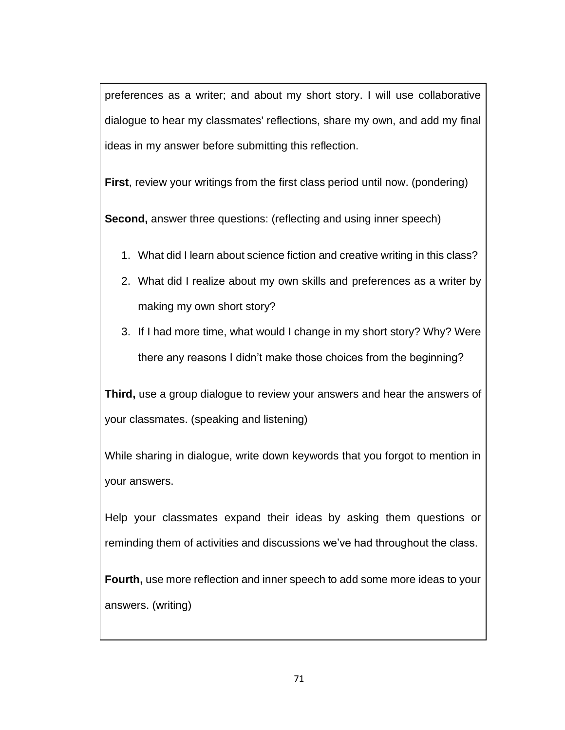preferences as a writer; and about my short story. I will use collaborative dialogue to hear my classmates' reflections, share my own, and add my final ideas in my answer before submitting this reflection.

**First**, review your writings from the first class period until now. (pondering)

**Second,** answer three questions: (reflecting and using inner speech)

1. What did I learn about science fiction and creative writing in this class?
2. What did I realize about my own skills and preferences as a writer by making my own short story?
3. If I had more time, what would I change in my short story? Why? Were there any reasons I didn’t make those choices from the beginning?

**Third,** use a group dialogue to review your answers and hear the answers of your classmates. (speaking and listening)

While sharing in dialogue, write down keywords that you forgot to mention in your answers.

Help your classmates expand their ideas by asking them questions or reminding them of activities and discussions we’ve had throughout the class.

**Fourth,** use more reflection and inner speech to add some more ideas to your answers. (writing)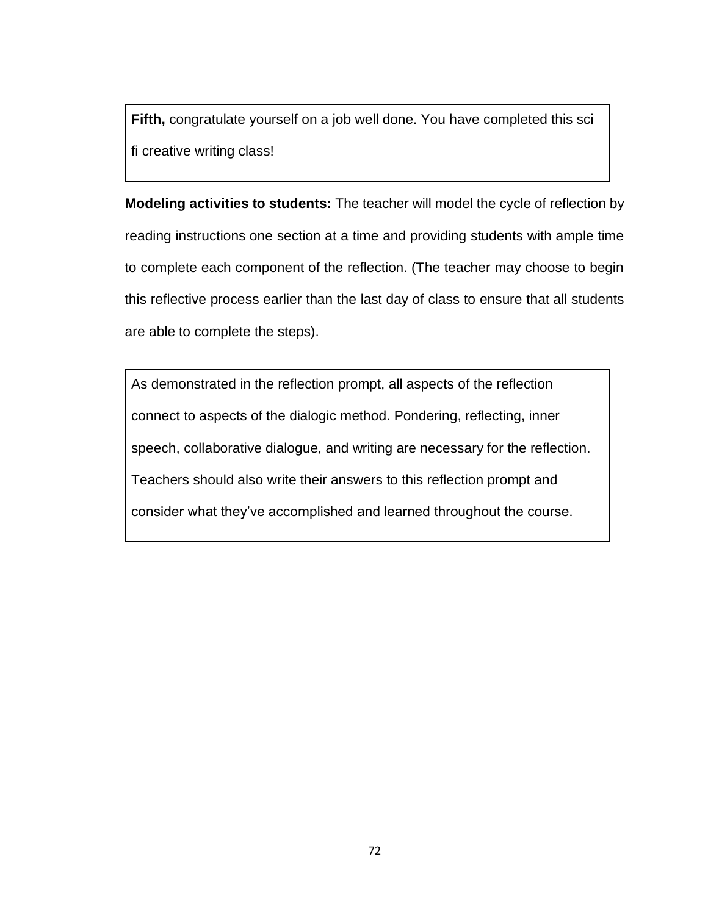**Fifth,** congratulate yourself on a job well done. You have completed this sci fi creative writing class!

**Modeling activities to students:** The teacher will model the cycle of reflection by reading instructions one section at a time and providing students with ample time to complete each component of the reflection. (The teacher may choose to begin this reflective process earlier than the last day of class to ensure that all students are able to complete the steps).

As demonstrated in the reflection prompt, all aspects of the reflection connect to aspects of the dialogic method. Pondering, reflecting, inner speech, collaborative dialogue, and writing are necessary for the reflection. Teachers should also write their answers to this reflection prompt and consider what they've accomplished and learned throughout the course.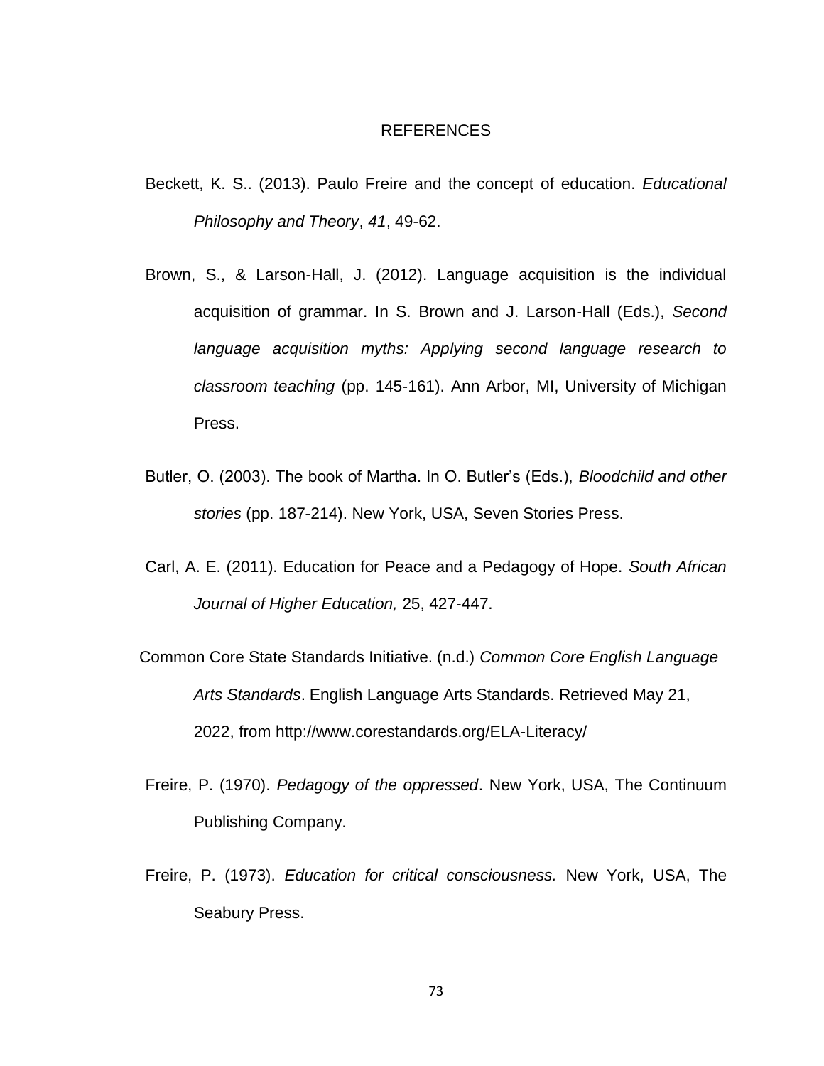# REFERENCES

Beckett, K. S.. (2013). Paulo Freire and the concept of education. *Educational Philosophy and Theory*, *41*, 49-62.

Brown, S., & Larson-Hall, J. (2012). Language acquisition is the individual acquisition of grammar. In S. Brown and J. Larson-Hall (Eds.), *Second language acquisition myths: Applying second language research to classroom teaching* (pp. 145-161). Ann Arbor, MI, University of Michigan Press.

Butler, O. (2003). The book of Martha. In O. Butler's (Eds.), *Bloodchild and other stories* (pp. 187-214). New York, USA, Seven Stories Press.

Carl, A. E. (2011). Education for Peace and a Pedagogy of Hope. *South African Journal of Higher Education,* 25, 427-447.

Common Core State Standards Initiative. (n.d.) *Common Core English Language Arts Standards*. English Language Arts Standards. Retrieved May 21, 2022, from http://www.corestandards.org/ELA-Literacy/

Freire, P. (1970). *Pedagogy of the oppressed*. New York, USA, The Continuum Publishing Company.

Freire, P. (1973). *Education for critical consciousness.* New York, USA, The Seabury Press.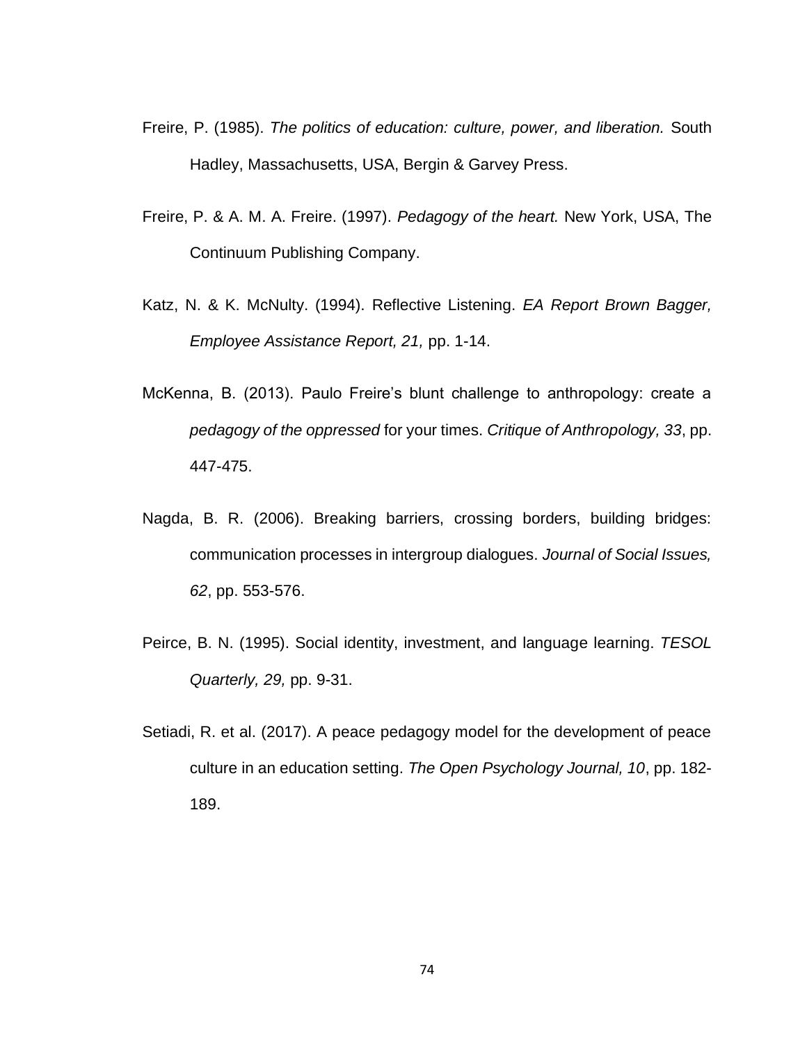Freire, P. (1985). *The politics of education: culture, power, and liberation.* South Hadley, Massachusetts, USA, Bergin & Garvey Press.

Freire, P. & A. M. A. Freire. (1997). *Pedagogy of the heart.* New York, USA, The Continuum Publishing Company.

Katz, N. & K. McNulty. (1994). Reflective Listening. *EA Report Brown Bagger, Employee Assistance Report, 21,* pp. 1-14.

McKenna, B. (2013). Paulo Freire's blunt challenge to anthropology: create a *pedagogy of the oppressed* for your times. *Critique of Anthropology, 33*, pp. 447-475.

Nagda, B. R. (2006). Breaking barriers, crossing borders, building bridges: communication processes in intergroup dialogues. *Journal of Social Issues, 62*, pp. 553-576.

Peirce, B. N. (1995). Social identity, investment, and language learning. *TESOL Quarterly, 29,* pp. 9-31.

Setiadi, R. et al. (2017). A peace pedagogy model for the development of peace culture in an education setting. *The Open Psychology Journal, 10*, pp. 182-189.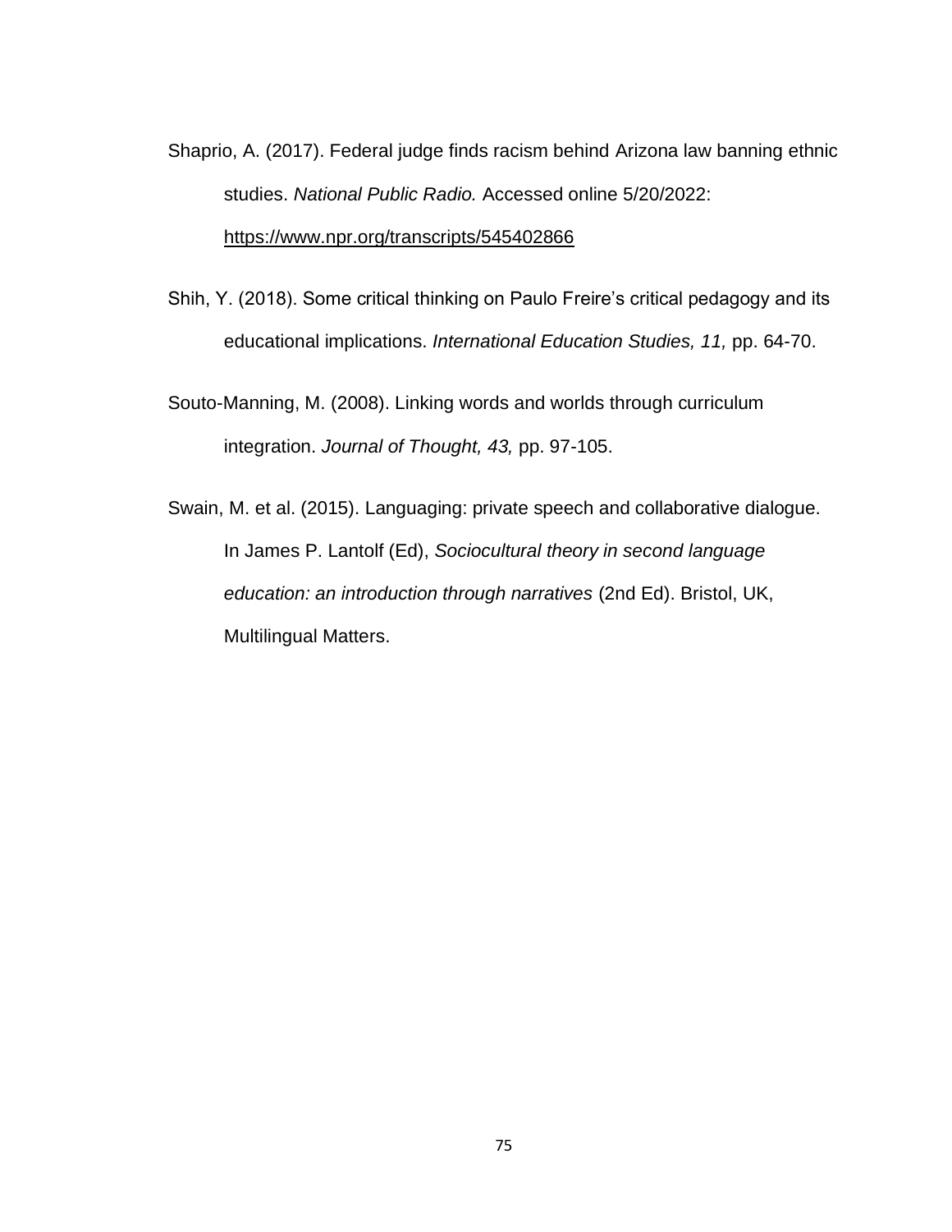Shaprio, A. (2017). Federal judge finds racism behind Arizona law banning ethnic studies. *National Public Radio.* Accessed online 5/20/2022: https://www.npr.org/transcripts/545402866

Shih, Y. (2018). Some critical thinking on Paulo Freire's critical pedagogy and its educational implications. *International Education Studies, 11,* pp. 64-70.

Souto-Manning, M. (2008). Linking words and worlds through curriculum integration. *Journal of Thought, 43,* pp. 97-105.

Swain, M. et al. (2015). Languaging: private speech and collaborative dialogue. In James P. Lantolf (Ed), *Sociocultural theory in second language education: an introduction through narratives* (2nd Ed). Bristol, UK, Multilingual Matters.